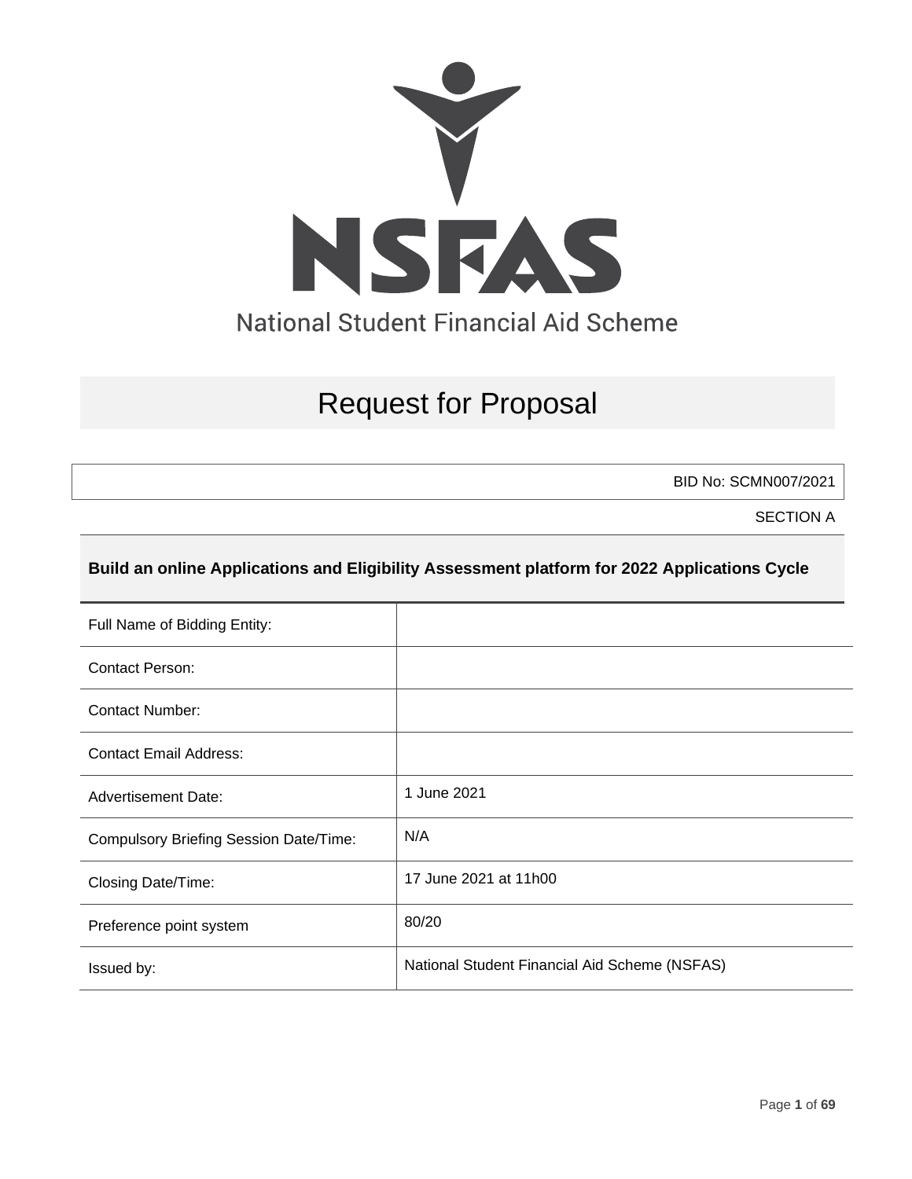NSFAS

National Student Financial Aid Scheme

# Request for Proposal

BID No: SCMN007/2021

SECTION A

## Build an online Applications and Eligibility Assessment platform for 2022 Applications Cycle

| Full Name of Bidding Entity: | |
|---|---|
| Contact Person: | |
| Contact Number: | |
| Contact Email Address: | |
| Advertisement Date: | 1 June 2021 |
| Compulsory Briefing Session Date/Time: | N/A |
| Closing Date/Time: | 17 June 2021 at 11h00 |
| Preference point system | 80/20 |
| Issued by: | National Student Financial Aid Scheme (NSFAS) |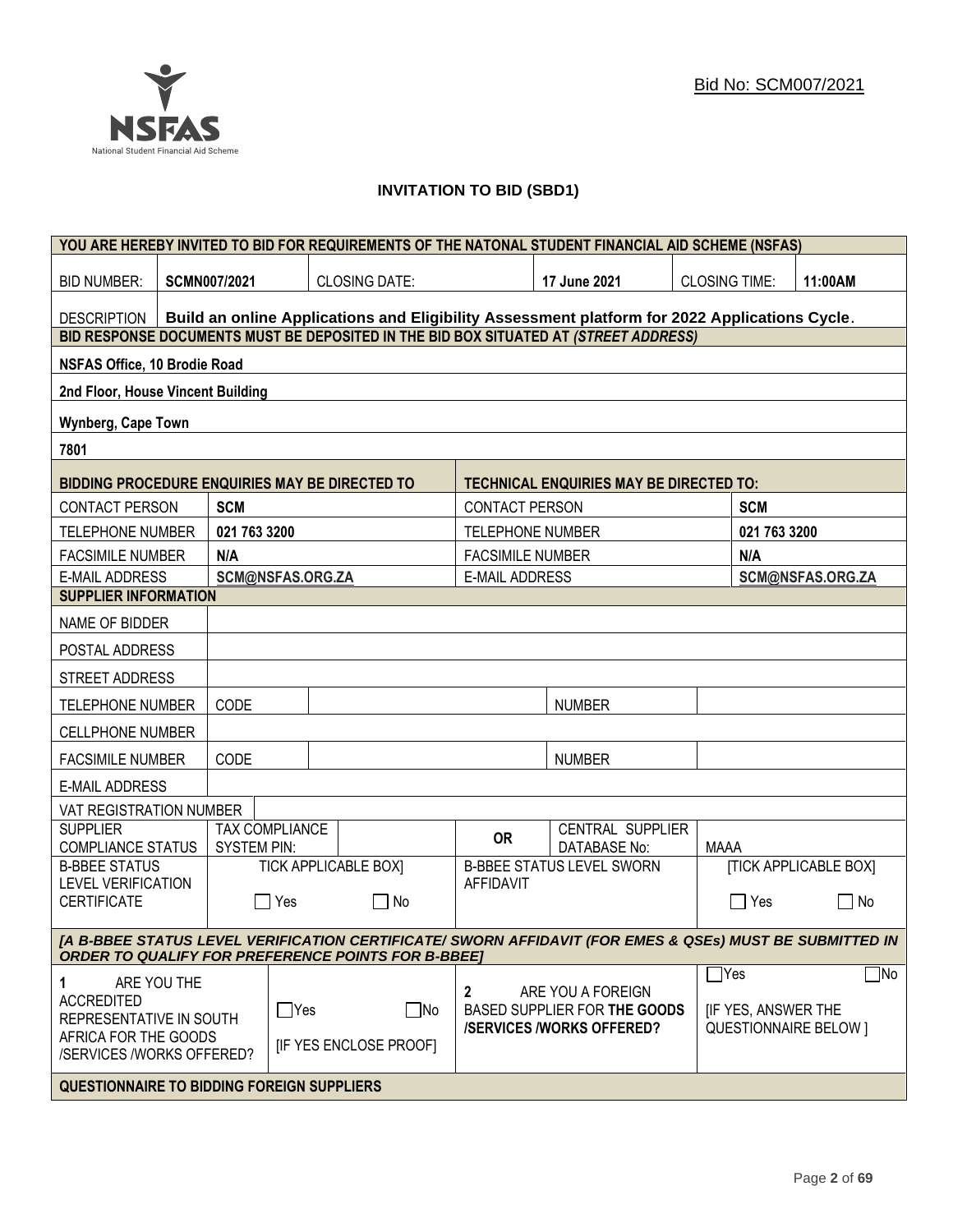Bid No: SCM007/2021

# INVITATION TO BID (SBD1)

| YOU ARE HEREBY INVITED TO BID FOR REQUIREMENTS OF THE NATONAL STUDENT FINANCIAL AID SCHEME (NSFAS) | | | | | |
|---|---|---|---|---|---|
| BID NUMBER: | **SCMN007/2021** | CLOSING DATE: | **17 June 2021** | CLOSING TIME: | **11:00AM** |
| DESCRIPTION | **Build an online Applications and Eligibility Assessment platform for 2022 Applications Cycle**. | | | | |

| BID RESPONSE DOCUMENTS MUST BE DEPOSITED IN THE BID BOX SITUATED AT *(STREET ADDRESS)* |
|---|
| **NSFAS Office, 10 Brodie Road** |
| **2nd Floor, House Vincent Building** |
| **Wynberg, Cape Town** |
| **7801** |

| BIDDING PROCEDURE ENQUIRIES MAY BE DIRECTED TO | | TECHNICAL ENQUIRIES MAY BE DIRECTED TO: | |
|---|---|---|---|
| CONTACT PERSON | **SCM** | CONTACT PERSON | **SCM** |
| TELEPHONE NUMBER | **021 763 3200** | TELEPHONE NUMBER | **021 763 3200** |
| FACSIMILE NUMBER | **N/A** | FACSIMILE NUMBER | **N/A** |
| E-MAIL ADDRESS | **SCM@NSFAS.ORG.ZA** | E-MAIL ADDRESS | **SCM@NSFAS.ORG.ZA** |

| SUPPLIER INFORMATION | | | | | |
|---|---|---|---|---|---|
| NAME OF BIDDER | | | | | |
| POSTAL ADDRESS | | | | | |
| STREET ADDRESS | | | | | |
| TELEPHONE NUMBER | CODE | | | NUMBER | |
| CELLPHONE NUMBER | | | | | |
| FACSIMILE NUMBER | CODE | | | NUMBER | |
| E-MAIL ADDRESS | | | | | |
| VAT REGISTRATION NUMBER | | | | | |
| SUPPLIER COMPLIANCE STATUS | TAX COMPLIANCE SYSTEM PIN: | | **OR** | CENTRAL SUPPLIER DATABASE No: | MAAA |
| B-BBEE STATUS LEVEL VERIFICATION CERTIFICATE | TICK APPLICABLE BOX] ☐ Yes ☐ No | | B-BBEE STATUS LEVEL SWORN AFFIDAVIT | | [TICK APPLICABLE BOX] ☐ Yes ☐ No |

***[A B-BBEE STATUS LEVEL VERIFICATION CERTIFICATE/ SWORN AFFIDAVIT (FOR EMES & QSEs) MUST BE SUBMITTED IN ORDER TO QUALIFY FOR PREFERENCE POINTS FOR B-BBEE]***

| 1 ARE YOU THE ACCREDITED REPRESENTATIVE IN SOUTH AFRICA FOR THE GOODS /SERVICES /WORKS OFFERED? | ☐Yes ☐No [IF YES ENCLOSE PROOF] | 2 ARE YOU A FOREIGN BASED SUPPLIER FOR **THE GOODS /SERVICES /WORKS OFFERED?** | ☐Yes ☐No [IF YES, ANSWER THE QUESTIONNAIRE BELOW ] |
|---|---|---|---|

**QUESTIONNAIRE TO BIDDING FOREIGN SUPPLIERS**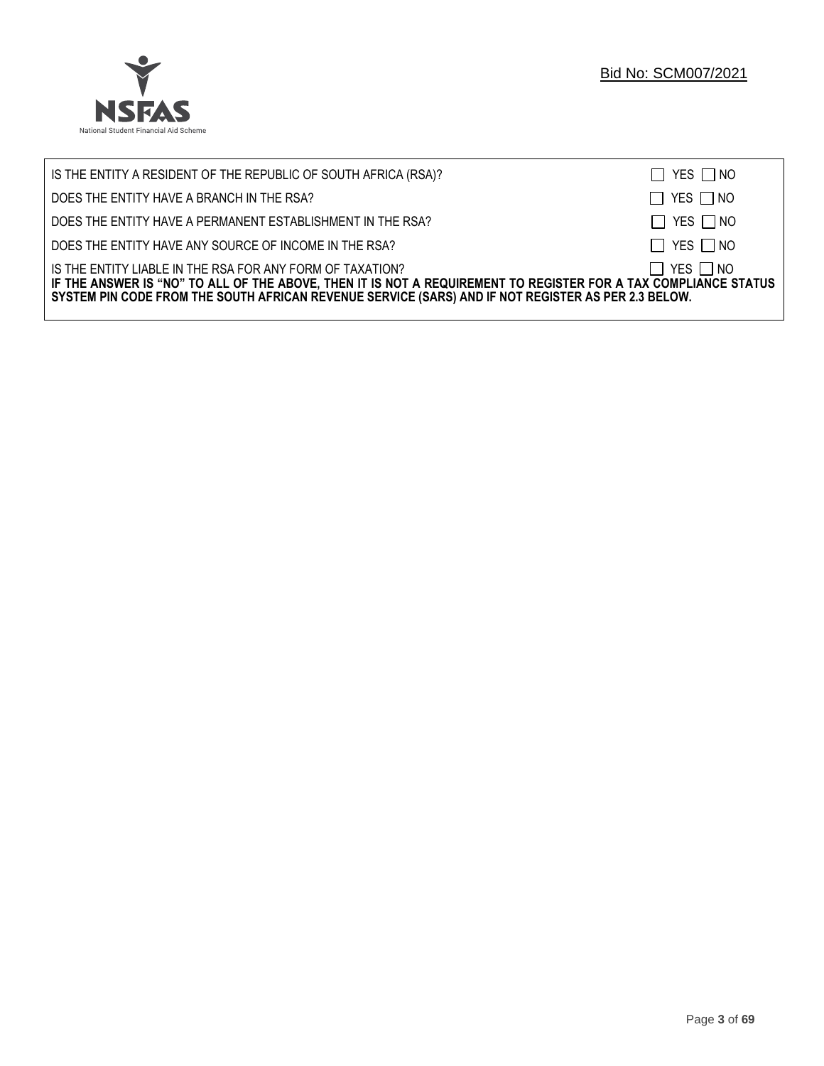| | |
|---|---|
| IS THE ENTITY A RESIDENT OF THE REPUBLIC OF SOUTH AFRICA (RSA)? | ☐ YES ☐ NO |
| DOES THE ENTITY HAVE A BRANCH IN THE RSA? | ☐ YES ☐ NO |
| DOES THE ENTITY HAVE A PERMANENT ESTABLISHMENT IN THE RSA? | ☐ YES ☐ NO |
| DOES THE ENTITY HAVE ANY SOURCE OF INCOME IN THE RSA? | ☐ YES ☐ NO |
| IS THE ENTITY LIABLE IN THE RSA FOR ANY FORM OF TAXATION? | ☐ YES ☐ NO |

**IF THE ANSWER IS "NO" TO ALL OF THE ABOVE, THEN IT IS NOT A REQUIREMENT TO REGISTER FOR A TAX COMPLIANCE STATUS SYSTEM PIN CODE FROM THE SOUTH AFRICAN REVENUE SERVICE (SARS) AND IF NOT REGISTER AS PER 2.3 BELOW.**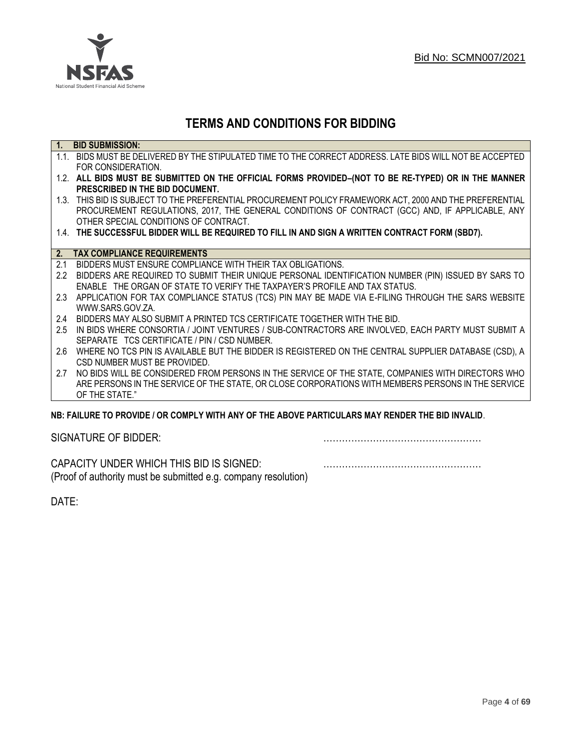Bid No: SCMN007/2021

# TERMS AND CONDITIONS FOR BIDDING

**1. BID SUBMISSION:**

1.1. BIDS MUST BE DELIVERED BY THE STIPULATED TIME TO THE CORRECT ADDRESS. LATE BIDS WILL NOT BE ACCEPTED FOR CONSIDERATION.

1.2. **ALL BIDS MUST BE SUBMITTED ON THE OFFICIAL FORMS PROVIDED–(NOT TO BE RE-TYPED) OR IN THE MANNER PRESCRIBED IN THE BID DOCUMENT.**

1.3. THIS BID IS SUBJECT TO THE PREFERENTIAL PROCUREMENT POLICY FRAMEWORK ACT, 2000 AND THE PREFERENTIAL PROCUREMENT REGULATIONS, 2017, THE GENERAL CONDITIONS OF CONTRACT (GCC) AND, IF APPLICABLE, ANY OTHER SPECIAL CONDITIONS OF CONTRACT.

1.4. **THE SUCCESSFUL BIDDER WILL BE REQUIRED TO FILL IN AND SIGN A WRITTEN CONTRACT FORM (SBD7).**

**2. TAX COMPLIANCE REQUIREMENTS**

2.1 BIDDERS MUST ENSURE COMPLIANCE WITH THEIR TAX OBLIGATIONS.

2.2 BIDDERS ARE REQUIRED TO SUBMIT THEIR UNIQUE PERSONAL IDENTIFICATION NUMBER (PIN) ISSUED BY SARS TO ENABLE THE ORGAN OF STATE TO VERIFY THE TAXPAYER'S PROFILE AND TAX STATUS.

2.3 APPLICATION FOR TAX COMPLIANCE STATUS (TCS) PIN MAY BE MADE VIA E-FILING THROUGH THE SARS WEBSITE WWW.SARS.GOV.ZA.

2.4 BIDDERS MAY ALSO SUBMIT A PRINTED TCS CERTIFICATE TOGETHER WITH THE BID.

2.5 IN BIDS WHERE CONSORTIA / JOINT VENTURES / SUB-CONTRACTORS ARE INVOLVED, EACH PARTY MUST SUBMIT A SEPARATE TCS CERTIFICATE / PIN / CSD NUMBER.

2.6 WHERE NO TCS PIN IS AVAILABLE BUT THE BIDDER IS REGISTERED ON THE CENTRAL SUPPLIER DATABASE (CSD), A CSD NUMBER MUST BE PROVIDED.

2.7 NO BIDS WILL BE CONSIDERED FROM PERSONS IN THE SERVICE OF THE STATE, COMPANIES WITH DIRECTORS WHO ARE PERSONS IN THE SERVICE OF THE STATE, OR CLOSE CORPORATIONS WITH MEMBERS PERSONS IN THE SERVICE OF THE STATE."

**NB: FAILURE TO PROVIDE / OR COMPLY WITH ANY OF THE ABOVE PARTICULARS MAY RENDER THE BID INVALID**.

SIGNATURE OF BIDDER: ……………………………………………

CAPACITY UNDER WHICH THIS BID IS SIGNED: ……………………………………………
(Proof of authority must be submitted e.g. company resolution)

DATE: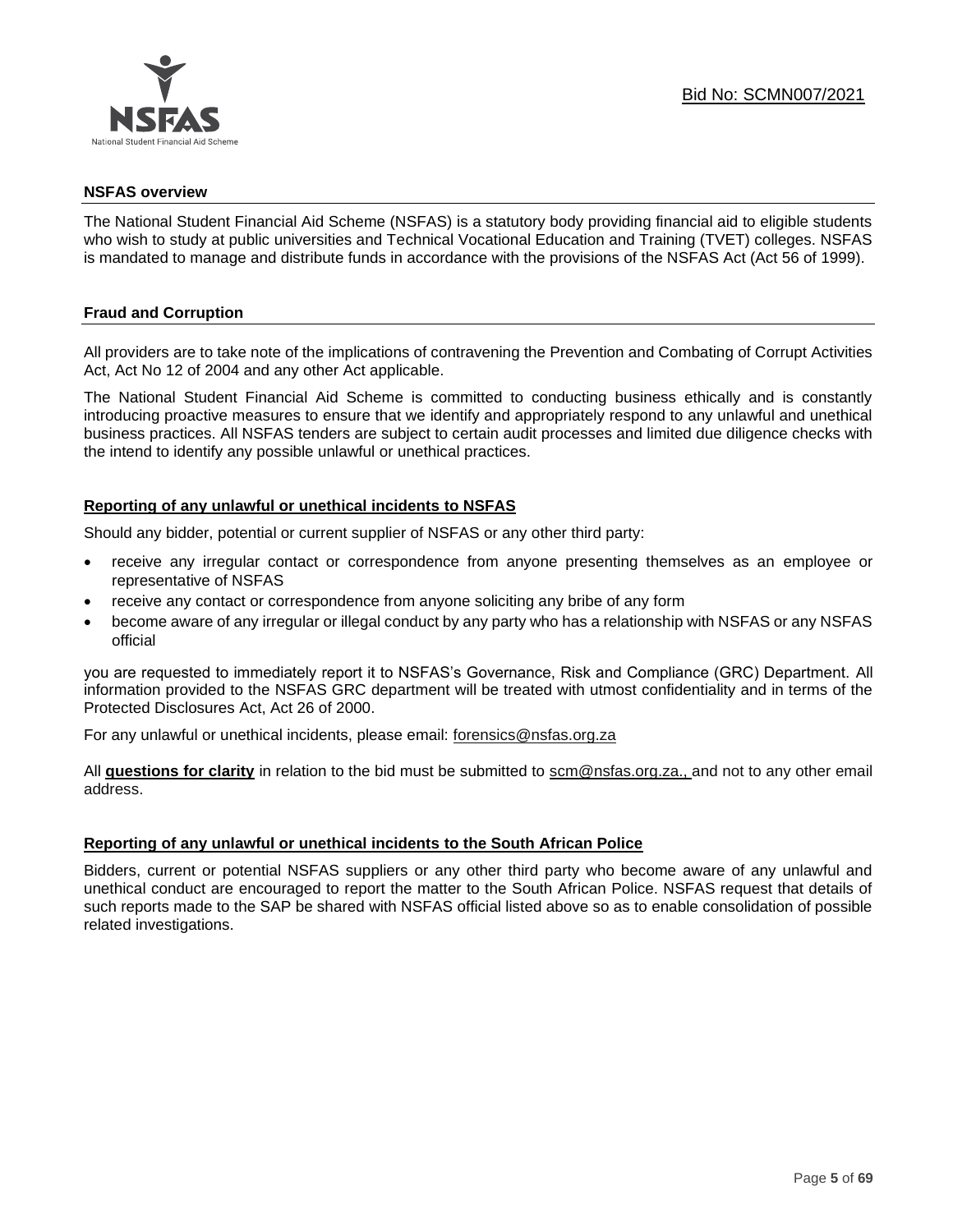Bid No: SCMN007/2021

## NSFAS overview

The National Student Financial Aid Scheme (NSFAS) is a statutory body providing financial aid to eligible students who wish to study at public universities and Technical Vocational Education and Training (TVET) colleges. NSFAS is mandated to manage and distribute funds in accordance with the provisions of the NSFAS Act (Act 56 of 1999).

## Fraud and Corruption

All providers are to take note of the implications of contravening the Prevention and Combating of Corrupt Activities Act, Act No 12 of 2004 and any other Act applicable.

The National Student Financial Aid Scheme is committed to conducting business ethically and is constantly introducing proactive measures to ensure that we identify and appropriately respond to any unlawful and unethical business practices. All NSFAS tenders are subject to certain audit processes and limited due diligence checks with the intend to identify any possible unlawful or unethical practices.

### Reporting of any unlawful or unethical incidents to NSFAS

Should any bidder, potential or current supplier of NSFAS or any other third party:

- receive any irregular contact or correspondence from anyone presenting themselves as an employee or representative of NSFAS
- receive any contact or correspondence from anyone soliciting any bribe of any form
- become aware of any irregular or illegal conduct by any party who has a relationship with NSFAS or any NSFAS official

you are requested to immediately report it to NSFAS's Governance, Risk and Compliance (GRC) Department. All information provided to the NSFAS GRC department will be treated with utmost confidentiality and in terms of the Protected Disclosures Act, Act 26 of 2000.

For any unlawful or unethical incidents, please email: forensics@nsfas.org.za

All **questions for clarity** in relation to the bid must be submitted to scm@nsfas.org.za., and not to any other email address.

### Reporting of any unlawful or unethical incidents to the South African Police

Bidders, current or potential NSFAS suppliers or any other third party who become aware of any unlawful and unethical conduct are encouraged to report the matter to the South African Police. NSFAS request that details of such reports made to the SAP be shared with NSFAS official listed above so as to enable consolidation of possible related investigations.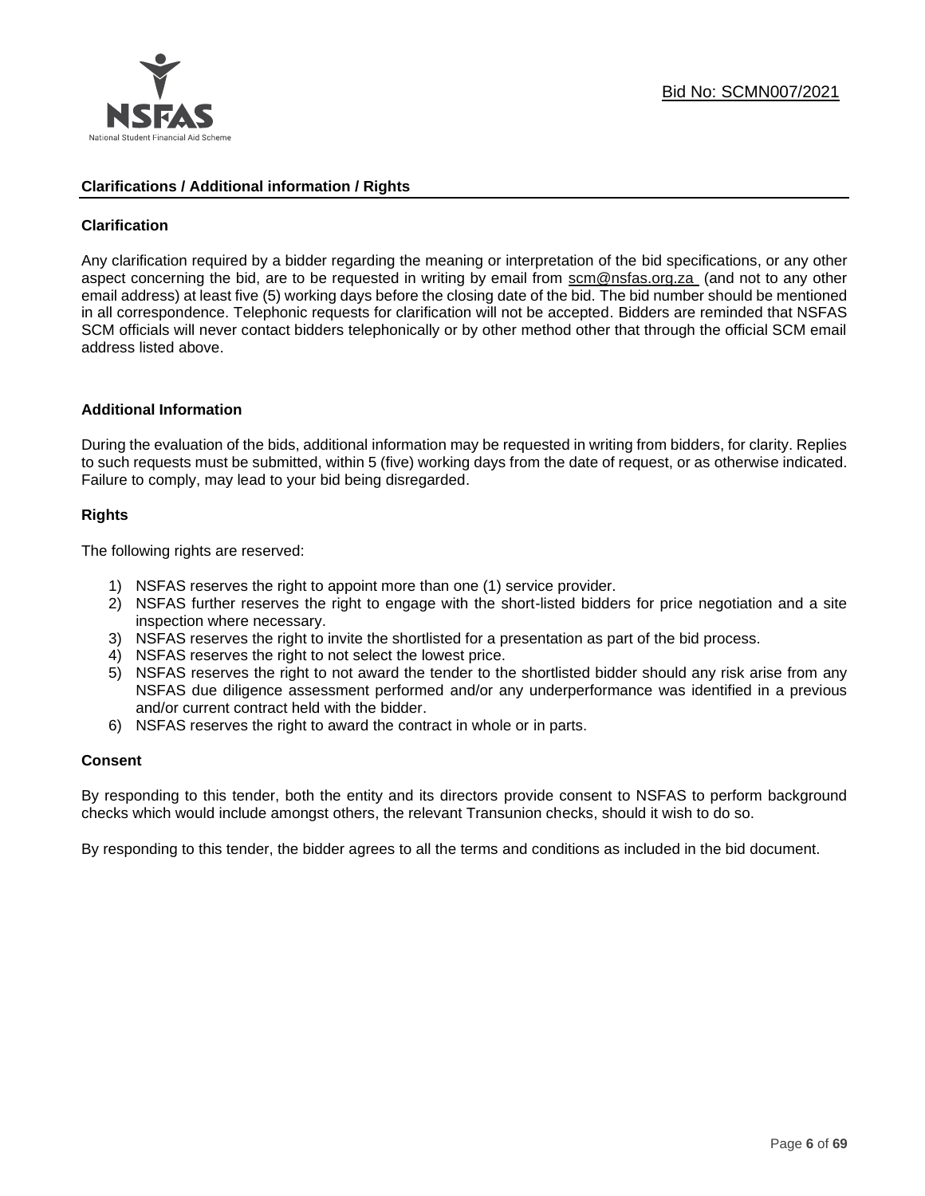## Clarifications / Additional information / Rights

### Clarification

Any clarification required by a bidder regarding the meaning or interpretation of the bid specifications, or any other aspect concerning the bid, are to be requested in writing by email from scm@nsfas.org.za (and not to any other email address) at least five (5) working days before the closing date of the bid. The bid number should be mentioned in all correspondence. Telephonic requests for clarification will not be accepted. Bidders are reminded that NSFAS SCM officials will never contact bidders telephonically or by other method other that through the official SCM email address listed above.

### Additional Information

During the evaluation of the bids, additional information may be requested in writing from bidders, for clarity. Replies to such requests must be submitted, within 5 (five) working days from the date of request, or as otherwise indicated. Failure to comply, may lead to your bid being disregarded.

### Rights

The following rights are reserved:

1) NSFAS reserves the right to appoint more than one (1) service provider.
2) NSFAS further reserves the right to engage with the short-listed bidders for price negotiation and a site inspection where necessary.
3) NSFAS reserves the right to invite the shortlisted for a presentation as part of the bid process.
4) NSFAS reserves the right to not select the lowest price.
5) NSFAS reserves the right to not award the tender to the shortlisted bidder should any risk arise from any NSFAS due diligence assessment performed and/or any underperformance was identified in a previous and/or current contract held with the bidder.
6) NSFAS reserves the right to award the contract in whole or in parts.

### Consent

By responding to this tender, both the entity and its directors provide consent to NSFAS to perform background checks which would include amongst others, the relevant Transunion checks, should it wish to do so.

By responding to this tender, the bidder agrees to all the terms and conditions as included in the bid document.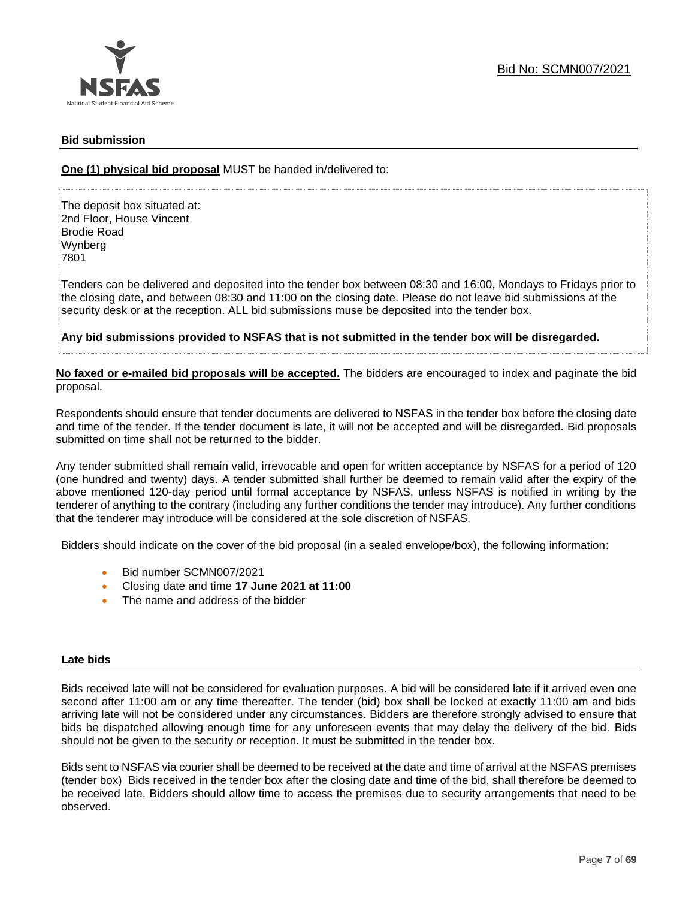Bid No: SCMN007/2021

## Bid submission

**One (1) physical bid proposal** MUST be handed in/delivered to:

The deposit box situated at:
2nd Floor, House Vincent
Brodie Road
Wynberg
7801

Tenders can be delivered and deposited into the tender box between 08:30 and 16:00, Mondays to Fridays prior to the closing date, and between 08:30 and 11:00 on the closing date. Please do not leave bid submissions at the security desk or at the reception. ALL bid submissions muse be deposited into the tender box.

**Any bid submissions provided to NSFAS that is not submitted in the tender box will be disregarded.**

**No faxed or e-mailed bid proposals will be accepted.** The bidders are encouraged to index and paginate the bid proposal.

Respondents should ensure that tender documents are delivered to NSFAS in the tender box before the closing date and time of the tender. If the tender document is late, it will not be accepted and will be disregarded. Bid proposals submitted on time shall not be returned to the bidder.

Any tender submitted shall remain valid, irrevocable and open for written acceptance by NSFAS for a period of 120 (one hundred and twenty) days. A tender submitted shall further be deemed to remain valid after the expiry of the above mentioned 120-day period until formal acceptance by NSFAS, unless NSFAS is notified in writing by the tenderer of anything to the contrary (including any further conditions the tender may introduce). Any further conditions that the tenderer may introduce will be considered at the sole discretion of NSFAS.

Bidders should indicate on the cover of the bid proposal (in a sealed envelope/box), the following information:

- Bid number SCMN007/2021
- Closing date and time **17 June 2021 at 11:00**
- The name and address of the bidder

## Late bids

Bids received late will not be considered for evaluation purposes. A bid will be considered late if it arrived even one second after 11:00 am or any time thereafter. The tender (bid) box shall be locked at exactly 11:00 am and bids arriving late will not be considered under any circumstances. Bidders are therefore strongly advised to ensure that bids be dispatched allowing enough time for any unforeseen events that may delay the delivery of the bid. Bids should not be given to the security or reception. It must be submitted in the tender box.

Bids sent to NSFAS via courier shall be deemed to be received at the date and time of arrival at the NSFAS premises (tender box) Bids received in the tender box after the closing date and time of the bid, shall therefore be deemed to be received late. Bidders should allow time to access the premises due to security arrangements that need to be observed.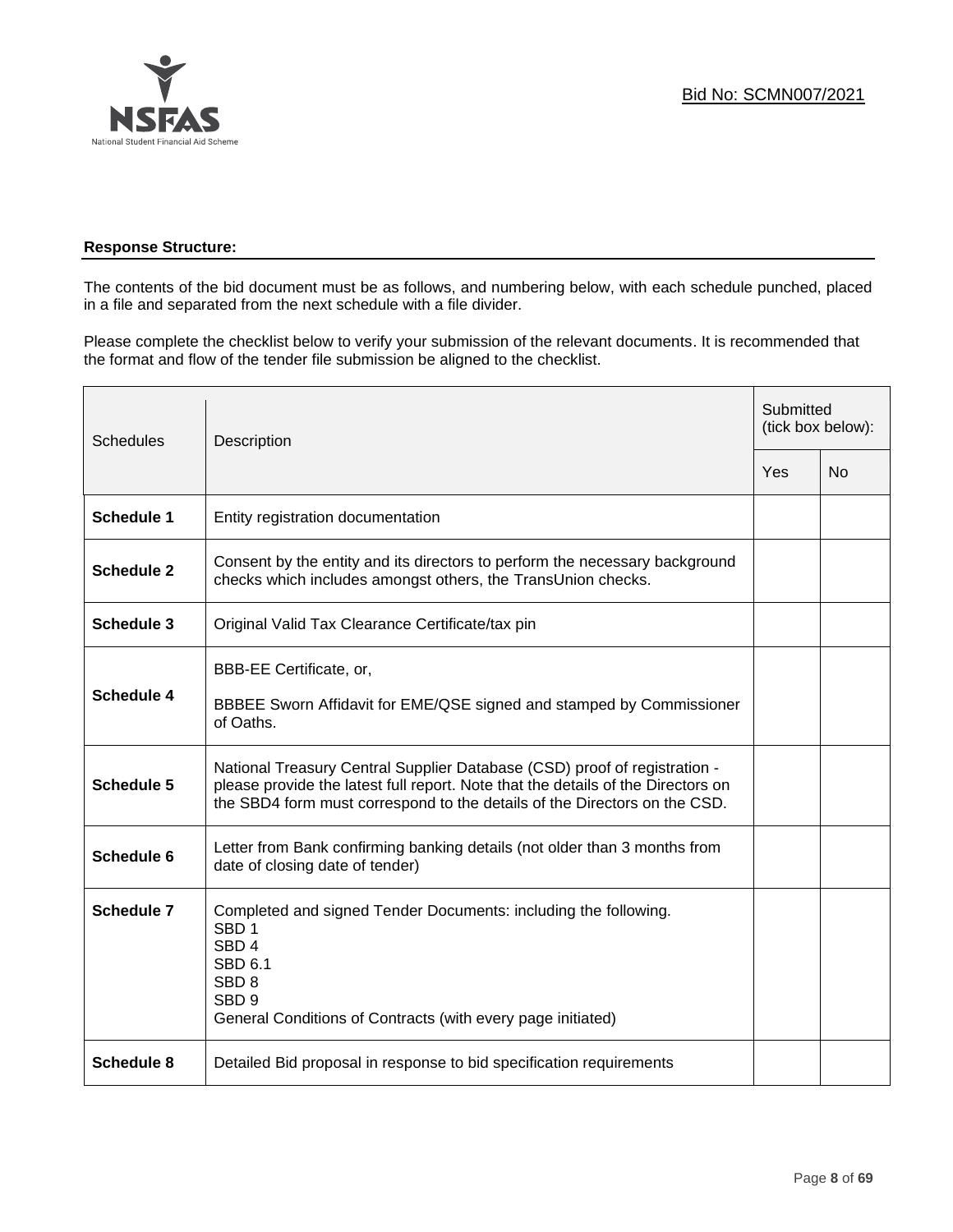**Response Structure:**

The contents of the bid document must be as follows, and numbering below, with each schedule punched, placed in a file and separated from the next schedule with a file divider.

Please complete the checklist below to verify your submission of the relevant documents. It is recommended that the format and flow of the tender file submission be aligned to the checklist.

| Schedules | Description | Submitted (tick box below): | |
|---|---|---|---|
| | | Yes | No |
| **Schedule 1** | Entity registration documentation | | |
| **Schedule 2** | Consent by the entity and its directors to perform the necessary background checks which includes amongst others, the TransUnion checks. | | |
| **Schedule 3** | Original Valid Tax Clearance Certificate/tax pin | | |
| **Schedule 4** | BBB-EE Certificate, or,<br><br>BBBEE Sworn Affidavit for EME/QSE signed and stamped by Commissioner of Oaths. | | |
| **Schedule 5** | National Treasury Central Supplier Database (CSD) proof of registration - please provide the latest full report. Note that the details of the Directors on the SBD4 form must correspond to the details of the Directors on the CSD. | | |
| **Schedule 6** | Letter from Bank confirming banking details (not older than 3 months from date of closing date of tender) | | |
| **Schedule 7** | Completed and signed Tender Documents: including the following.<br>SBD 1<br>SBD 4<br>SBD 6.1<br>SBD 8<br>SBD 9<br>General Conditions of Contracts (with every page initiated) | | |
| **Schedule 8** | Detailed Bid proposal in response to bid specification requirements | | |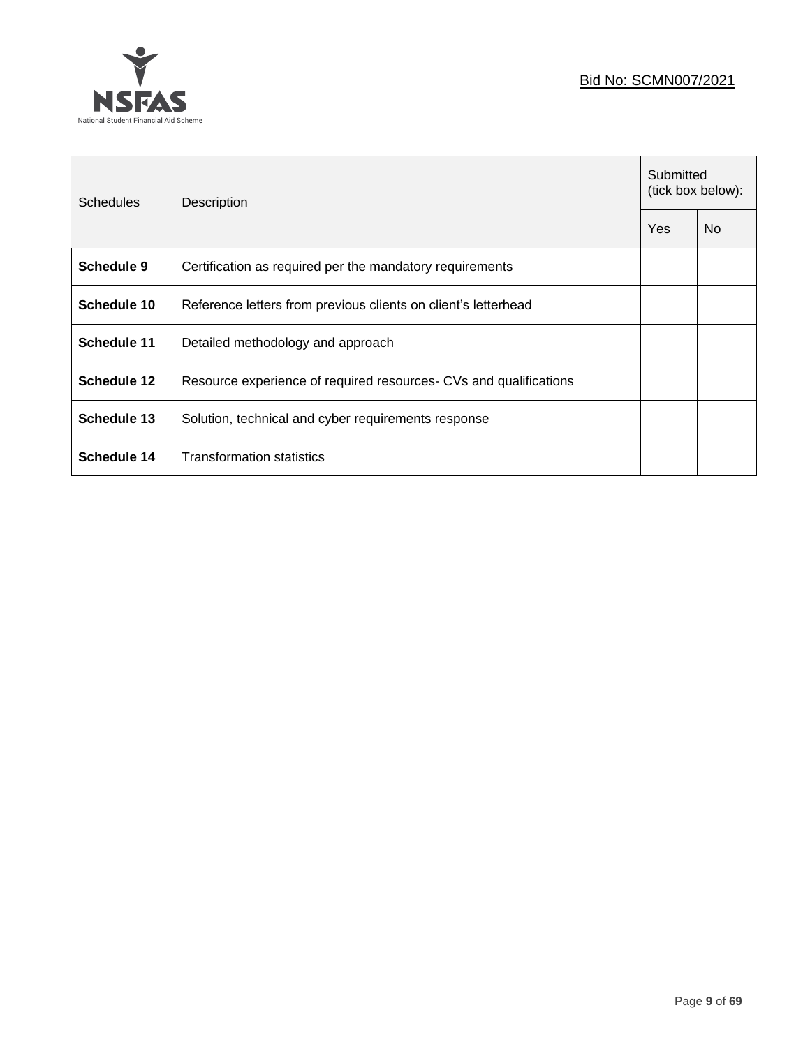| Schedules | Description | Submitted (tick box below): | |
|---|---|---|---|
| | | Yes | No |
| **Schedule 9** | Certification as required per the mandatory requirements | | |
| **Schedule 10** | Reference letters from previous clients on client’s letterhead | | |
| **Schedule 11** | Detailed methodology and approach | | |
| **Schedule 12** | Resource experience of required resources- CVs and qualifications | | |
| **Schedule 13** | Solution, technical and cyber requirements response | | |
| **Schedule 14** | Transformation statistics | | |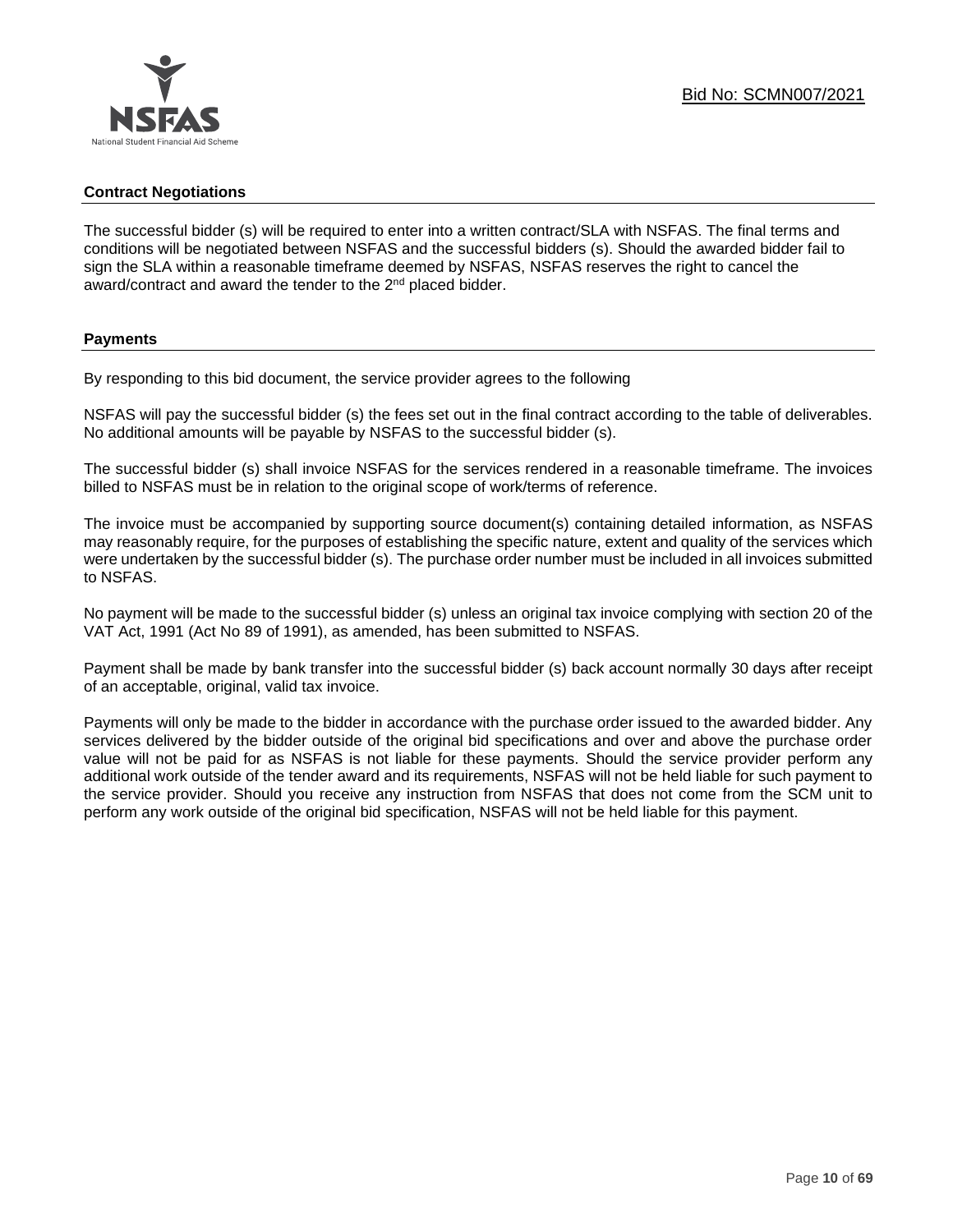### Contract Negotiations

The successful bidder (s) will be required to enter into a written contract/SLA with NSFAS. The final terms and conditions will be negotiated between NSFAS and the successful bidders (s). Should the awarded bidder fail to sign the SLA within a reasonable timeframe deemed by NSFAS, NSFAS reserves the right to cancel the award/contract and award the tender to the 2nd placed bidder.

### Payments

By responding to this bid document, the service provider agrees to the following

NSFAS will pay the successful bidder (s) the fees set out in the final contract according to the table of deliverables. No additional amounts will be payable by NSFAS to the successful bidder (s).

The successful bidder (s) shall invoice NSFAS for the services rendered in a reasonable timeframe. The invoices billed to NSFAS must be in relation to the original scope of work/terms of reference.

The invoice must be accompanied by supporting source document(s) containing detailed information, as NSFAS may reasonably require, for the purposes of establishing the specific nature, extent and quality of the services which were undertaken by the successful bidder (s). The purchase order number must be included in all invoices submitted to NSFAS.

No payment will be made to the successful bidder (s) unless an original tax invoice complying with section 20 of the VAT Act, 1991 (Act No 89 of 1991), as amended, has been submitted to NSFAS.

Payment shall be made by bank transfer into the successful bidder (s) back account normally 30 days after receipt of an acceptable, original, valid tax invoice.

Payments will only be made to the bidder in accordance with the purchase order issued to the awarded bidder. Any services delivered by the bidder outside of the original bid specifications and over and above the purchase order value will not be paid for as NSFAS is not liable for these payments. Should the service provider perform any additional work outside of the tender award and its requirements, NSFAS will not be held liable for such payment to the service provider. Should you receive any instruction from NSFAS that does not come from the SCM unit to perform any work outside of the original bid specification, NSFAS will not be held liable for this payment.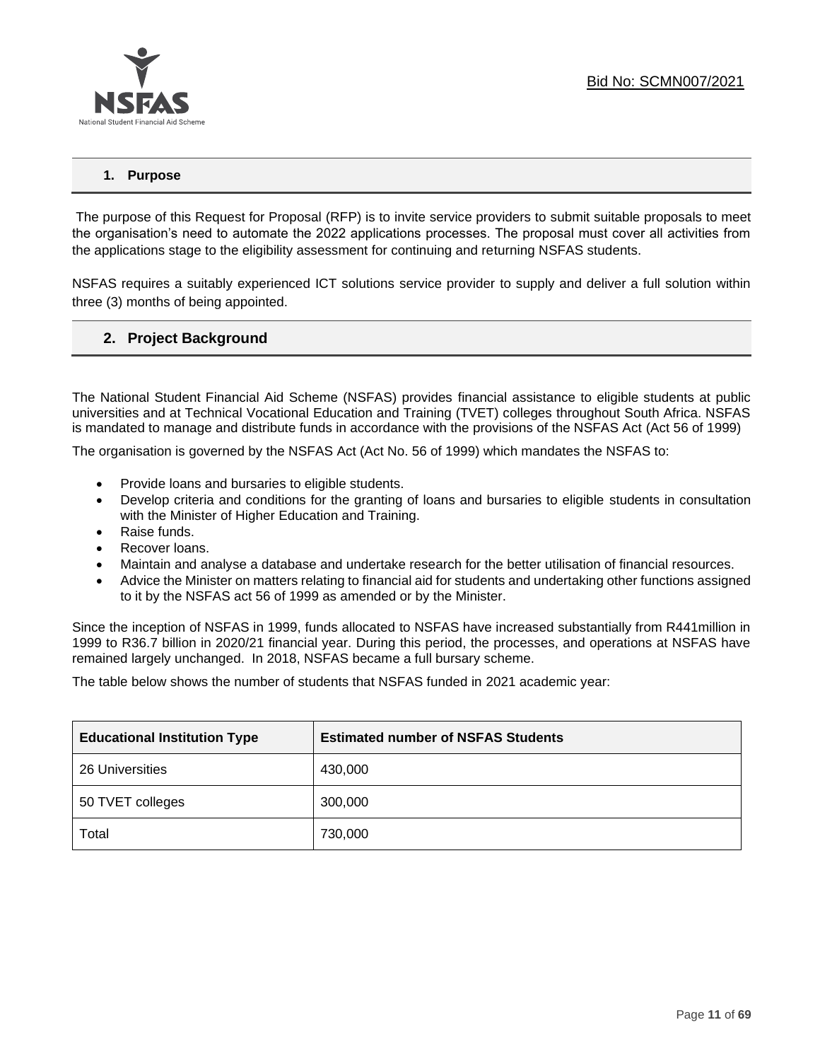## 1. Purpose

The purpose of this Request for Proposal (RFP) is to invite service providers to submit suitable proposals to meet the organisation's need to automate the 2022 applications processes. The proposal must cover all activities from the applications stage to the eligibility assessment for continuing and returning NSFAS students.

NSFAS requires a suitably experienced ICT solutions service provider to supply and deliver a full solution within three (3) months of being appointed.

## 2. Project Background

The National Student Financial Aid Scheme (NSFAS) provides financial assistance to eligible students at public universities and at Technical Vocational Education and Training (TVET) colleges throughout South Africa. NSFAS is mandated to manage and distribute funds in accordance with the provisions of the NSFAS Act (Act 56 of 1999)

The organisation is governed by the NSFAS Act (Act No. 56 of 1999) which mandates the NSFAS to:

- Provide loans and bursaries to eligible students.
- Develop criteria and conditions for the granting of loans and bursaries to eligible students in consultation with the Minister of Higher Education and Training.
- Raise funds.
- Recover loans.
- Maintain and analyse a database and undertake research for the better utilisation of financial resources.
- Advice the Minister on matters relating to financial aid for students and undertaking other functions assigned to it by the NSFAS act 56 of 1999 as amended or by the Minister.

Since the inception of NSFAS in 1999, funds allocated to NSFAS have increased substantially from R441million in 1999 to R36.7 billion in 2020/21 financial year. During this period, the processes, and operations at NSFAS have remained largely unchanged. In 2018, NSFAS became a full bursary scheme.

The table below shows the number of students that NSFAS funded in 2021 academic year:

| Educational Institution Type | Estimated number of NSFAS Students |
|---|---|
| 26 Universities | 430,000 |
| 50 TVET colleges | 300,000 |
| Total | 730,000 |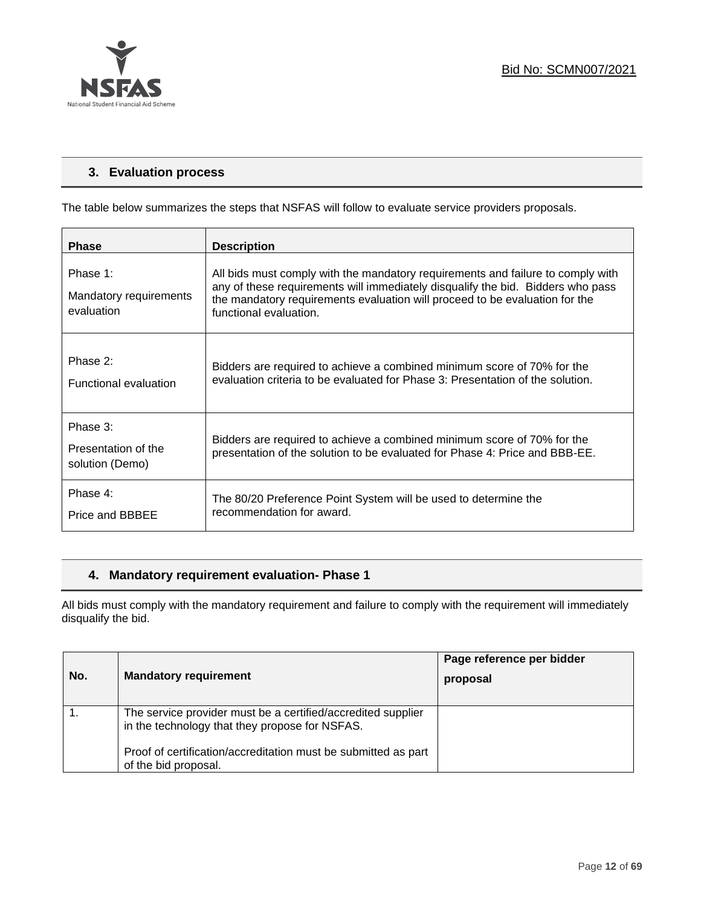## 3. Evaluation process

The table below summarizes the steps that NSFAS will follow to evaluate service providers proposals.

| Phase | Description |
|---|---|
| Phase 1: Mandatory requirements evaluation | All bids must comply with the mandatory requirements and failure to comply with any of these requirements will immediately disqualify the bid. Bidders who pass the mandatory requirements evaluation will proceed to be evaluation for the functional evaluation. |
| Phase 2: Functional evaluation | Bidders are required to achieve a combined minimum score of 70% for the evaluation criteria to be evaluated for Phase 3: Presentation of the solution. |
| Phase 3: Presentation of the solution (Demo) | Bidders are required to achieve a combined minimum score of 70% for the presentation of the solution to be evaluated for Phase 4: Price and BBB-EE. |
| Phase 4: Price and BBBEE | The 80/20 Preference Point System will be used to determine the recommendation for award. |

## 4. Mandatory requirement evaluation- Phase 1

All bids must comply with the mandatory requirement and failure to comply with the requirement will immediately disqualify the bid.

| No. | Mandatory requirement | Page reference per bidder proposal |
|---|---|---|
| 1. | The service provider must be a certified/accredited supplier in the technology that they propose for NSFAS.<br><br>Proof of certification/accreditation must be submitted as part of the bid proposal. | |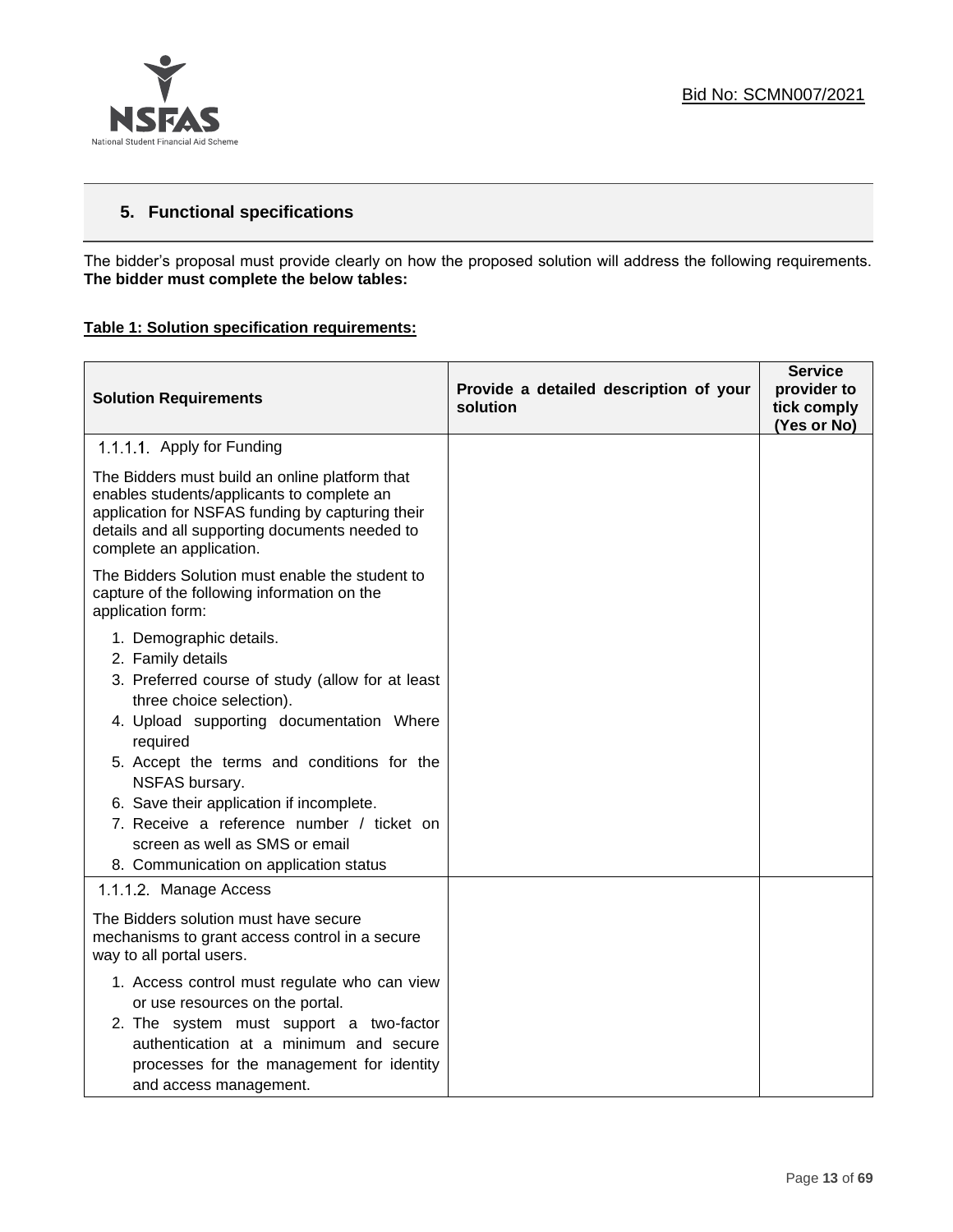## 5. Functional specifications

The bidder's proposal must provide clearly on how the proposed solution will address the following requirements. **The bidder must complete the below tables:**

**Table 1: Solution specification requirements:**

| Solution Requirements | Provide a detailed description of your solution | Service provider to tick comply (Yes or No) |
|---|---|---|
| 1.1.1.1. Apply for Funding<br><br>The Bidders must build an online platform that enables students/applicants to complete an application for NSFAS funding by capturing their details and all supporting documents needed to complete an application.<br><br>The Bidders Solution must enable the student to capture of the following information on the application form:<br><br>1. Demographic details.<br>2. Family details<br>3. Preferred course of study (allow for at least three choice selection).<br>4. Upload supporting documentation Where required<br>5. Accept the terms and conditions for the NSFAS bursary.<br>6. Save their application if incomplete.<br>7. Receive a reference number / ticket on screen as well as SMS or email<br>8. Communication on application status | | |
| 1.1.1.2. Manage Access<br><br>The Bidders solution must have secure mechanisms to grant access control in a secure way to all portal users.<br><br>1. Access control must regulate who can view or use resources on the portal.<br>2. The system must support a two-factor authentication at a minimum and secure processes for the management for identity and access management. | | |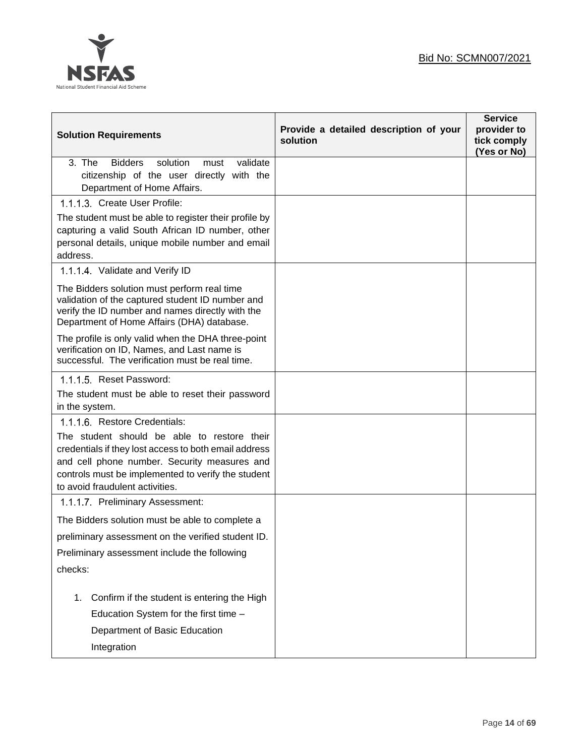Bid No: SCMN007/2021

| Solution Requirements | Provide a detailed description of your solution | Service provider to tick comply (Yes or No) |
|---|---|---|
| 3. The Bidders solution must validate citizenship of the user directly with the Department of Home Affairs. | | |
| 1.1.1.3. Create User Profile:<br>The student must be able to register their profile by capturing a valid South African ID number, other personal details, unique mobile number and email address. | | |
| 1.1.1.4. Validate and Verify ID<br>The Bidders solution must perform real time validation of the captured student ID number and verify the ID number and names directly with the Department of Home Affairs (DHA) database.<br>The profile is only valid when the DHA three-point verification on ID, Names, and Last name is successful. The verification must be real time. | | |
| 1.1.1.5. Reset Password:<br>The student must be able to reset their password in the system. | | |
| 1.1.1.6. Restore Credentials:<br>The student should be able to restore their credentials if they lost access to both email address and cell phone number. Security measures and controls must be implemented to verify the student to avoid fraudulent activities. | | |
| 1.1.1.7. Preliminary Assessment:<br>The Bidders solution must be able to complete a preliminary assessment on the verified student ID. Preliminary assessment include the following checks:<br>1. Confirm if the student is entering the High Education System for the first time – Department of Basic Education Integration | | |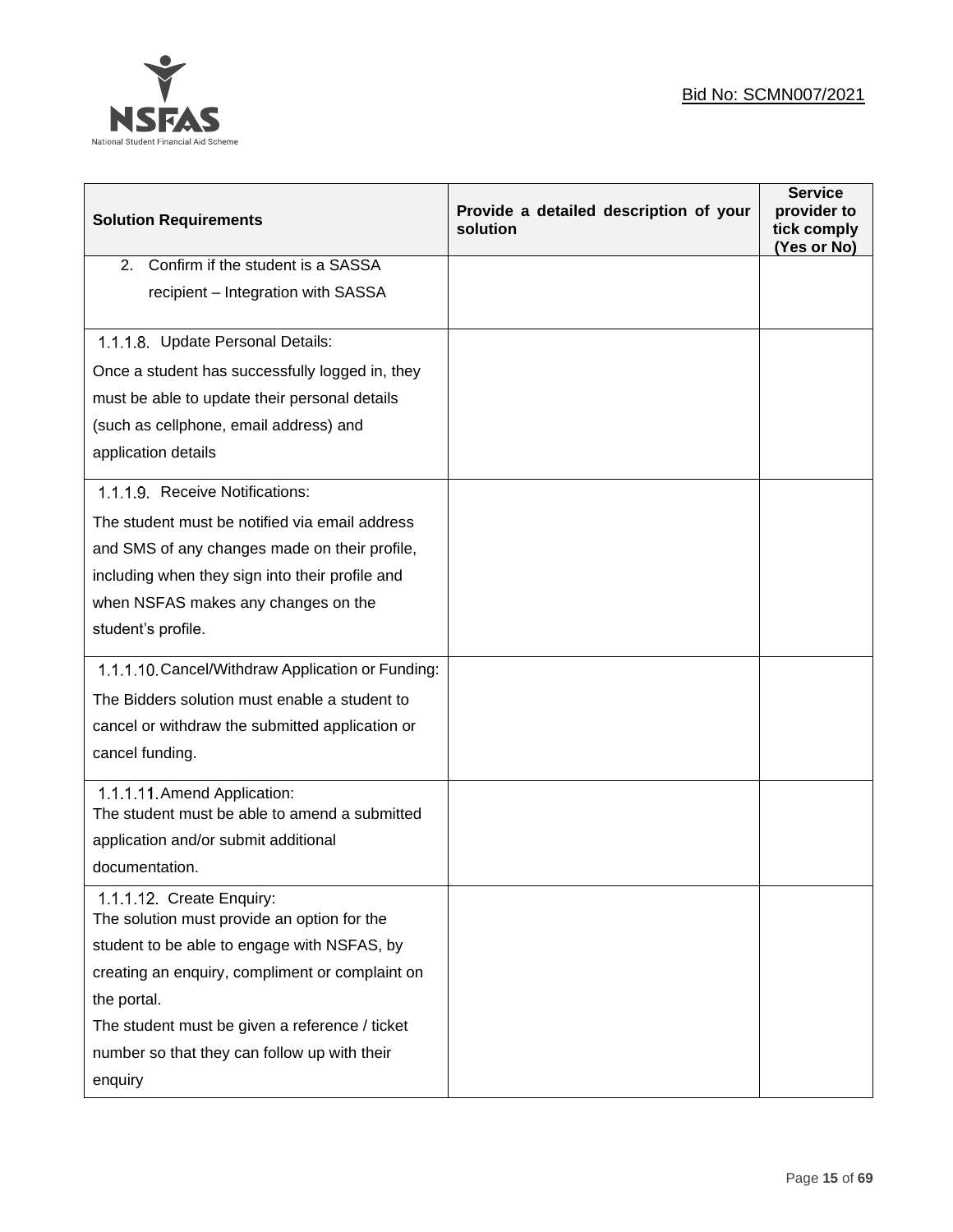| Solution Requirements | Provide a detailed description of your solution | Service provider to tick comply (Yes or No) |
|---|---|---|
| 2. Confirm if the student is a SASSA recipient – Integration with SASSA | | |
| 1.1.1.8. Update Personal Details:<br>Once a student has successfully logged in, they must be able to update their personal details (such as cellphone, email address) and application details | | |
| 1.1.1.9. Receive Notifications:<br>The student must be notified via email address and SMS of any changes made on their profile, including when they sign into their profile and when NSFAS makes any changes on the student's profile. | | |
| 1.1.1.10. Cancel/Withdraw Application or Funding:<br>The Bidders solution must enable a student to cancel or withdraw the submitted application or cancel funding. | | |
| 1.1.1.11. Amend Application:<br>The student must be able to amend a submitted application and/or submit additional documentation. | | |
| 1.1.1.12. Create Enquiry:<br>The solution must provide an option for the student to be able to engage with NSFAS, by creating an enquiry, compliment or complaint on the portal.<br>The student must be given a reference / ticket number so that they can follow up with their enquiry | | |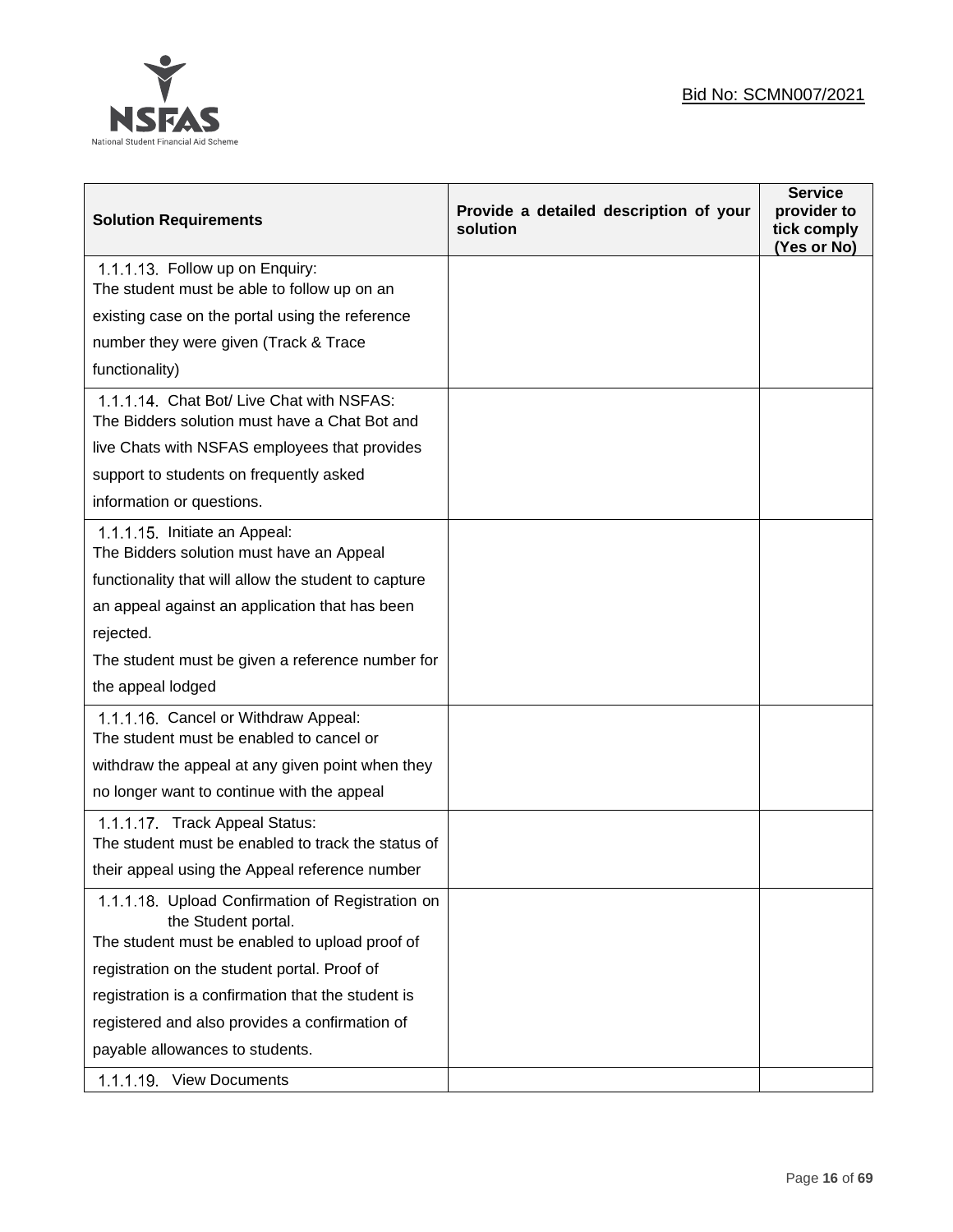Bid No: SCMN007/2021

| Solution Requirements | Provide a detailed description of your solution | Service provider to tick comply (Yes or No) |
| --- | --- | --- |
| 1.1.1.13. Follow up on Enquiry: The student must be able to follow up on an existing case on the portal using the reference number they were given (Track & Trace functionality) | | |
| 1.1.1.14. Chat Bot/ Live Chat with NSFAS: The Bidders solution must have a Chat Bot and live Chats with NSFAS employees that provides support to students on frequently asked information or questions. | | |
| 1.1.1.15. Initiate an Appeal: The Bidders solution must have an Appeal functionality that will allow the student to capture an appeal against an application that has been rejected. The student must be given a reference number for the appeal lodged | | |
| 1.1.1.16. Cancel or Withdraw Appeal: The student must be enabled to cancel or withdraw the appeal at any given point when they no longer want to continue with the appeal | | |
| 1.1.1.17. Track Appeal Status: The student must be enabled to track the status of their appeal using the Appeal reference number | | |
| 1.1.1.18. Upload Confirmation of Registration on the Student portal. The student must be enabled to upload proof of registration on the student portal. Proof of registration is a confirmation that the student is registered and also provides a confirmation of payable allowances to students. | | |
| 1.1.1.19. View Documents | | |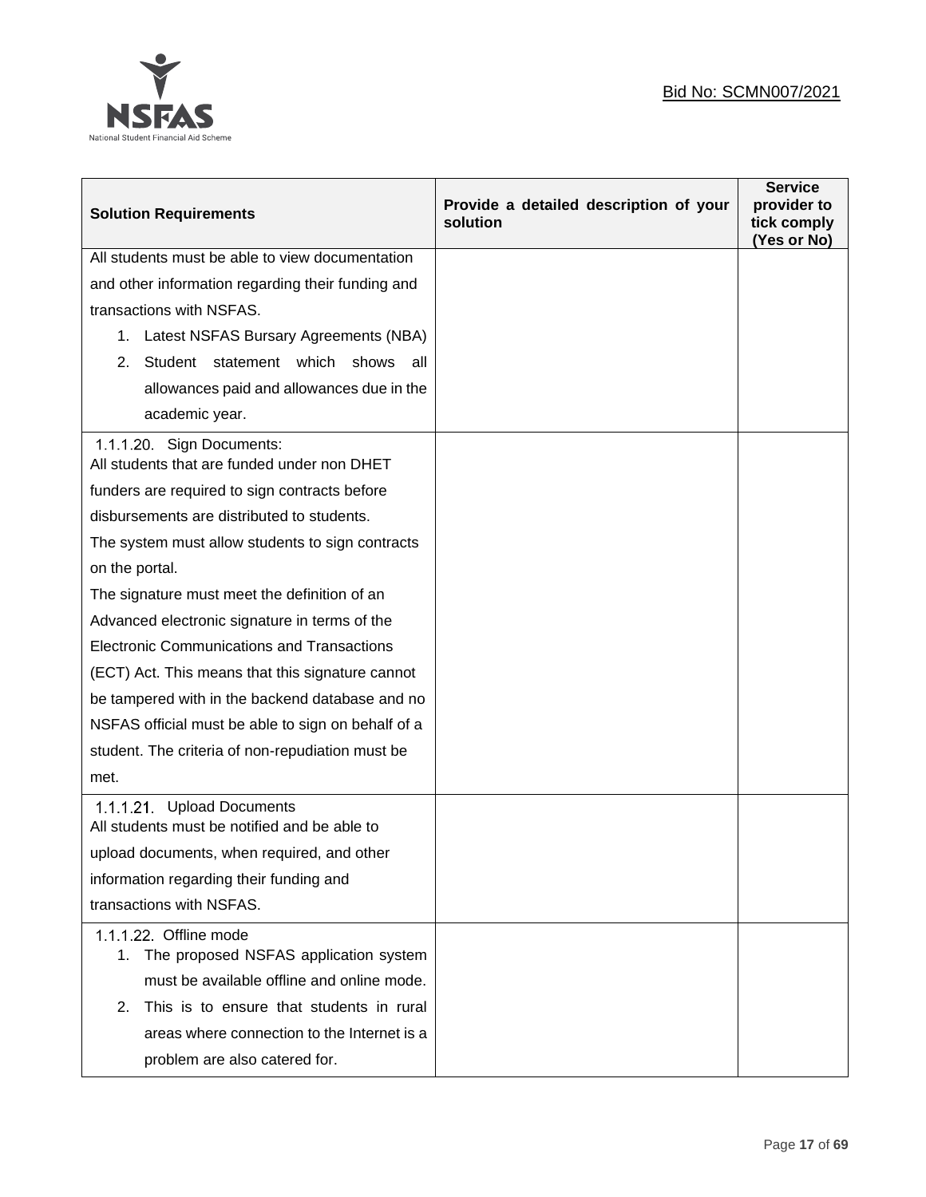| Solution Requirements | Provide a detailed description of your solution | Service provider to tick comply (Yes or No) |
|---|---|---|
| All students must be able to view documentation and other information regarding their funding and transactions with NSFAS.<br>1. Latest NSFAS Bursary Agreements (NBA)<br>2. Student statement which shows all allowances paid and allowances due in the academic year. | | |
| 1.1.1.20. Sign Documents:<br>All students that are funded under non DHET funders are required to sign contracts before disbursements are distributed to students.<br>The system must allow students to sign contracts on the portal.<br>The signature must meet the definition of an Advanced electronic signature in terms of the Electronic Communications and Transactions (ECT) Act. This means that this signature cannot be tampered with in the backend database and no NSFAS official must be able to sign on behalf of a student. The criteria of non-repudiation must be met. | | |
| 1.1.1.21. Upload Documents<br>All students must be notified and be able to upload documents, when required, and other information regarding their funding and transactions with NSFAS. | | |
| 1.1.1.22. Offline mode<br>1. The proposed NSFAS application system must be available offline and online mode.<br>2. This is to ensure that students in rural areas where connection to the Internet is a problem are also catered for. | | |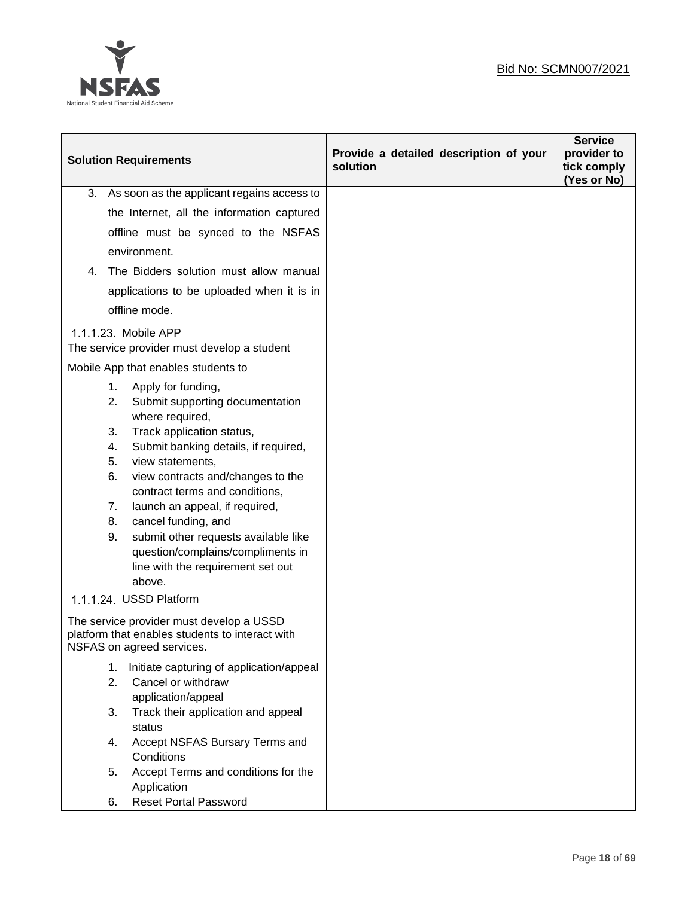| Solution Requirements | Provide a detailed description of your solution | Service provider to tick comply (Yes or No) |
|---|---|---|
| 3. As soon as the applicant regains access to the Internet, all the information captured offline must be synced to the NSFAS environment.<br>4. The Bidders solution must allow manual applications to be uploaded when it is in offline mode. | | |
| 1.1.1.23. Mobile APP<br>The service provider must develop a student Mobile App that enables students to<br>1. Apply for funding,<br>2. Submit supporting documentation where required,<br>3. Track application status,<br>4. Submit banking details, if required,<br>5. view statements,<br>6. view contracts and/changes to the contract terms and conditions,<br>7. launch an appeal, if required,<br>8. cancel funding, and<br>9. submit other requests available like question/complains/compliments in line with the requirement set out above. | | |
| 1.1.1.24. USSD Platform<br>The service provider must develop a USSD platform that enables students to interact with NSFAS on agreed services.<br>1. Initiate capturing of application/appeal<br>2. Cancel or withdraw application/appeal<br>3. Track their application and appeal status<br>4. Accept NSFAS Bursary Terms and Conditions<br>5. Accept Terms and conditions for the Application<br>6. Reset Portal Password | | |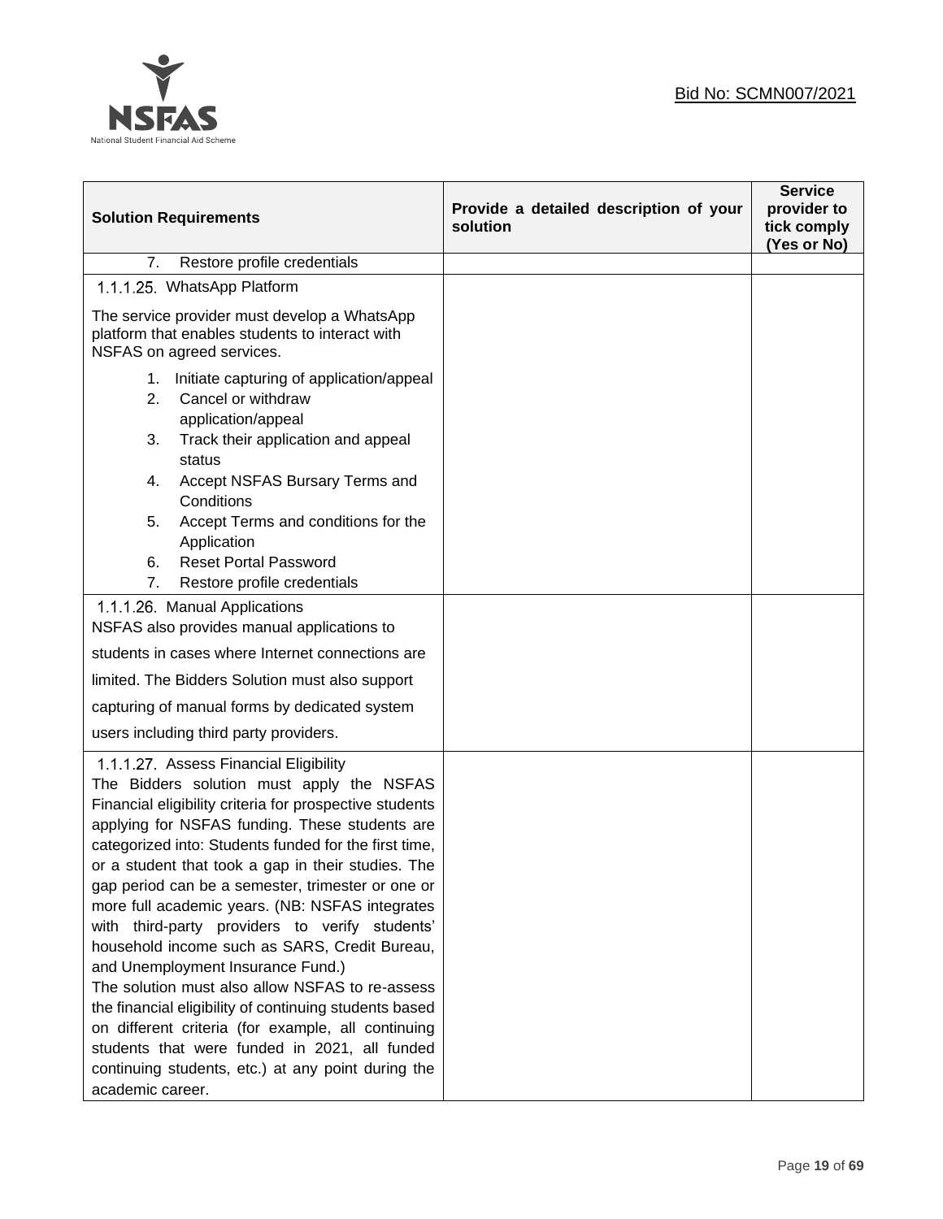| Solution Requirements | Provide a detailed description of your solution | Service provider to tick comply (Yes or No) |
|---|---|---|
| 7. Restore profile credentials | | |
| 1.1.1.25. WhatsApp Platform<br><br>The service provider must develop a WhatsApp platform that enables students to interact with NSFAS on agreed services.<br><br>1. Initiate capturing of application/appeal<br>2. Cancel or withdraw application/appeal<br>3. Track their application and appeal status<br>4. Accept NSFAS Bursary Terms and Conditions<br>5. Accept Terms and conditions for the Application<br>6. Reset Portal Password<br>7. Restore profile credentials | | |
| 1.1.1.26. Manual Applications<br>NSFAS also provides manual applications to students in cases where Internet connections are limited. The Bidders Solution must also support capturing of manual forms by dedicated system users including third party providers. | | |
| 1.1.1.27. Assess Financial Eligibility<br>The Bidders solution must apply the NSFAS Financial eligibility criteria for prospective students applying for NSFAS funding. These students are categorized into: Students funded for the first time, or a student that took a gap in their studies. The gap period can be a semester, trimester or one or more full academic years. (NB: NSFAS integrates with third-party providers to verify students' household income such as SARS, Credit Bureau, and Unemployment Insurance Fund.)<br>The solution must also allow NSFAS to re-assess the financial eligibility of continuing students based on different criteria (for example, all continuing students that were funded in 2021, all funded continuing students, etc.) at any point during the academic career. | | |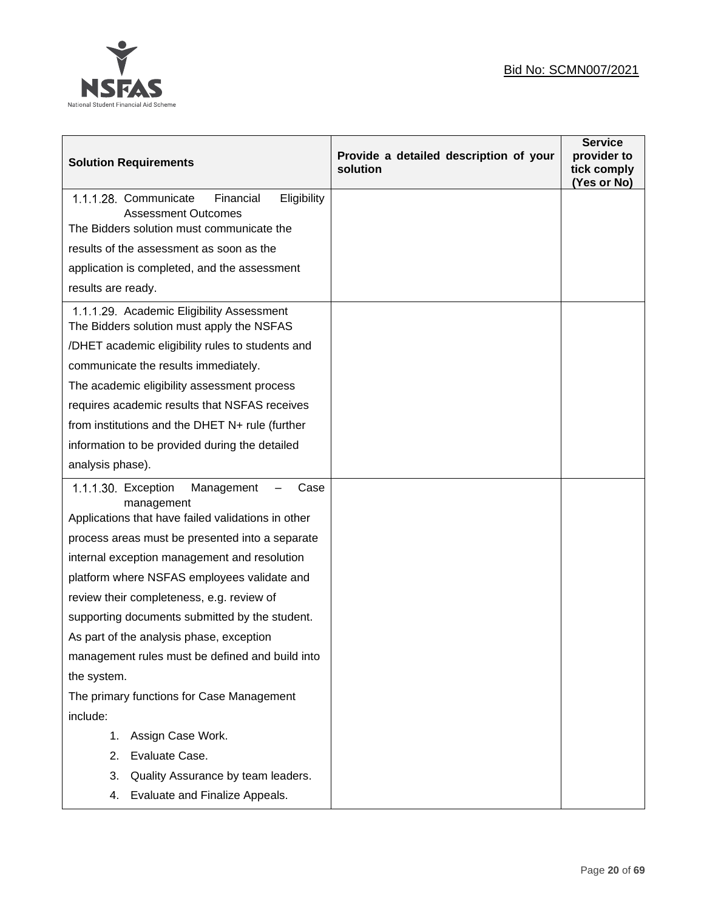Bid No: SCMN007/2021

| Solution Requirements | Provide a detailed description of your solution | Service provider to tick comply (Yes or No) |
|---|---|---|
| 1.1.1.28. Communicate Financial Eligibility Assessment Outcomes<br>The Bidders solution must communicate the results of the assessment as soon as the application is completed, and the assessment results are ready. | | |
| 1.1.1.29. Academic Eligibility Assessment<br>The Bidders solution must apply the NSFAS /DHET academic eligibility rules to students and communicate the results immediately.<br>The academic eligibility assessment process requires academic results that NSFAS receives from institutions and the DHET N+ rule (further information to be provided during the detailed analysis phase). | | |
| 1.1.1.30. Exception Management – Case management<br>Applications that have failed validations in other process areas must be presented into a separate internal exception management and resolution platform where NSFAS employees validate and review their completeness, e.g. review of supporting documents submitted by the student. As part of the analysis phase, exception management rules must be defined and build into the system.<br>The primary functions for Case Management include:<br>1. Assign Case Work.<br>2. Evaluate Case.<br>3. Quality Assurance by team leaders.<br>4. Evaluate and Finalize Appeals. | | |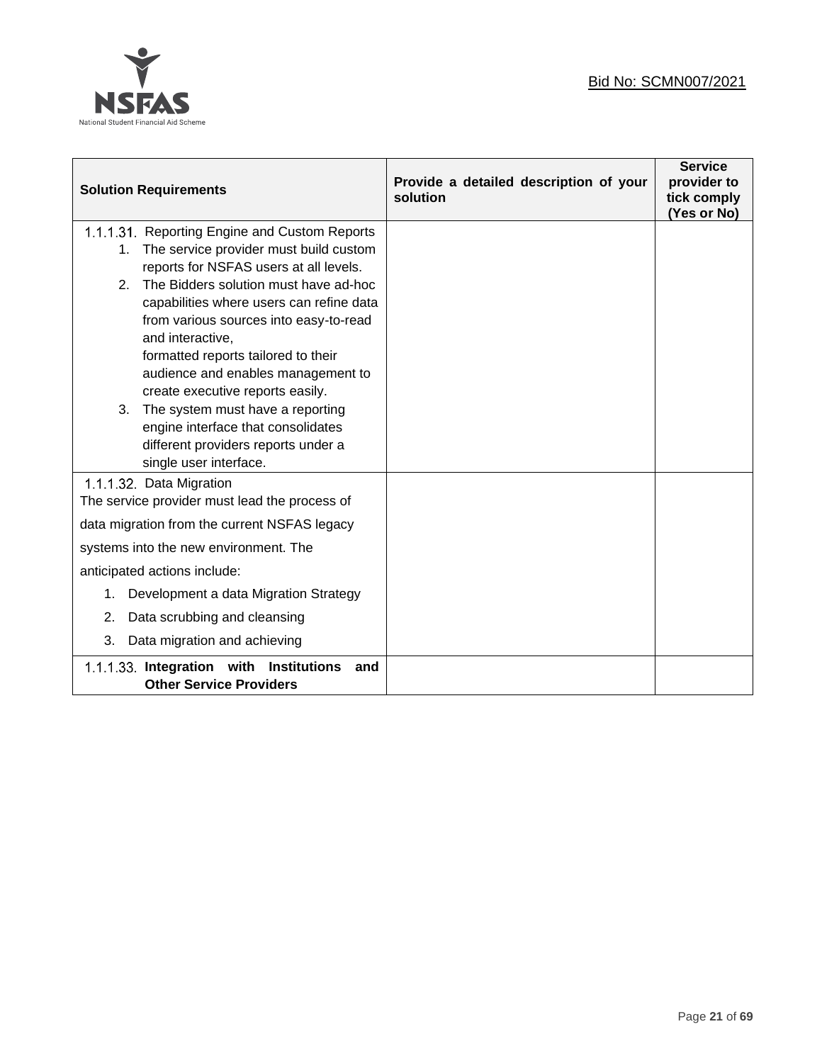| Solution Requirements | Provide a detailed description of your solution | Service provider to tick comply (Yes or No) |
|---|---|---|
| 1.1.1.31. Reporting Engine and Custom Reports<br>1. The service provider must build custom reports for NSFAS users at all levels.<br>2. The Bidders solution must have ad-hoc capabilities where users can refine data from various sources into easy-to-read and interactive, formatted reports tailored to their audience and enables management to create executive reports easily.<br>3. The system must have a reporting engine interface that consolidates different providers reports under a single user interface. | | |
| 1.1.1.32. Data Migration<br>The service provider must lead the process of data migration from the current NSFAS legacy systems into the new environment. The anticipated actions include:<br>1. Development a data Migration Strategy<br>2. Data scrubbing and cleansing<br>3. Data migration and achieving | | |
| 1.1.1.33. **Integration with Institutions and Other Service Providers** | | |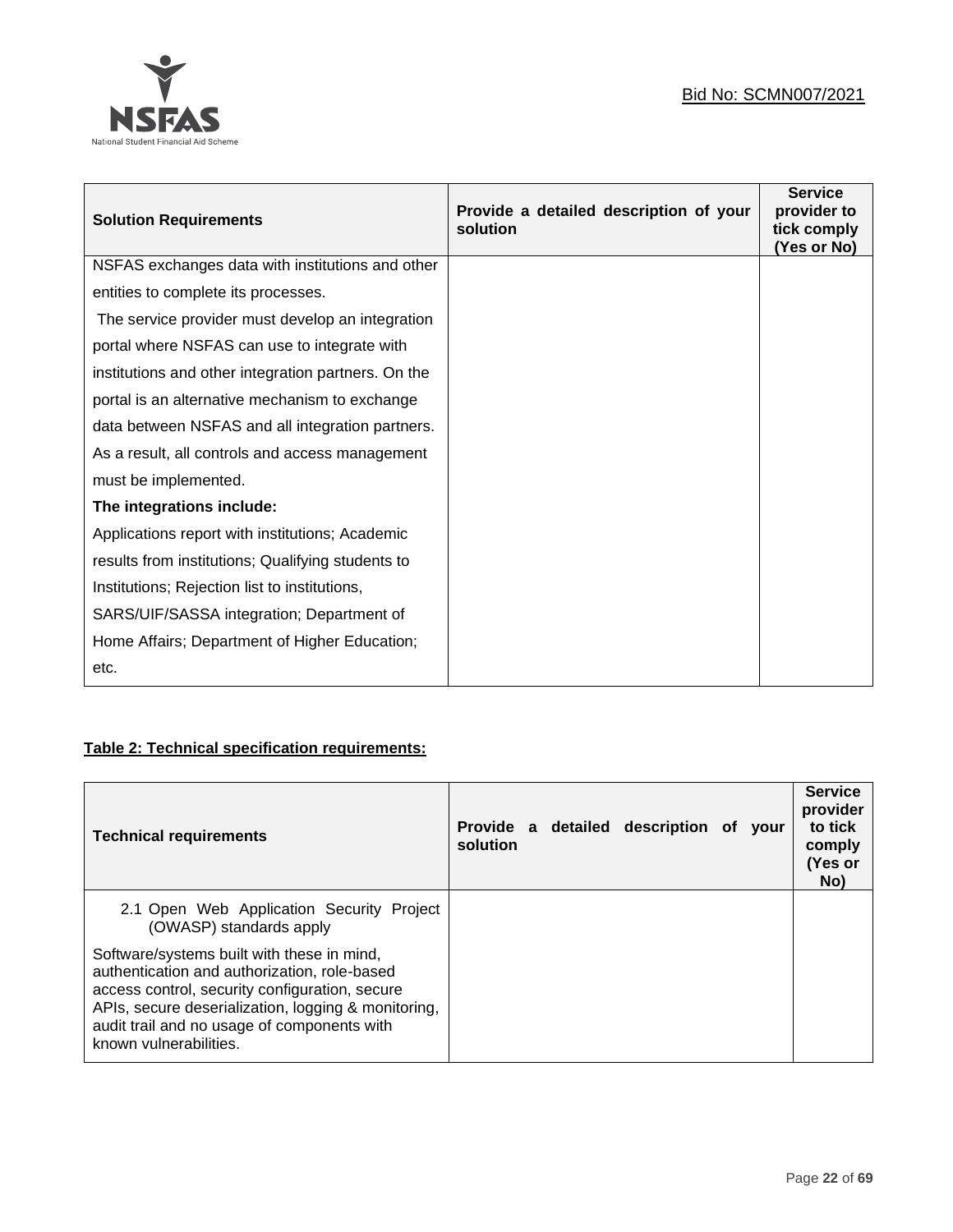| Solution Requirements | Provide a detailed description of your solution | Service provider to tick comply (Yes or No) |
|---|---|---|
| NSFAS exchanges data with institutions and other entities to complete its processes.<br>The service provider must develop an integration portal where NSFAS can use to integrate with institutions and other integration partners. On the portal is an alternative mechanism to exchange data between NSFAS and all integration partners. As a result, all controls and access management must be implemented.<br>**The integrations include:**<br>Applications report with institutions; Academic results from institutions; Qualifying students to Institutions; Rejection list to institutions, SARS/UIF/SASSA integration; Department of Home Affairs; Department of Higher Education; etc. | | |

**Table 2: Technical specification requirements:**

| Technical requirements | Provide a detailed description of your solution | Service provider to tick comply (Yes or No) |
|---|---|---|
| 2.1 Open Web Application Security Project (OWASP) standards apply<br>Software/systems built with these in mind, authentication and authorization, role-based access control, security configuration, secure APIs, secure deserialization, logging & monitoring, audit trail and no usage of components with known vulnerabilities. | | |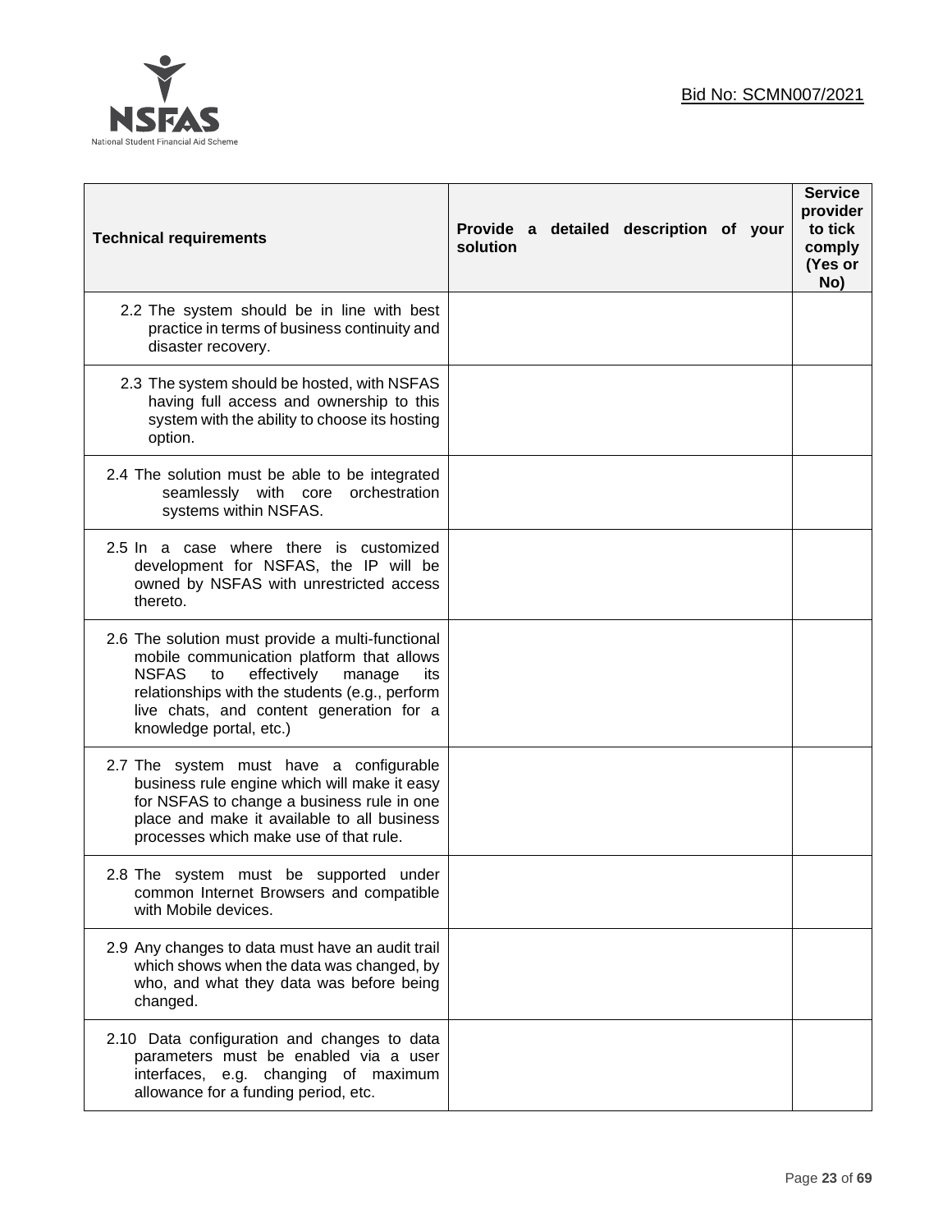| Technical requirements | Provide a detailed description of your solution | Service provider to tick comply (Yes or No) |
|---|---|---|
| 2.2 The system should be in line with best practice in terms of business continuity and disaster recovery. | | |
| 2.3 The system should be hosted, with NSFAS having full access and ownership to this system with the ability to choose its hosting option. | | |
| 2.4 The solution must be able to be integrated seamlessly with core orchestration systems within NSFAS. | | |
| 2.5 In a case where there is customized development for NSFAS, the IP will be owned by NSFAS with unrestricted access thereto. | | |
| 2.6 The solution must provide a multi-functional mobile communication platform that allows NSFAS to effectively manage its relationships with the students (e.g., perform live chats, and content generation for a knowledge portal, etc.) | | |
| 2.7 The system must have a configurable business rule engine which will make it easy for NSFAS to change a business rule in one place and make it available to all business processes which make use of that rule. | | |
| 2.8 The system must be supported under common Internet Browsers and compatible with Mobile devices. | | |
| 2.9 Any changes to data must have an audit trail which shows when the data was changed, by who, and what they data was before being changed. | | |
| 2.10 Data configuration and changes to data parameters must be enabled via a user interfaces, e.g. changing of maximum allowance for a funding period, etc. | | |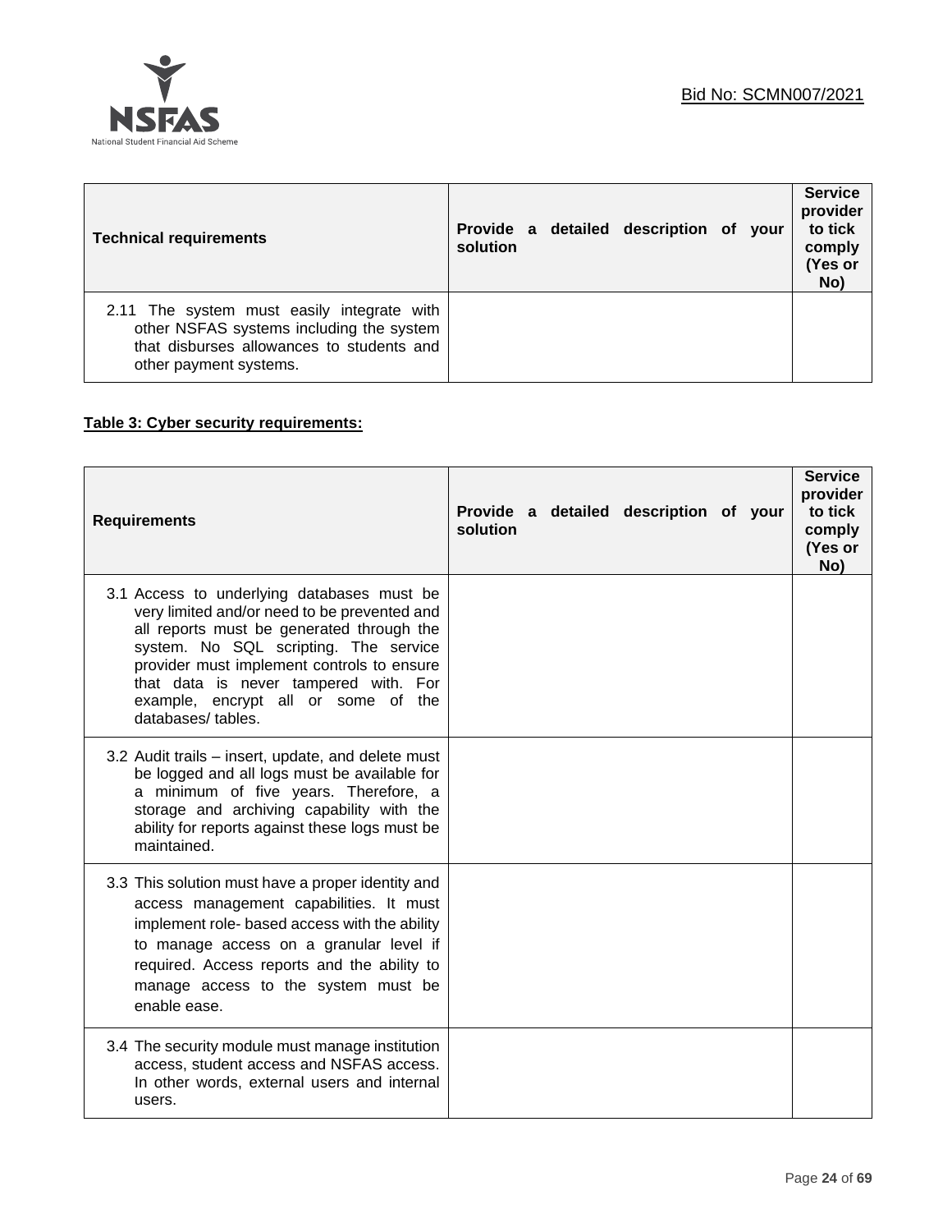| Technical requirements | Provide a detailed description of your solution | Service provider to tick comply (Yes or No) |
|---|---|---|
| 2.11 The system must easily integrate with other NSFAS systems including the system that disburses allowances to students and other payment systems. | | |

**Table 3: Cyber security requirements:**

| Requirements | Provide a detailed description of your solution | Service provider to tick comply (Yes or No) |
|---|---|---|
| 3.1 Access to underlying databases must be very limited and/or need to be prevented and all reports must be generated through the system. No SQL scripting. The service provider must implement controls to ensure that data is never tampered with. For example, encrypt all or some of the databases/ tables. | | |
| 3.2 Audit trails – insert, update, and delete must be logged and all logs must be available for a minimum of five years. Therefore, a storage and archiving capability with the ability for reports against these logs must be maintained. | | |
| 3.3 This solution must have a proper identity and access management capabilities. It must implement role- based access with the ability to manage access on a granular level if required. Access reports and the ability to manage access to the system must be enable ease. | | |
| 3.4 The security module must manage institution access, student access and NSFAS access. In other words, external users and internal users. | | |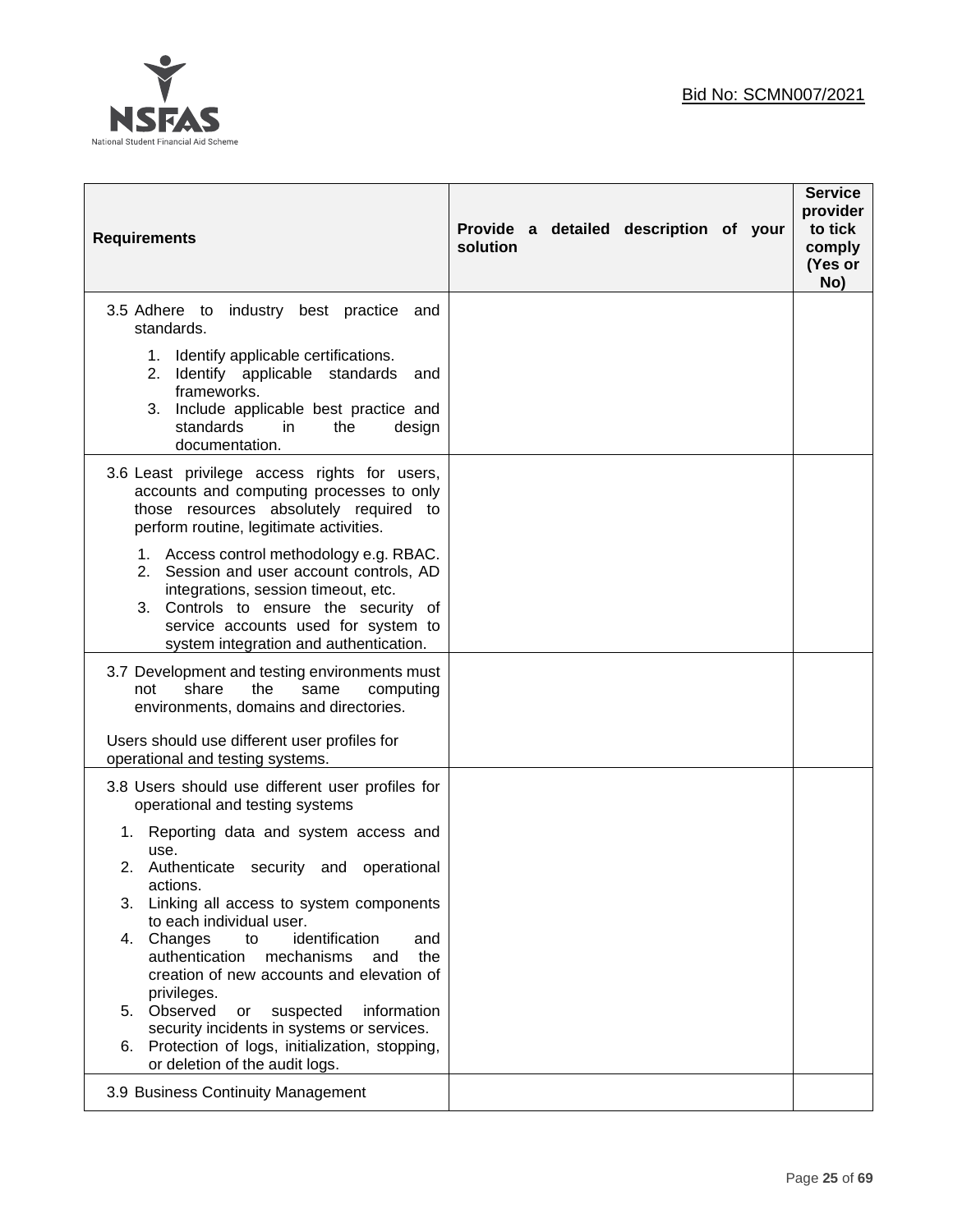Bid No: SCMN007/2021

| Requirements | Provide a detailed description of your solution | Service provider to tick comply (Yes or No) |
|---|---|---|
| 3.5 Adhere to industry best practice and standards.<br><br>1. Identify applicable certifications.<br>2. Identify applicable standards and frameworks.<br>3. Include applicable best practice and standards in the design documentation. | | |
| 3.6 Least privilege access rights for users, accounts and computing processes to only those resources absolutely required to perform routine, legitimate activities.<br><br>1. Access control methodology e.g. RBAC.<br>2. Session and user account controls, AD integrations, session timeout, etc.<br>3. Controls to ensure the security of service accounts used for system to system integration and authentication. | | |
| 3.7 Development and testing environments must not share the same computing environments, domains and directories.<br><br>Users should use different user profiles for operational and testing systems. | | |
| 3.8 Users should use different user profiles for operational and testing systems<br><br>1. Reporting data and system access and use.<br>2. Authenticate security and operational actions.<br>3. Linking all access to system components to each individual user.<br>4. Changes to identification and authentication mechanisms and the creation of new accounts and elevation of privileges.<br>5. Observed or suspected information security incidents in systems or services.<br>6. Protection of logs, initialization, stopping, or deletion of the audit logs. | | |
| 3.9 Business Continuity Management | | |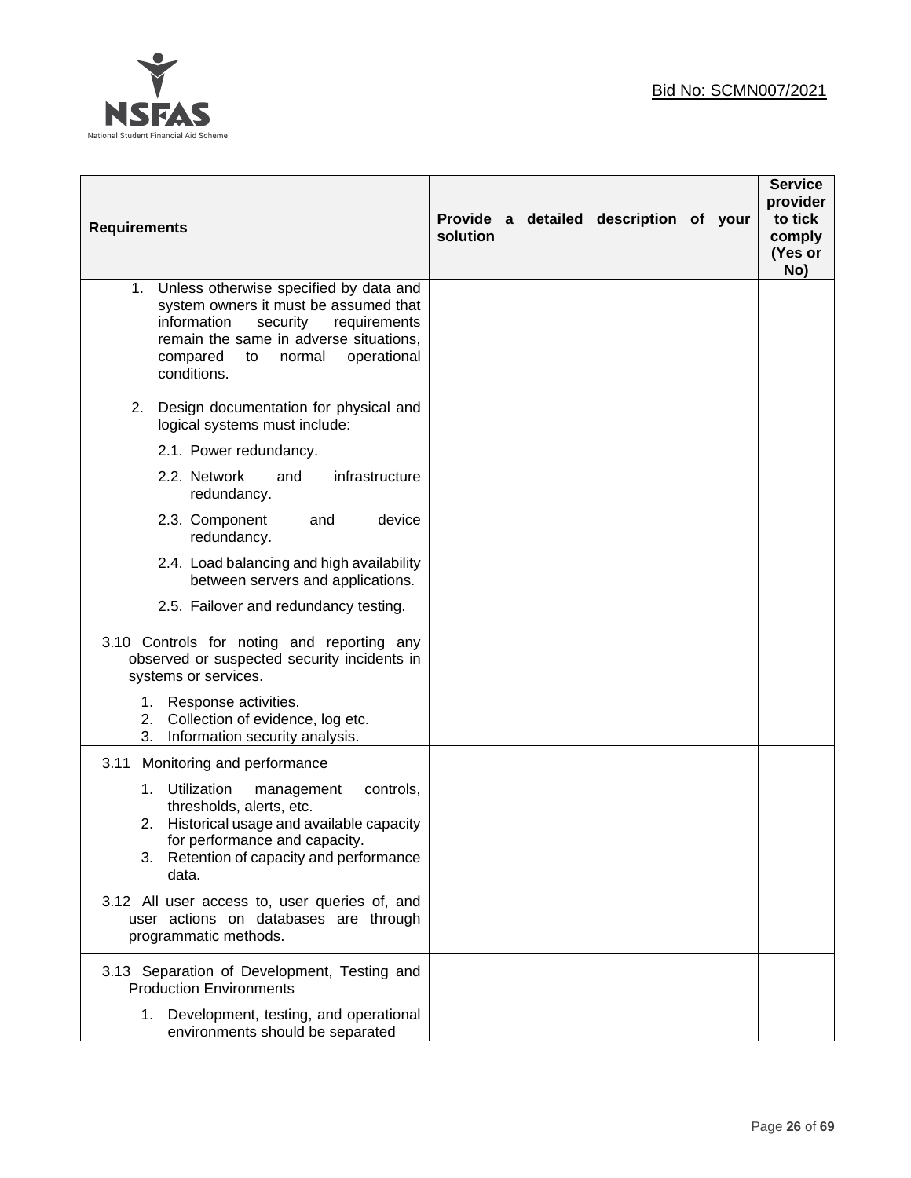| Requirements | Provide a detailed description of your solution | Service provider to tick comply (Yes or No) |
|---|---|---|
| 1. Unless otherwise specified by data and system owners it must be assumed that information security requirements remain the same in adverse situations, compared to normal operational conditions.<br><br>2. Design documentation for physical and logical systems must include:<br>2.1. Power redundancy.<br>2.2. Network and infrastructure redundancy.<br>2.3. Component and device redundancy.<br>2.4. Load balancing and high availability between servers and applications.<br>2.5. Failover and redundancy testing. | | |
| 3.10 Controls for noting and reporting any observed or suspected security incidents in systems or services.<br>1. Response activities.<br>2. Collection of evidence, log etc.<br>3. Information security analysis. | | |
| 3.11 Monitoring and performance<br>1. Utilization management controls, thresholds, alerts, etc.<br>2. Historical usage and available capacity for performance and capacity.<br>3. Retention of capacity and performance data. | | |
| 3.12 All user access to, user queries of, and user actions on databases are through programmatic methods. | | |
| 3.13 Separation of Development, Testing and Production Environments<br>1. Development, testing, and operational environments should be separated | | |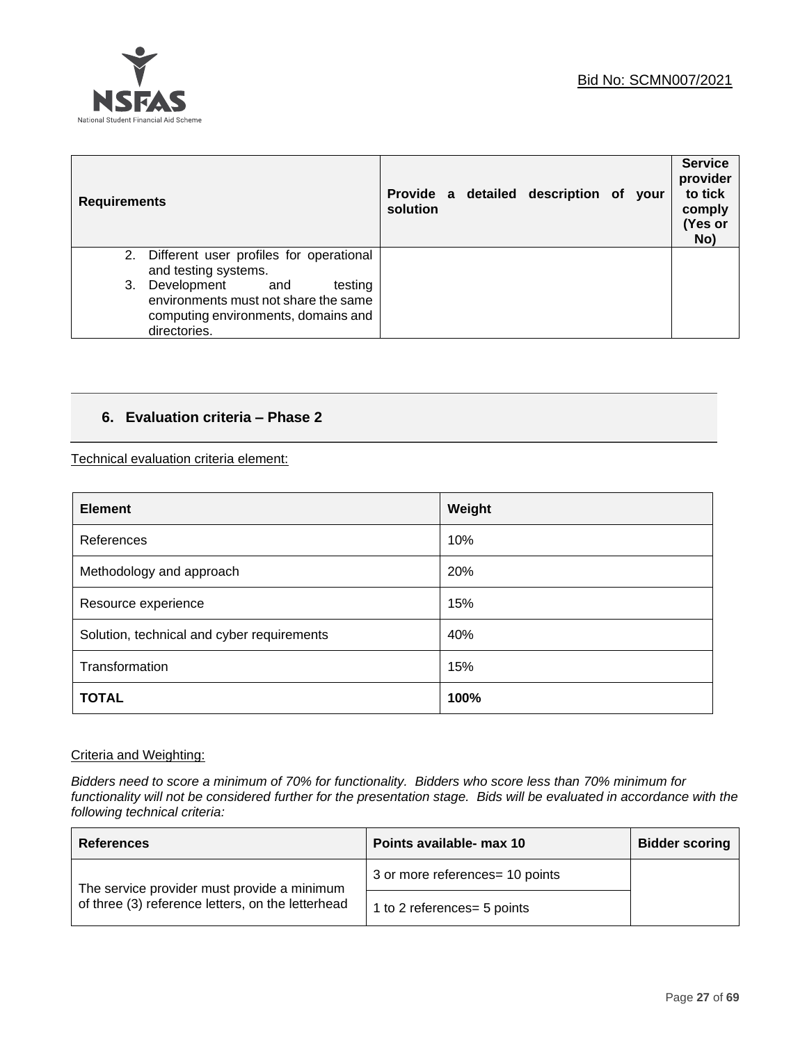| Requirements | Provide a detailed description of your solution | Service provider to tick comply (Yes or No) |
|---|---|---|
| 2. Different user profiles for operational and testing systems.<br>3. Development and testing environments must not share the same computing environments, domains and directories. | | |

## 6. Evaluation criteria – Phase 2

Technical evaluation criteria element:

| Element | Weight |
|---|---|
| References | 10% |
| Methodology and approach | 20% |
| Resource experience | 15% |
| Solution, technical and cyber requirements | 40% |
| Transformation | 15% |
| **TOTAL** | **100%** |

Criteria and Weighting:

*Bidders need to score a minimum of 70% for functionality. Bidders who score less than 70% minimum for functionality will not be considered further for the presentation stage. Bids will be evaluated in accordance with the following technical criteria:*

| References | Points available- max 10 | Bidder scoring |
|---|---|---|
| The service provider must provide a minimum of three (3) reference letters, on the letterhead | 3 or more references= 10 points | |
| | 1 to 2 references= 5 points | |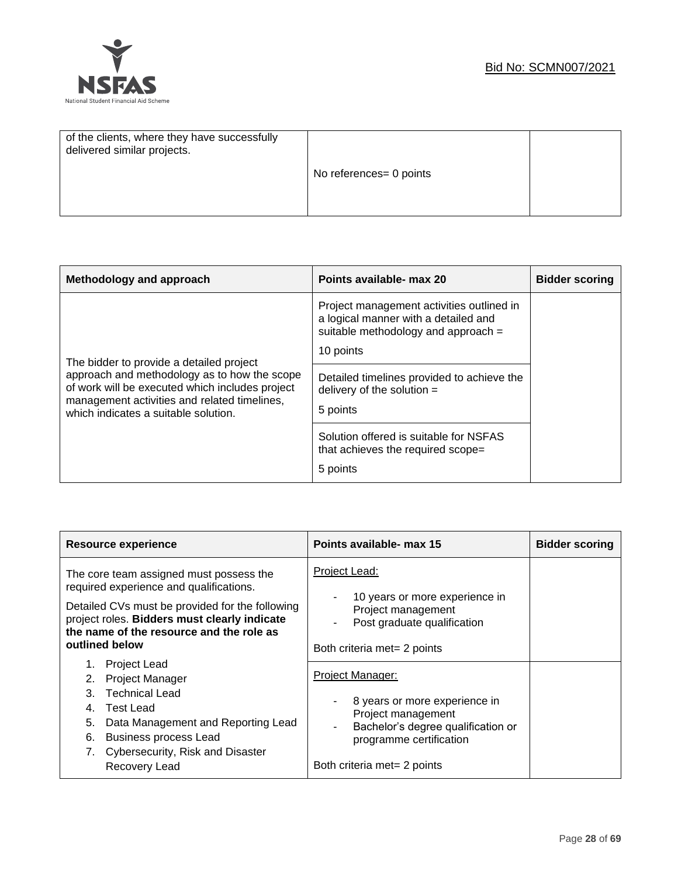| of the clients, where they have successfully delivered similar projects. | No references= 0 points | |
|---|---|---|

| Methodology and approach | Points available- max 20 | Bidder scoring |
|---|---|---|
| The bidder to provide a detailed project approach and methodology as to how the scope of work will be executed which includes project management activities and related timelines, which indicates a suitable solution. | Project management activities outlined in a logical manner with a detailed and suitable methodology and approach = 10 points | |
| | Detailed timelines provided to achieve the delivery of the solution = 5 points | |
| | Solution offered is suitable for NSFAS that achieves the required scope= 5 points | |

| Resource experience | Points available- max 15 | Bidder scoring |
|---|---|---|
| The core team assigned must possess the required experience and qualifications.<br><br>Detailed CVs must be provided for the following project roles. **Bidders must clearly indicate the name of the resource and the role as outlined below**<br><br>1. Project Lead<br>2. Project Manager<br>3. Technical Lead<br>4. Test Lead<br>5. Data Management and Reporting Lead<br>6. Business process Lead<br>7. Cybersecurity, Risk and Disaster Recovery Lead | Project Lead:<br>- 10 years or more experience in Project management<br>- Post graduate qualification<br><br>Both criteria met= 2 points | |
| | Project Manager:<br>- 8 years or more experience in Project management<br>- Bachelor's degree qualification or programme certification<br><br>Both criteria met= 2 points | |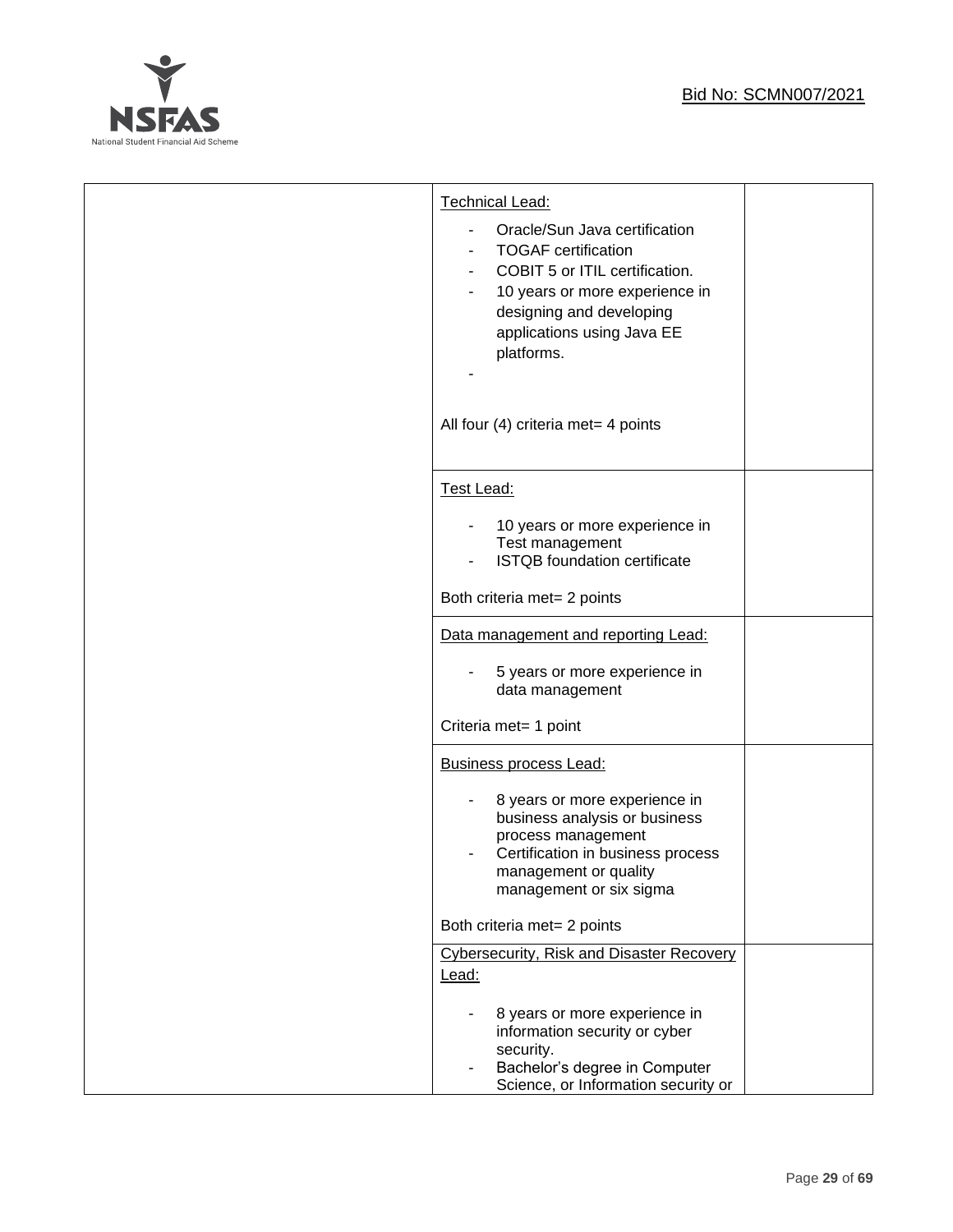| | | |
|---|---|---|
| | Technical Lead:<br><br>- Oracle/Sun Java certification<br>- TOGAF certification<br>- COBIT 5 or ITIL certification.<br>- 10 years or more experience in designing and developing applications using Java EE platforms.<br>-<br><br>All four (4) criteria met= 4 points | |
| | Test Lead:<br><br>- 10 years or more experience in Test management<br>- ISTQB foundation certificate<br><br>Both criteria met= 2 points | |
| | Data management and reporting Lead:<br><br>- 5 years or more experience in data management<br><br>Criteria met= 1 point | |
| | Business process Lead:<br><br>- 8 years or more experience in business analysis or business process management<br>- Certification in business process management or quality management or six sigma<br><br>Both criteria met= 2 points | |
| | Cybersecurity, Risk and Disaster Recovery Lead:<br><br>- 8 years or more experience in information security or cyber security.<br>- Bachelor's degree in Computer Science, or Information security or | |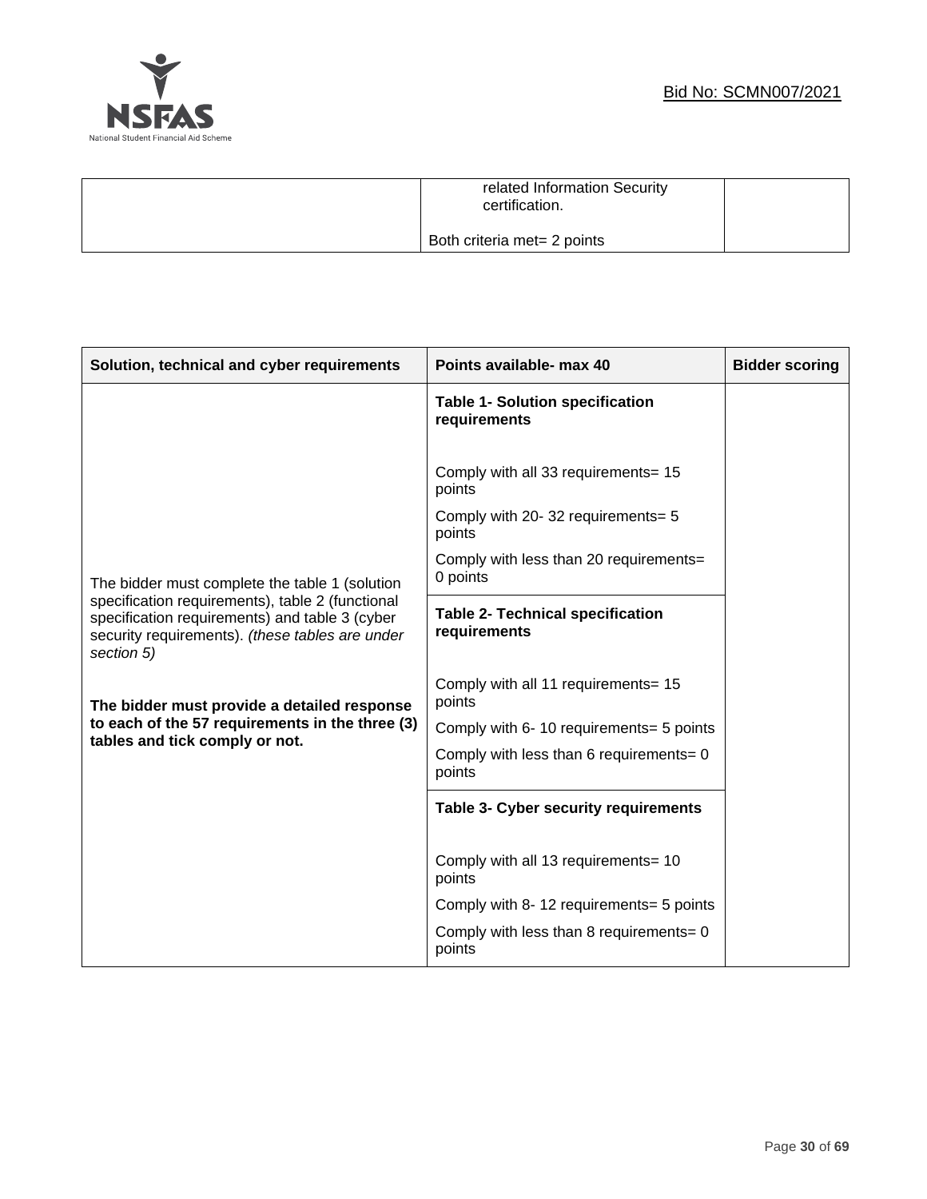| | | |
|---|---|---|
| | related Information Security certification.<br><br>Both criteria met= 2 points | |

| Solution, technical and cyber requirements | Points available- max 40 | Bidder scoring |
|---|---|---|
| The bidder must complete the table 1 (solution specification requirements), table 2 (functional specification requirements) and table 3 (cyber security requirements). *(these tables are under section 5)*<br><br>**The bidder must provide a detailed response to each of the 57 requirements in the three (3) tables and tick comply or not.** | **Table 1- Solution specification requirements**<br><br>Comply with all 33 requirements= 15 points<br><br>Comply with 20- 32 requirements= 5 points<br><br>Comply with less than 20 requirements= 0 points | |
| | **Table 2- Technical specification requirements**<br><br>Comply with all 11 requirements= 15 points<br><br>Comply with 6- 10 requirements= 5 points<br><br>Comply with less than 6 requirements= 0 points | |
| | **Table 3- Cyber security requirements**<br><br>Comply with all 13 requirements= 10 points<br><br>Comply with 8- 12 requirements= 5 points<br><br>Comply with less than 8 requirements= 0 points | |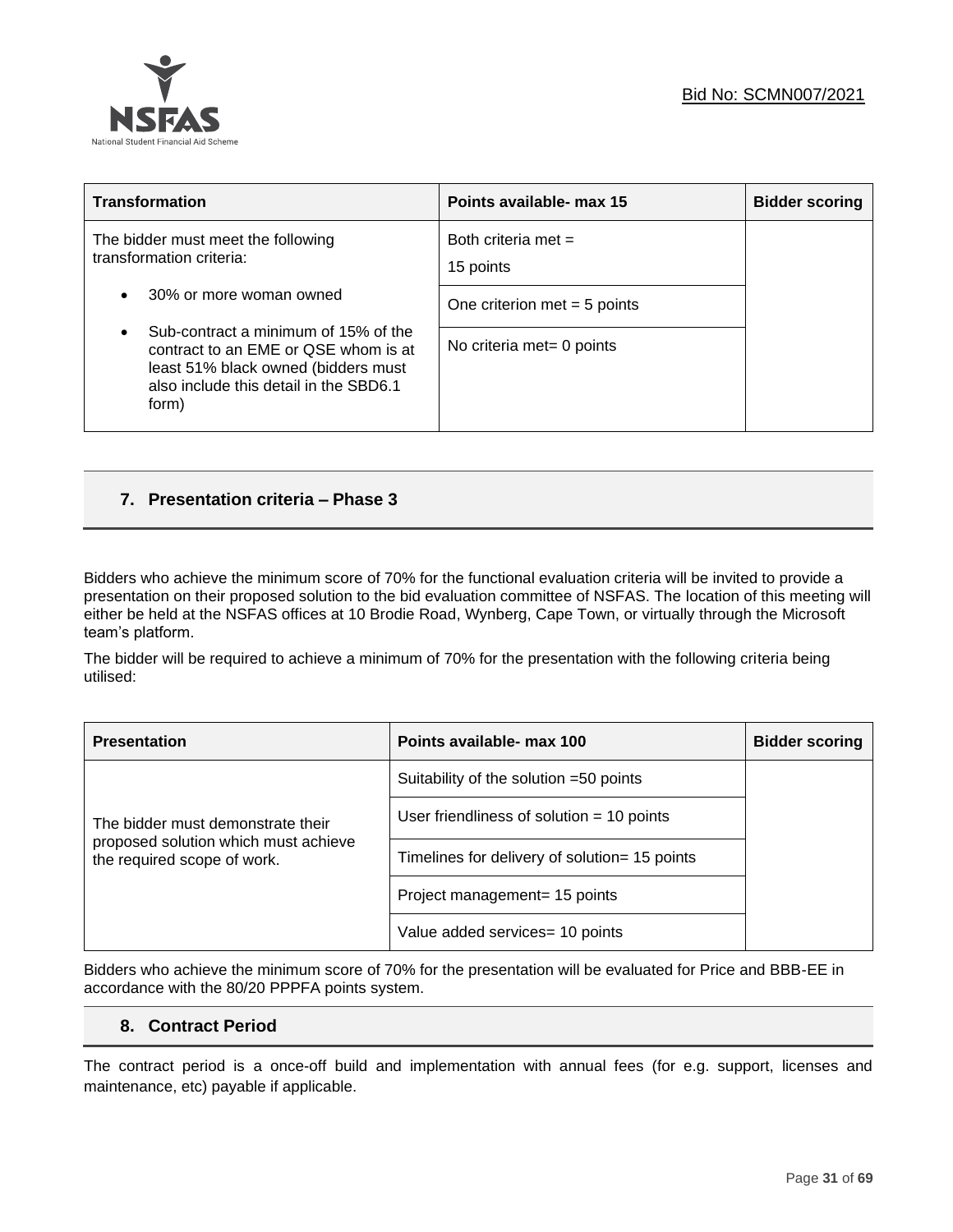| Transformation | Points available- max 15 | Bidder scoring |
| --- | --- | --- |
| The bidder must meet the following transformation criteria:<br>• 30% or more woman owned<br>• Sub-contract a minimum of 15% of the contract to an EME or QSE whom is at least 51% black owned (bidders must also include this detail in the SBD6.1 form) | Both criteria met = 15 points<br>One criterion met = 5 points<br>No criteria met= 0 points | |

## 7. Presentation criteria – Phase 3

Bidders who achieve the minimum score of 70% for the functional evaluation criteria will be invited to provide a presentation on their proposed solution to the bid evaluation committee of NSFAS. The location of this meeting will either be held at the NSFAS offices at 10 Brodie Road, Wynberg, Cape Town, or virtually through the Microsoft team's platform.

The bidder will be required to achieve a minimum of 70% for the presentation with the following criteria being utilised:

| Presentation | Points available- max 100 | Bidder scoring |
| --- | --- | --- |
| The bidder must demonstrate their proposed solution which must achieve the required scope of work. | Suitability of the solution =50 points | |
| | User friendliness of solution = 10 points | |
| | Timelines for delivery of solution= 15 points | |
| | Project management= 15 points | |
| | Value added services= 10 points | |

Bidders who achieve the minimum score of 70% for the presentation will be evaluated for Price and BBB-EE in accordance with the 80/20 PPPFA points system.

## 8. Contract Period

The contract period is a once-off build and implementation with annual fees (for e.g. support, licenses and maintenance, etc) payable if applicable.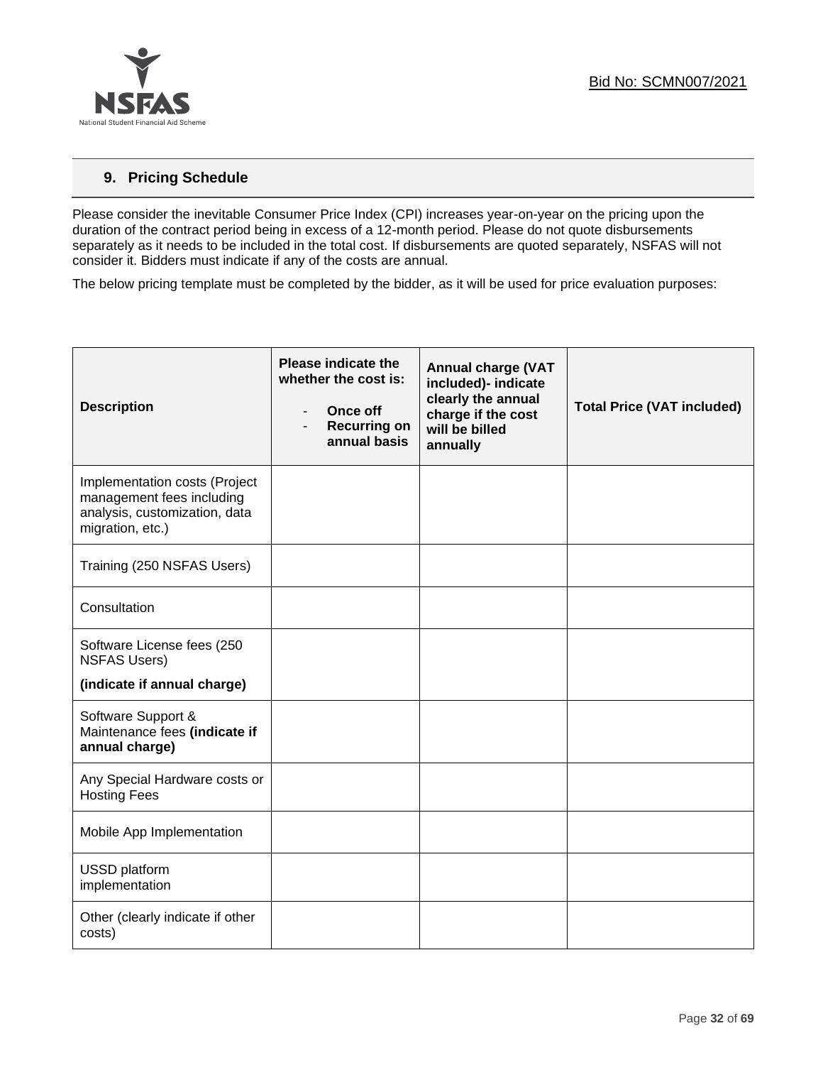## 9. Pricing Schedule

Please consider the inevitable Consumer Price Index (CPI) increases year-on-year on the pricing upon the duration of the contract period being in excess of a 12-month period. Please do not quote disbursements separately as it needs to be included in the total cost. If disbursements are quoted separately, NSFAS will not consider it. Bidders must indicate if any of the costs are annual.

The below pricing template must be completed by the bidder, as it will be used for price evaluation purposes:

| **Description** | **Please indicate the whether the cost is:**<br>- **Once off**<br>- **Recurring on annual basis** | **Annual charge (VAT included)- indicate clearly the annual charge if the cost will be billed annually** | **Total Price (VAT included)** |
|---|---|---|---|
| Implementation costs (Project management fees including analysis, customization, data migration, etc.) | | | |
| Training (250 NSFAS Users) | | | |
| Consultation | | | |
| Software License fees (250 NSFAS Users)<br>**(indicate if annual charge)** | | | |
| Software Support & Maintenance fees **(indicate if annual charge)** | | | |
| Any Special Hardware costs or Hosting Fees | | | |
| Mobile App Implementation | | | |
| USSD platform implementation | | | |
| Other (clearly indicate if other costs) | | | |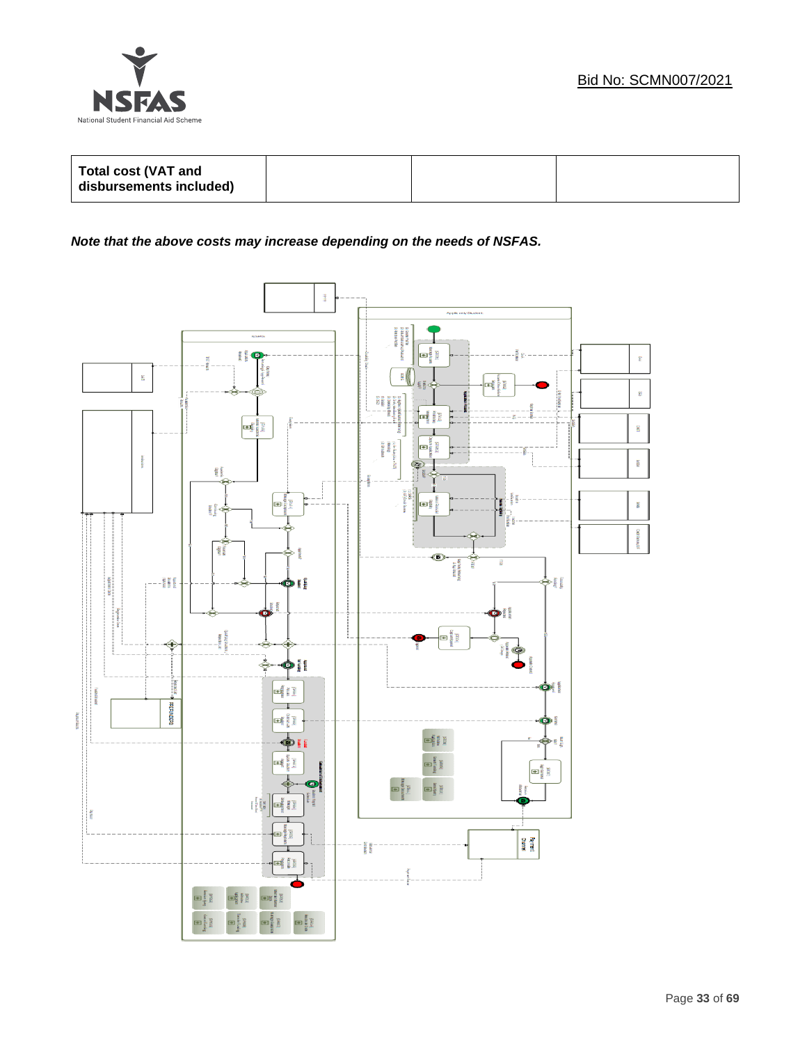| Total cost (VAT and disbursements included) | | | |
|---|---|---|---|

***Note that the above costs may increase depending on the needs of NSFAS.***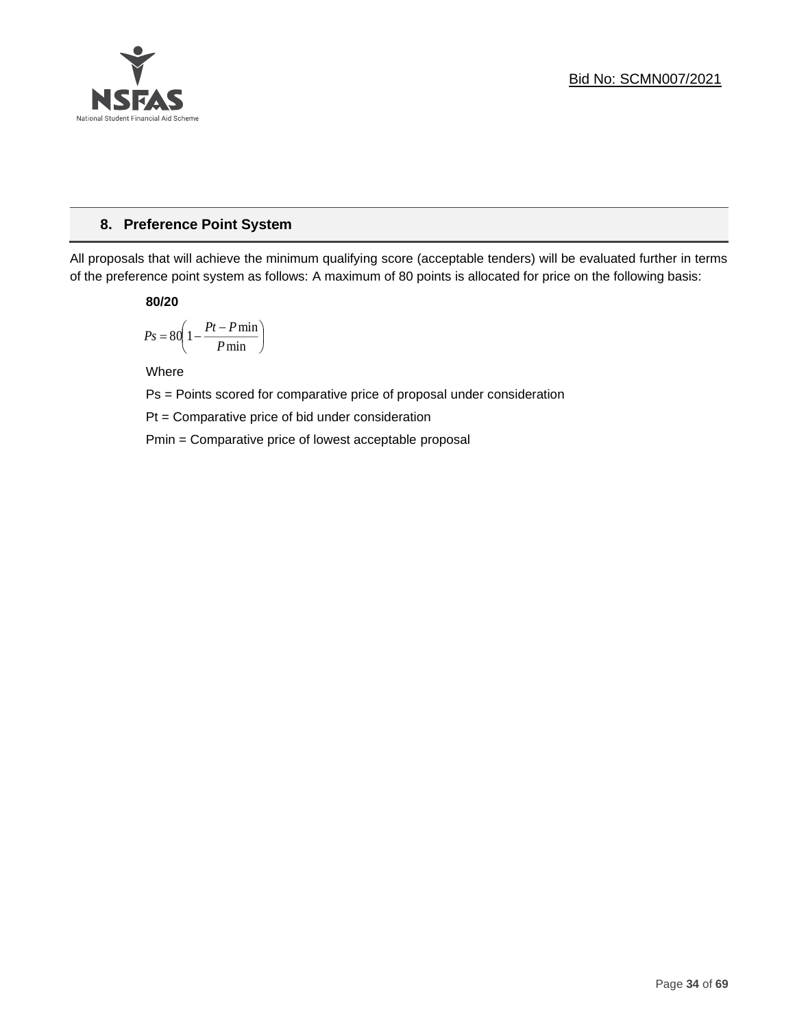## 8. Preference Point System

All proposals that will achieve the minimum qualifying score (acceptable tenders) will be evaluated further in terms of the preference point system as follows: A maximum of 80 points is allocated for price on the following basis:

**80/20**

$$Ps = 80\left(1 - \frac{Pt - P\min}{P\min}\right)$$

Where

Ps = Points scored for comparative price of proposal under consideration

Pt = Comparative price of bid under consideration

Pmin = Comparative price of lowest acceptable proposal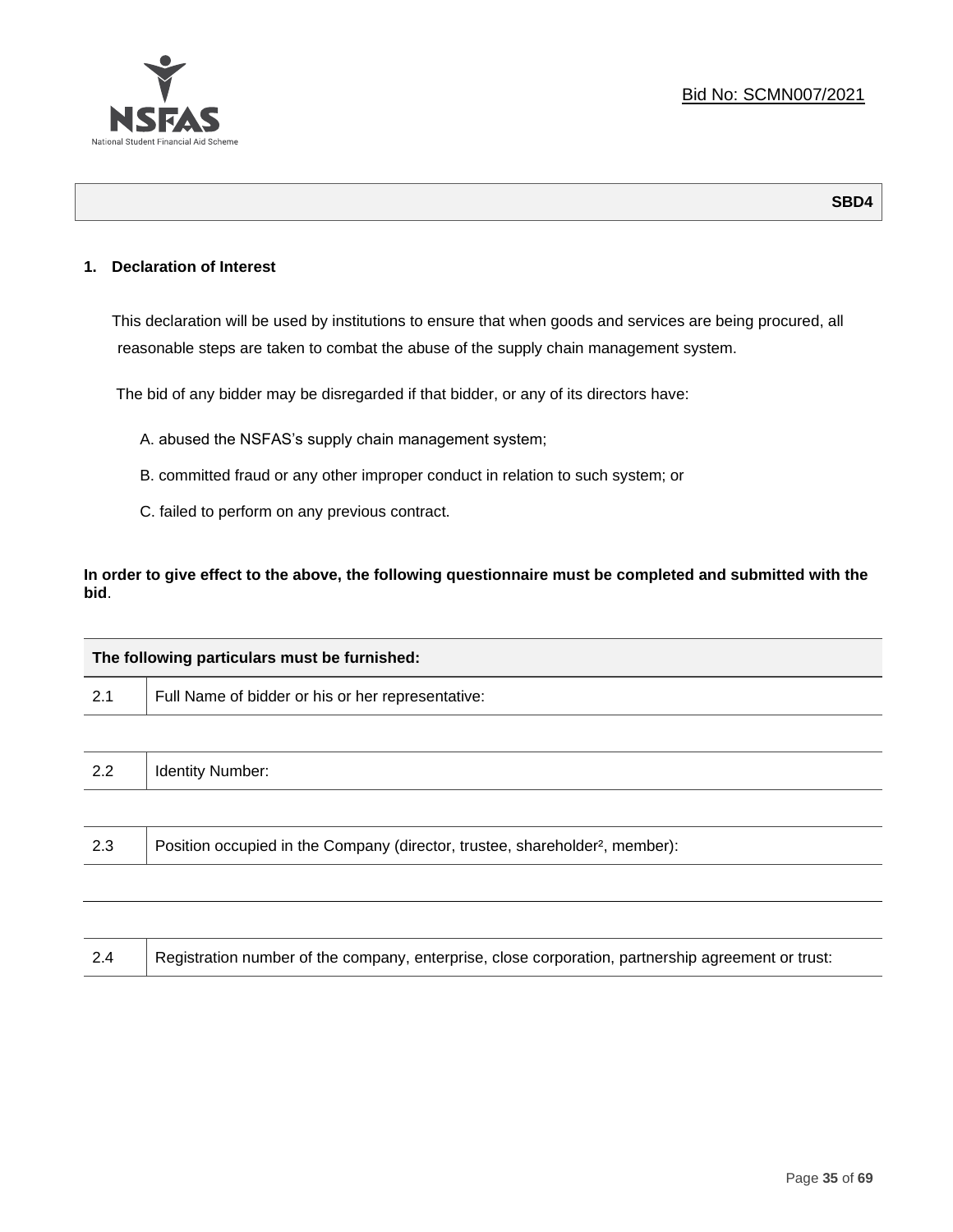Bid No: SCMN007/2021

**SBD4**

**1. Declaration of Interest**

This declaration will be used by institutions to ensure that when goods and services are being procured, all reasonable steps are taken to combat the abuse of the supply chain management system.

The bid of any bidder may be disregarded if that bidder, or any of its directors have:

A. abused the NSFAS's supply chain management system;

B. committed fraud or any other improper conduct in relation to such system; or

C. failed to perform on any previous contract.

**In order to give effect to the above, the following questionnaire must be completed and submitted with the bid**.

| **The following particulars must be furnished:** | |
|---|---|
| 2.1 | Full Name of bidder or his or her representative: |
| | |
| 2.2 | Identity Number: |
| | |
| 2.3 | Position occupied in the Company (director, trustee, shareholder[2], member): |
| | |
| | |
| 2.4 | Registration number of the company, enterprise, close corporation, partnership agreement or trust: |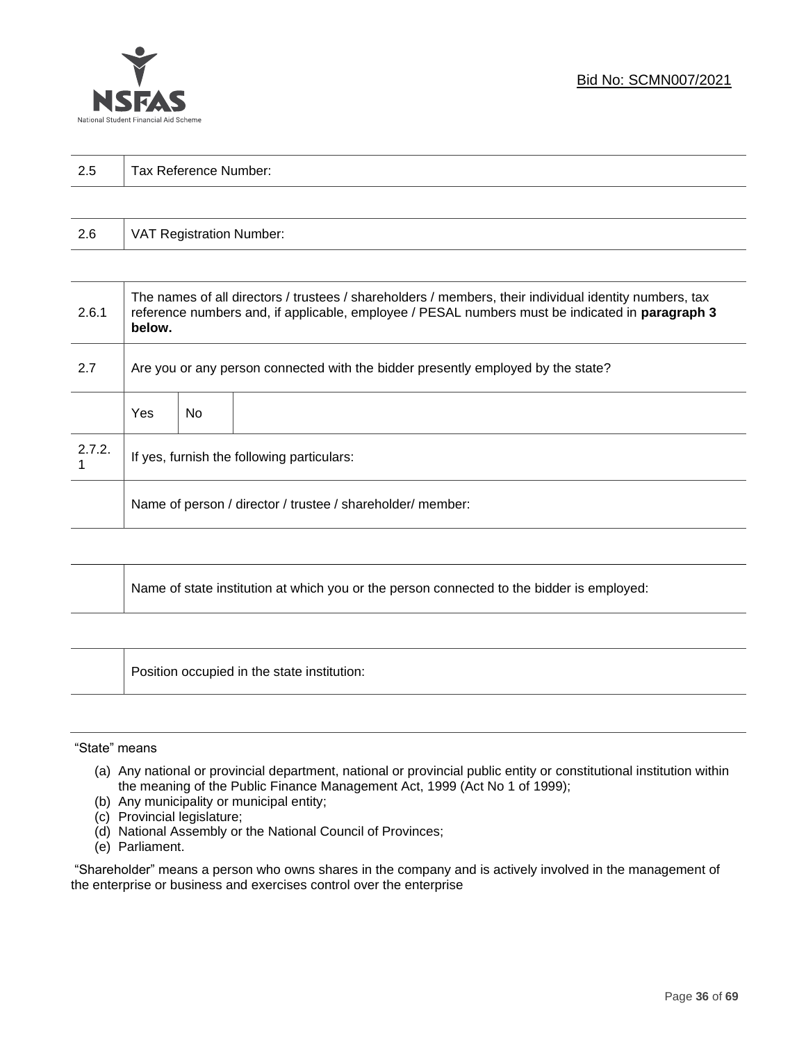| 2.5 | Tax Reference Number: |
|---|---|

| 2.6 | VAT Registration Number: |
|---|---|

| | | | |
|---|---|---|---|
| 2.6.1 | The names of all directors / trustees / shareholders / members, their individual identity numbers, tax reference numbers and, if applicable, employee / PESAL numbers must be indicated in **paragraph 3 below.** | | |
| 2.7 | Are you or any person connected with the bidder presently employed by the state? | | |
| | Yes | No | |
| 2.7.2.1 | If yes, furnish the following particulars: | | |
| | Name of person / director / trustee / shareholder/ member: | | |

| | Name of state institution at which you or the person connected to the bidder is employed: |
|---|---|

| | Position occupied in the state institution: |
|---|---|

"State" means

(a) Any national or provincial department, national or provincial public entity or constitutional institution within the meaning of the Public Finance Management Act, 1999 (Act No 1 of 1999);
(b) Any municipality or municipal entity;
(c) Provincial legislature;
(d) National Assembly or the National Council of Provinces;
(e) Parliament.

"Shareholder" means a person who owns shares in the company and is actively involved in the management of the enterprise or business and exercises control over the enterprise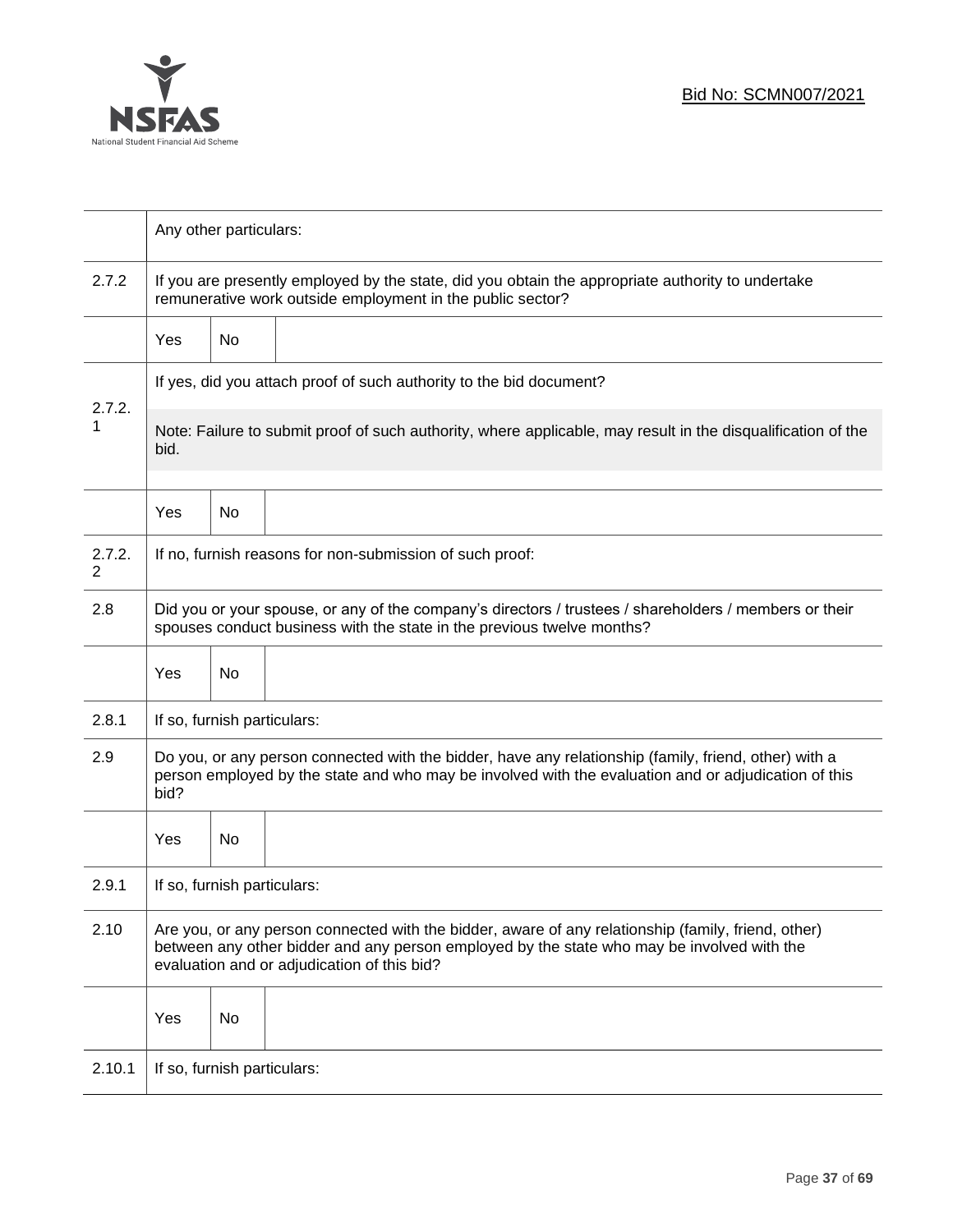| | | | |
|---|---|---|---|
| | Any other particulars: | | |
| 2.7.2 | If you are presently employed by the state, did you obtain the appropriate authority to undertake remunerative work outside employment in the public sector? | | |
| | Yes | No | |
| 2.7.2.1 | If yes, did you attach proof of such authority to the bid document?<br><br>Note: Failure to submit proof of such authority, where applicable, may result in the disqualification of the bid. | | |
| | Yes | No | |
| 2.7.2.2 | If no, furnish reasons for non-submission of such proof: | | |
| 2.8 | Did you or your spouse, or any of the company's directors / trustees / shareholders / members or their spouses conduct business with the state in the previous twelve months? | | |
| | Yes | No | |
| 2.8.1 | If so, furnish particulars: | | |
| 2.9 | Do you, or any person connected with the bidder, have any relationship (family, friend, other) with a person employed by the state and who may be involved with the evaluation and or adjudication of this bid? | | |
| | Yes | No | |
| 2.9.1 | If so, furnish particulars: | | |
| 2.10 | Are you, or any person connected with the bidder, aware of any relationship (family, friend, other) between any other bidder and any person employed by the state who may be involved with the evaluation and or adjudication of this bid? | | |
| | Yes | No | |
| 2.10.1 | If so, furnish particulars: | | |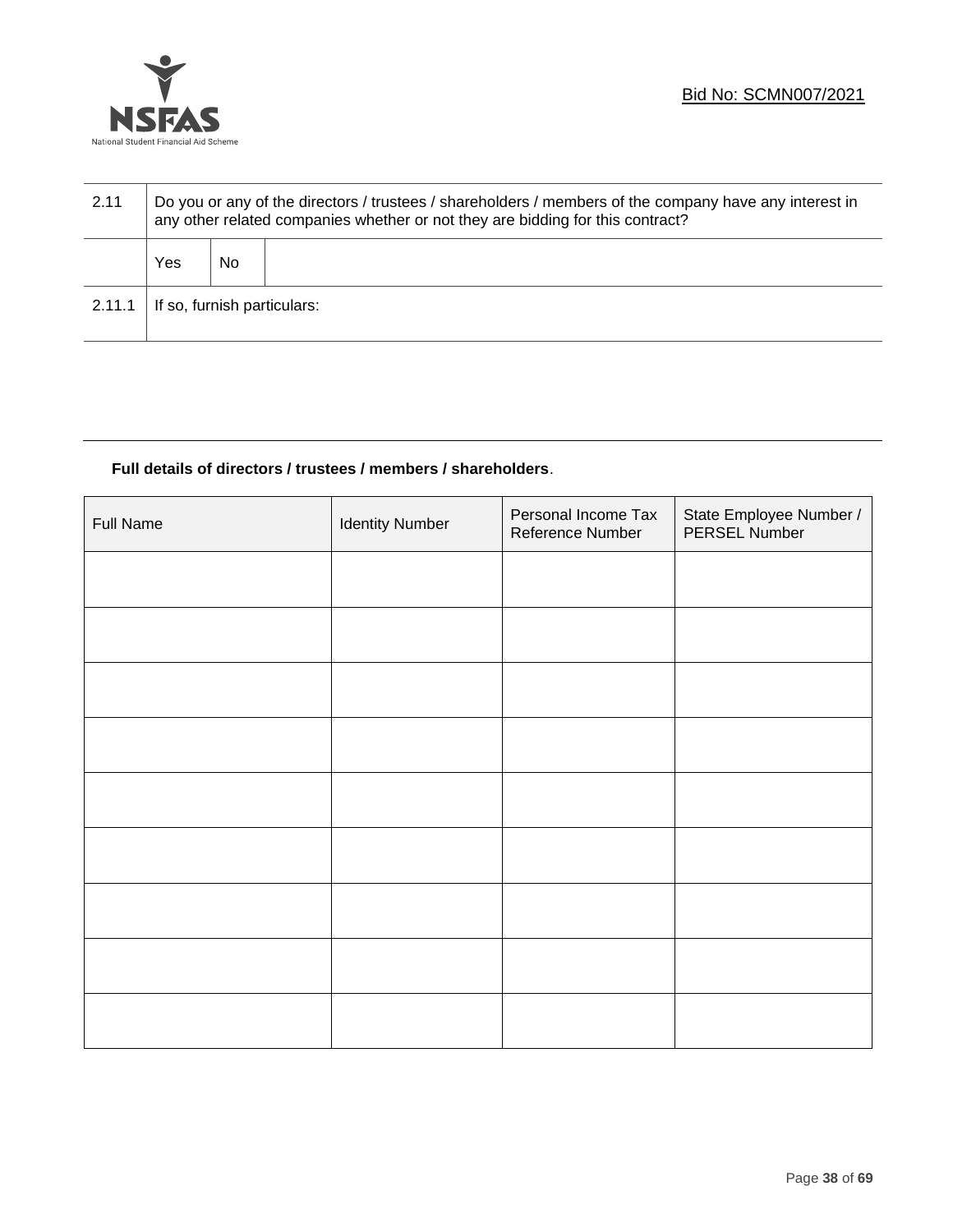Bid No: SCMN007/2021

| 2.11 | Do you or any of the directors / trustees / shareholders / members of the company have any interest in any other related companies whether or not they are bidding for this contract? | | |
|---|---|---|---|
| | Yes | No | |
| 2.11.1 | If so, furnish particulars: | | |

**Full details of directors / trustees / members / shareholders**.

| Full Name | Identity Number | Personal Income Tax Reference Number | State Employee Number / PERSEL Number |
|---|---|---|---|
| | | | |
| | | | |
| | | | |
| | | | |
| | | | |
| | | | |
| | | | |
| | | | |
| | | | |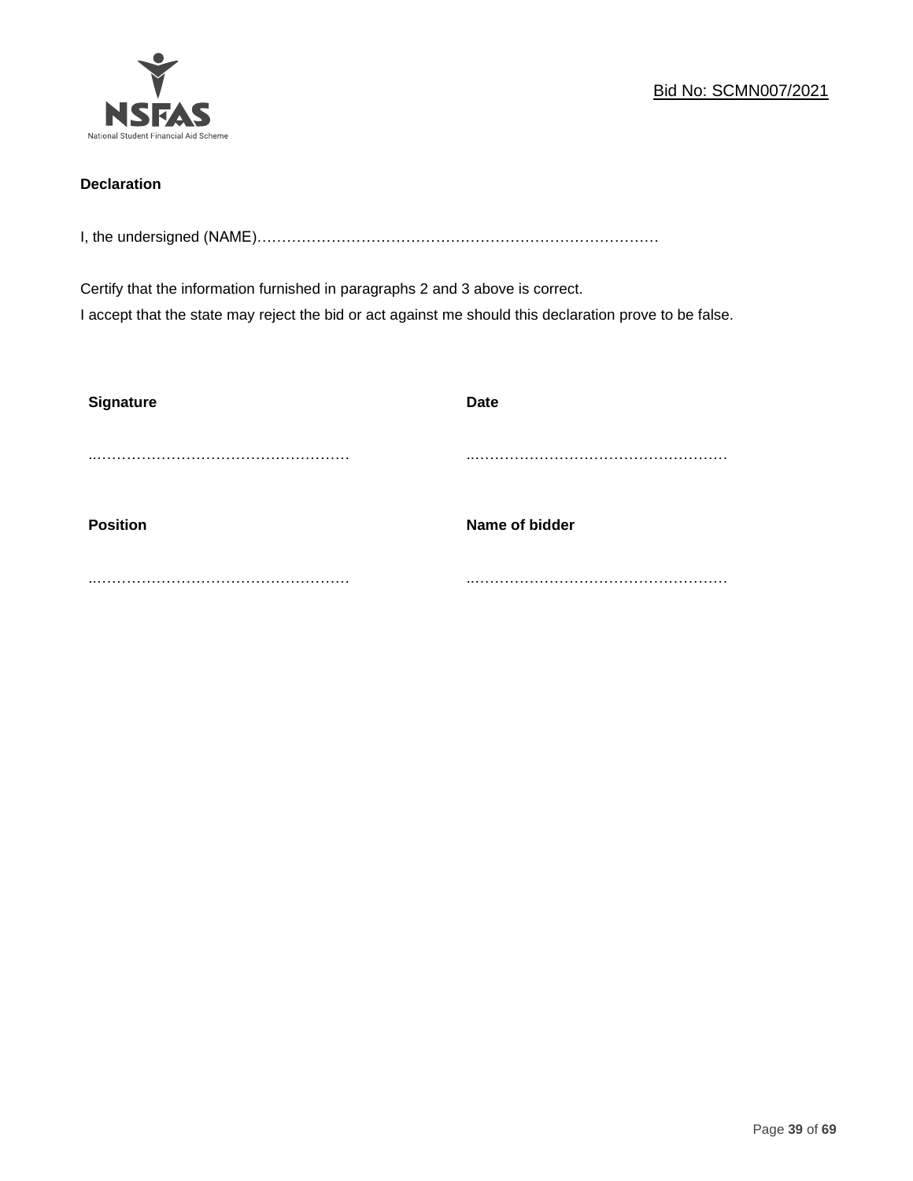**Declaration**

I, the undersigned (NAME)…………………………………………………………………………

Certify that the information furnished in paragraphs 2 and 3 above is correct.
I accept that the state may reject the bid or act against me should this declaration prove to be false.

| **Signature** | **Date** |
|---|---|
| …………………………………………… | …………………………………………… |
| **Position** | **Name of bidder** |
| …………………………………………… | …………………………………………… |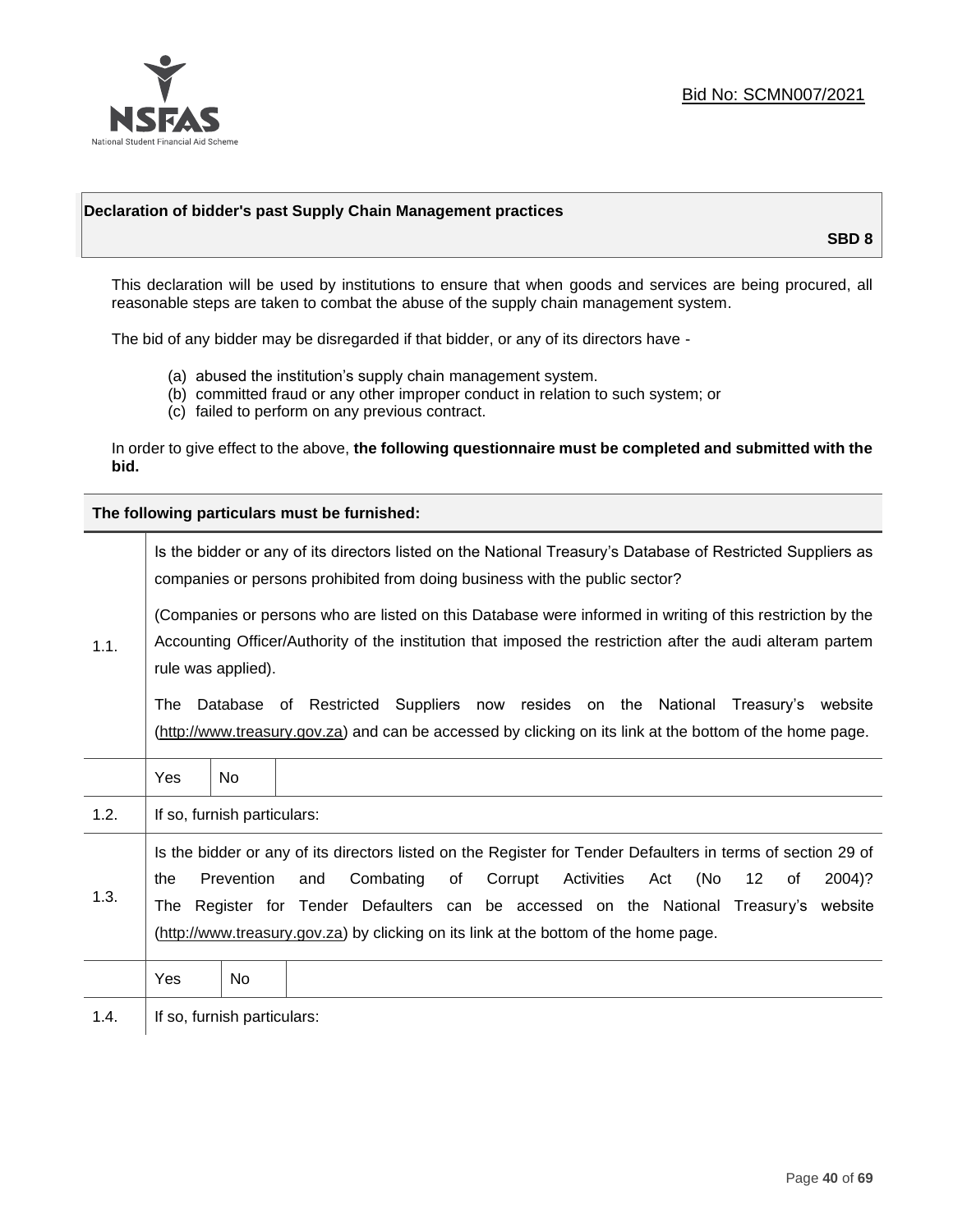Bid No: SCMN007/2021

**Declaration of bidder's past Supply Chain Management practices**

**SBD 8**

This declaration will be used by institutions to ensure that when goods and services are being procured, all reasonable steps are taken to combat the abuse of the supply chain management system.

The bid of any bidder may be disregarded if that bidder, or any of its directors have -

(a) abused the institution's supply chain management system.
(b) committed fraud or any other improper conduct in relation to such system; or
(c) failed to perform on any previous contract.

In order to give effect to the above, **the following questionnaire must be completed and submitted with the bid.**

**The following particulars must be furnished:**

| | | | |
|---|---|---|---|
| 1.1. | Is the bidder or any of its directors listed on the National Treasury's Database of Restricted Suppliers as companies or persons prohibited from doing business with the public sector?<br><br>(Companies or persons who are listed on this Database were informed in writing of this restriction by the Accounting Officer/Authority of the institution that imposed the restriction after the audi alteram partem rule was applied).<br><br>The Database of Restricted Suppliers now resides on the National Treasury's website (http://www.treasury.gov.za) and can be accessed by clicking on its link at the bottom of the home page. | | |
| | Yes | No | |
| 1.2. | If so, furnish particulars: | | |
| 1.3. | Is the bidder or any of its directors listed on the Register for Tender Defaulters in terms of section 29 of the Prevention and Combating of Corrupt Activities Act (No 12 of 2004)? The Register for Tender Defaulters can be accessed on the National Treasury's website (http://www.treasury.gov.za) by clicking on its link at the bottom of the home page. | | |
| | Yes | No | |
| 1.4. | If so, furnish particulars: | | |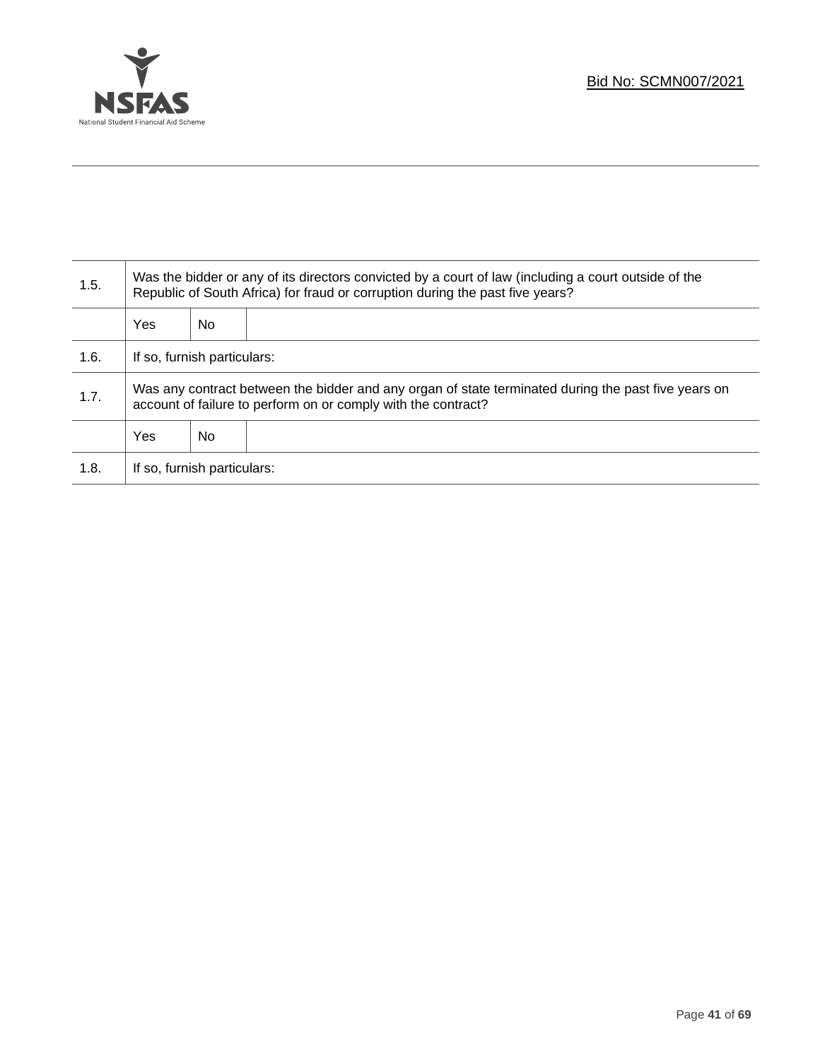| | | | |
|---|---|---|---|
| 1.5. | Was the bidder or any of its directors convicted by a court of law (including a court outside of the Republic of South Africa) for fraud or corruption during the past five years? | | |
| | Yes | No | |
| 1.6. | If so, furnish particulars: | | |
| 1.7. | Was any contract between the bidder and any organ of state terminated during the past five years on account of failure to perform on or comply with the contract? | | |
| | Yes | No | |
| 1.8. | If so, furnish particulars: | | |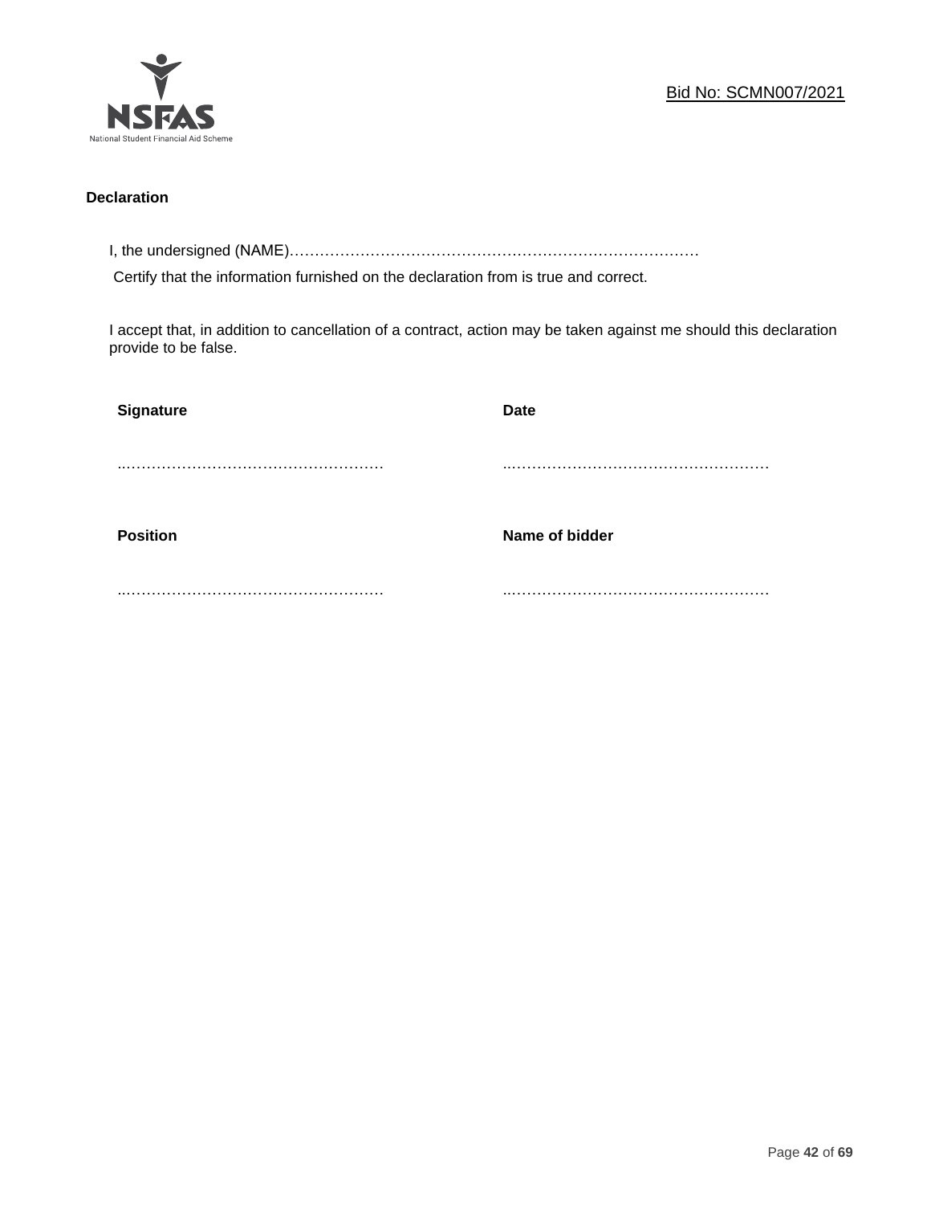Bid No: SCMN007/2021

**Declaration**

I, the undersigned (NAME)…………………………………………………………………………

Certify that the information furnished on the declaration from is true and correct.

I accept that, in addition to cancellation of a contract, action may be taken against me should this declaration provide to be false.

| **Signature** | **Date** |
|---|---|
| ……………………………………………… | ……………………………………………… |
| **Position** | **Name of bidder** |
| ……………………………………………… | ……………………………………………… |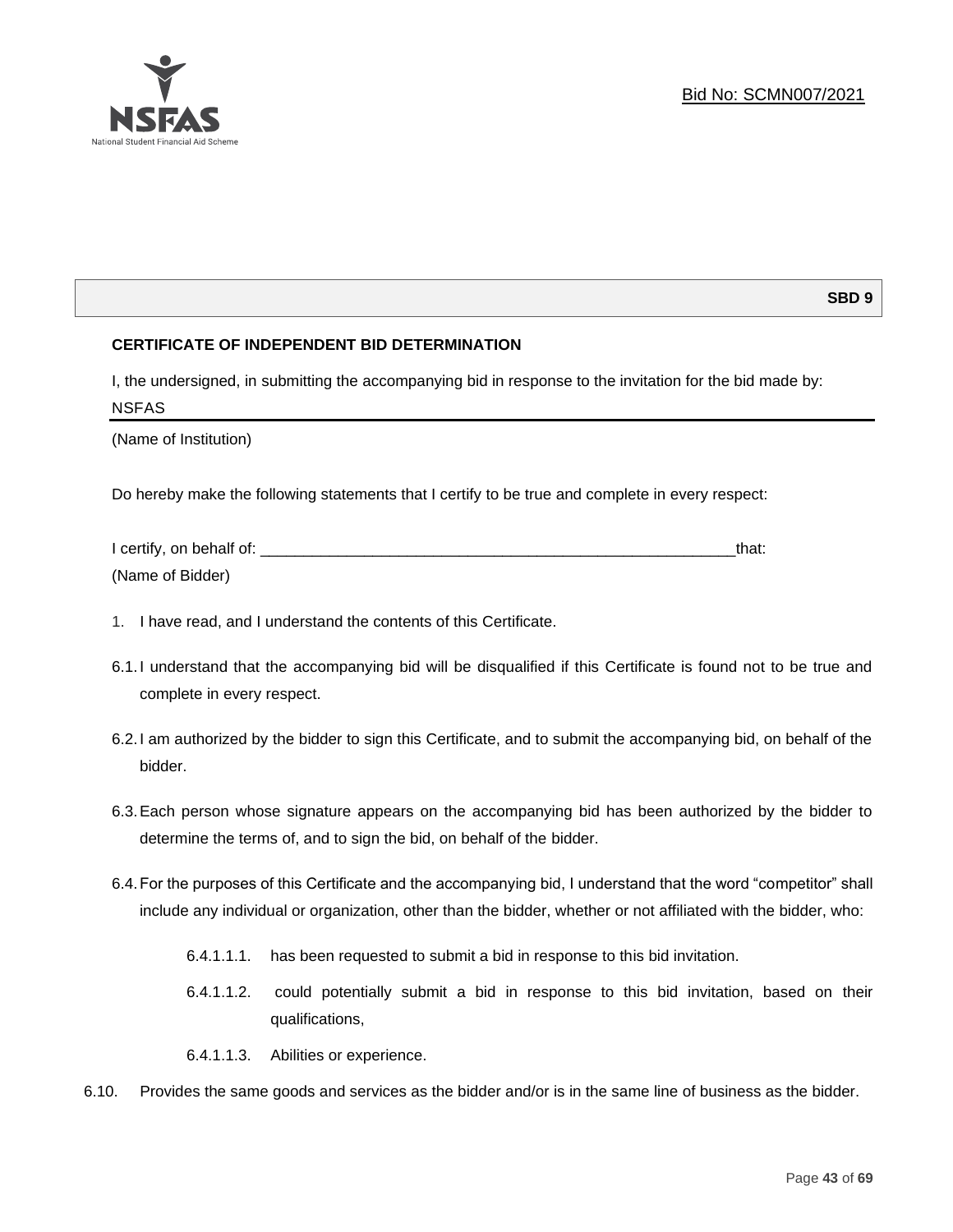Bid No: SCMN007/2021

**SBD 9**

**CERTIFICATE OF INDEPENDENT BID DETERMINATION**

I, the undersigned, in submitting the accompanying bid in response to the invitation for the bid made by:

NSFAS

(Name of Institution)

Do hereby make the following statements that I certify to be true and complete in every respect:

I certify, on behalf of: ___________________________________________________________that:

(Name of Bidder)

1. I have read, and I understand the contents of this Certificate.

6.1. I understand that the accompanying bid will be disqualified if this Certificate is found not to be true and complete in every respect.

6.2. I am authorized by the bidder to sign this Certificate, and to submit the accompanying bid, on behalf of the bidder.

6.3. Each person whose signature appears on the accompanying bid has been authorized by the bidder to determine the terms of, and to sign the bid, on behalf of the bidder.

6.4. For the purposes of this Certificate and the accompanying bid, I understand that the word "competitor" shall include any individual or organization, other than the bidder, whether or not affiliated with the bidder, who:

6.4.1.1.1. has been requested to submit a bid in response to this bid invitation.

6.4.1.1.2. could potentially submit a bid in response to this bid invitation, based on their qualifications,

6.4.1.1.3. Abilities or experience.

6.10. Provides the same goods and services as the bidder and/or is in the same line of business as the bidder.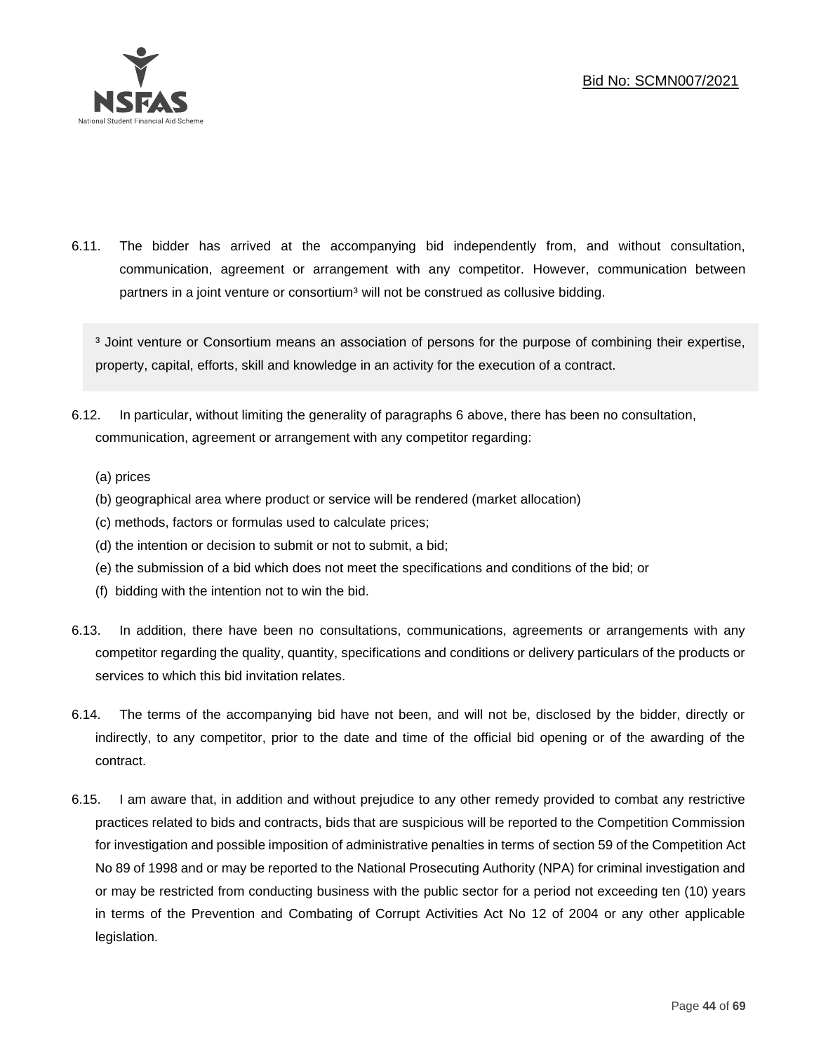6.11. The bidder has arrived at the accompanying bid independently from, and without consultation, communication, agreement or arrangement with any competitor. However, communication between partners in a joint venture or consortium[3] will not be construed as collusive bidding.

> [3] Joint venture or Consortium means an association of persons for the purpose of combining their expertise, property, capital, efforts, skill and knowledge in an activity for the execution of a contract.

6.12. In particular, without limiting the generality of paragraphs 6 above, there has been no consultation, communication, agreement or arrangement with any competitor regarding:

(a) prices
(b) geographical area where product or service will be rendered (market allocation)
(c) methods, factors or formulas used to calculate prices;
(d) the intention or decision to submit or not to submit, a bid;
(e) the submission of a bid which does not meet the specifications and conditions of the bid; or
(f) bidding with the intention not to win the bid.

6.13. In addition, there have been no consultations, communications, agreements or arrangements with any competitor regarding the quality, quantity, specifications and conditions or delivery particulars of the products or services to which this bid invitation relates.

6.14. The terms of the accompanying bid have not been, and will not be, disclosed by the bidder, directly or indirectly, to any competitor, prior to the date and time of the official bid opening or of the awarding of the contract.

6.15. I am aware that, in addition and without prejudice to any other remedy provided to combat any restrictive practices related to bids and contracts, bids that are suspicious will be reported to the Competition Commission for investigation and possible imposition of administrative penalties in terms of section 59 of the Competition Act No 89 of 1998 and or may be reported to the National Prosecuting Authority (NPA) for criminal investigation and or may be restricted from conducting business with the public sector for a period not exceeding ten (10) years in terms of the Prevention and Combating of Corrupt Activities Act No 12 of 2004 or any other applicable legislation.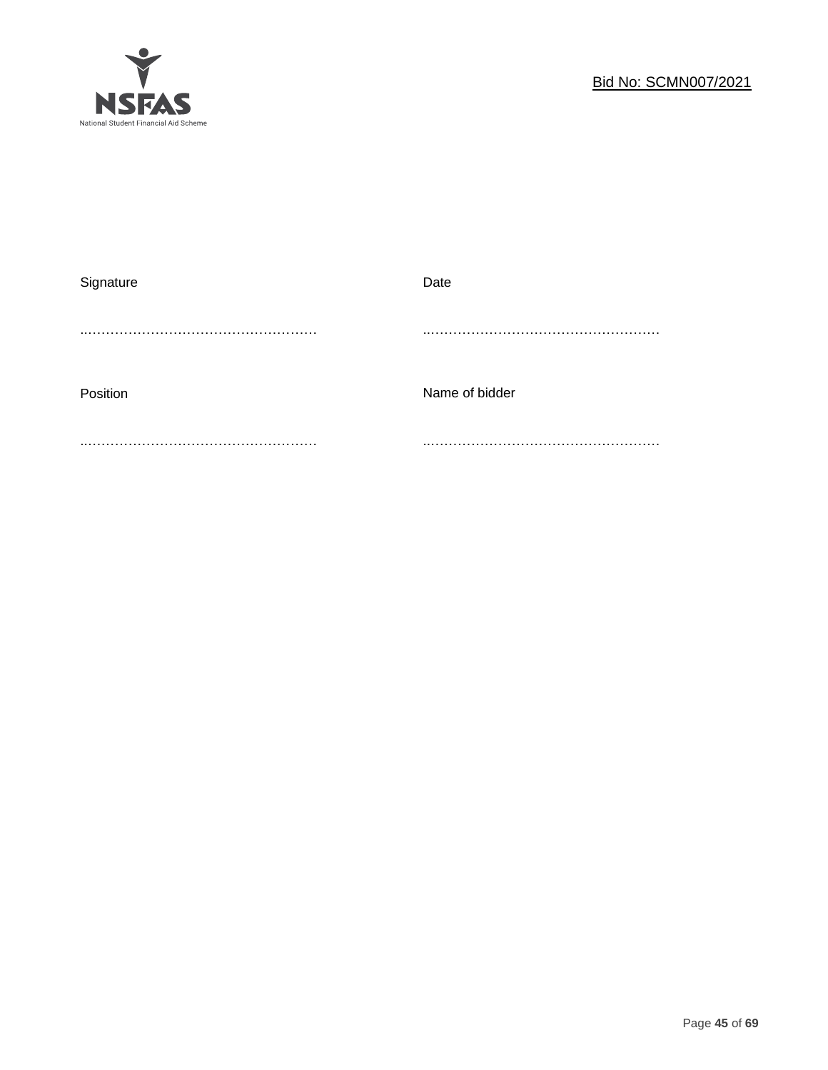| Signature | Date |
|---|---|
| ……………………………………………… | ……………………………………………… |
| Position | Name of bidder |
| ……………………………………………… | ……………………………………………… |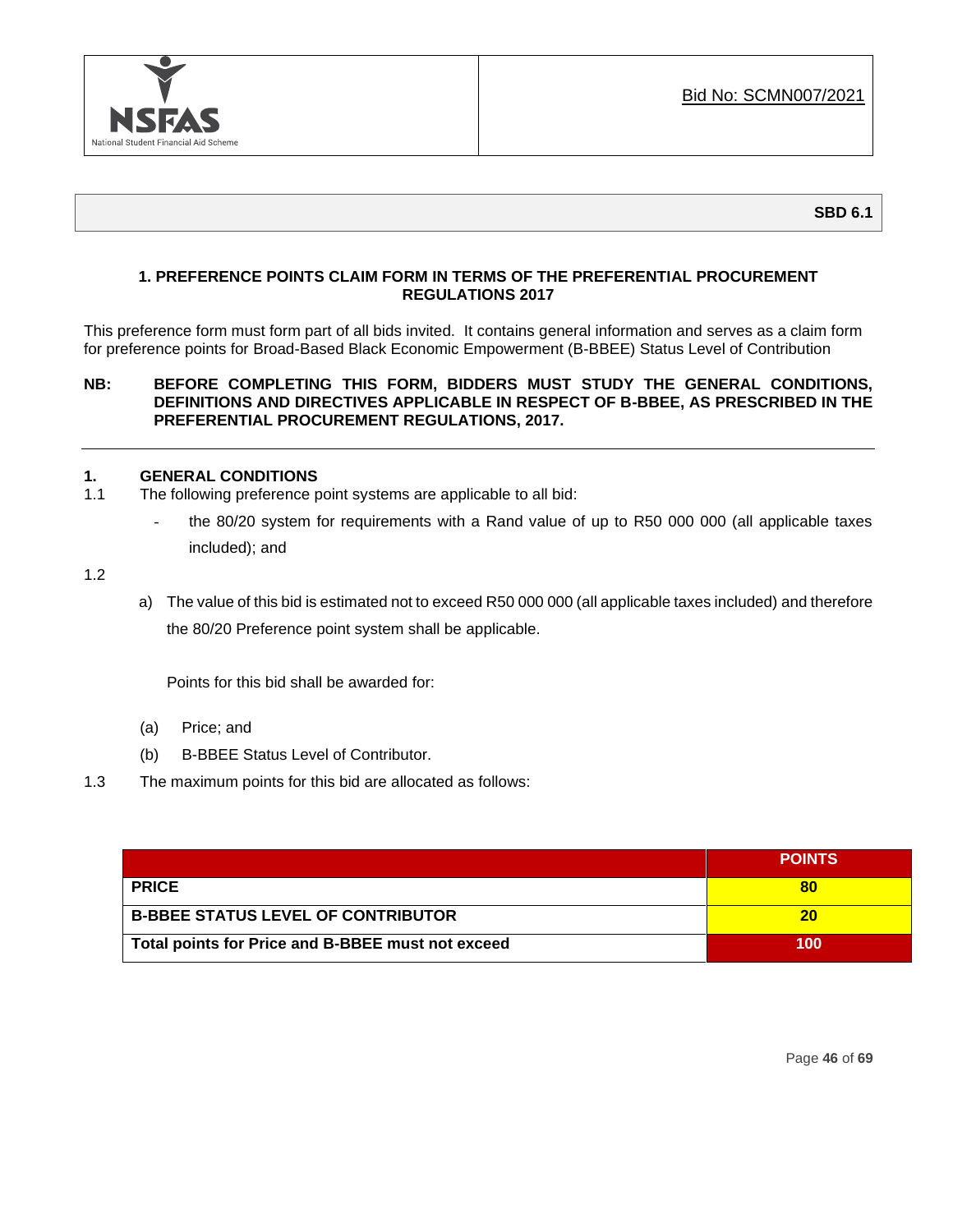Bid No: SCMN007/2021

**SBD 6.1**

## 1. PREFERENCE POINTS CLAIM FORM IN TERMS OF THE PREFERENTIAL PROCUREMENT REGULATIONS 2017

This preference form must form part of all bids invited. It contains general information and serves as a claim form for preference points for Broad-Based Black Economic Empowerment (B-BBEE) Status Level of Contribution

**NB: BEFORE COMPLETING THIS FORM, BIDDERS MUST STUDY THE GENERAL CONDITIONS, DEFINITIONS AND DIRECTIVES APPLICABLE IN RESPECT OF B-BBEE, AS PRESCRIBED IN THE PREFERENTIAL PROCUREMENT REGULATIONS, 2017.**

---

### 1. GENERAL CONDITIONS

1.1 The following preference point systems are applicable to all bid:

- the 80/20 system for requirements with a Rand value of up to R50 000 000 (all applicable taxes included); and

1.2

a) The value of this bid is estimated not to exceed R50 000 000 (all applicable taxes included) and therefore the 80/20 Preference point system shall be applicable.

Points for this bid shall be awarded for:

(a) Price; and

(b) B-BBEE Status Level of Contributor.

1.3 The maximum points for this bid are allocated as follows:

| | POINTS |
|---|---|
| **PRICE** | **80** |
| **B-BBEE STATUS LEVEL OF CONTRIBUTOR** | **20** |
| **Total points for Price and B-BBEE must not exceed** | **100** |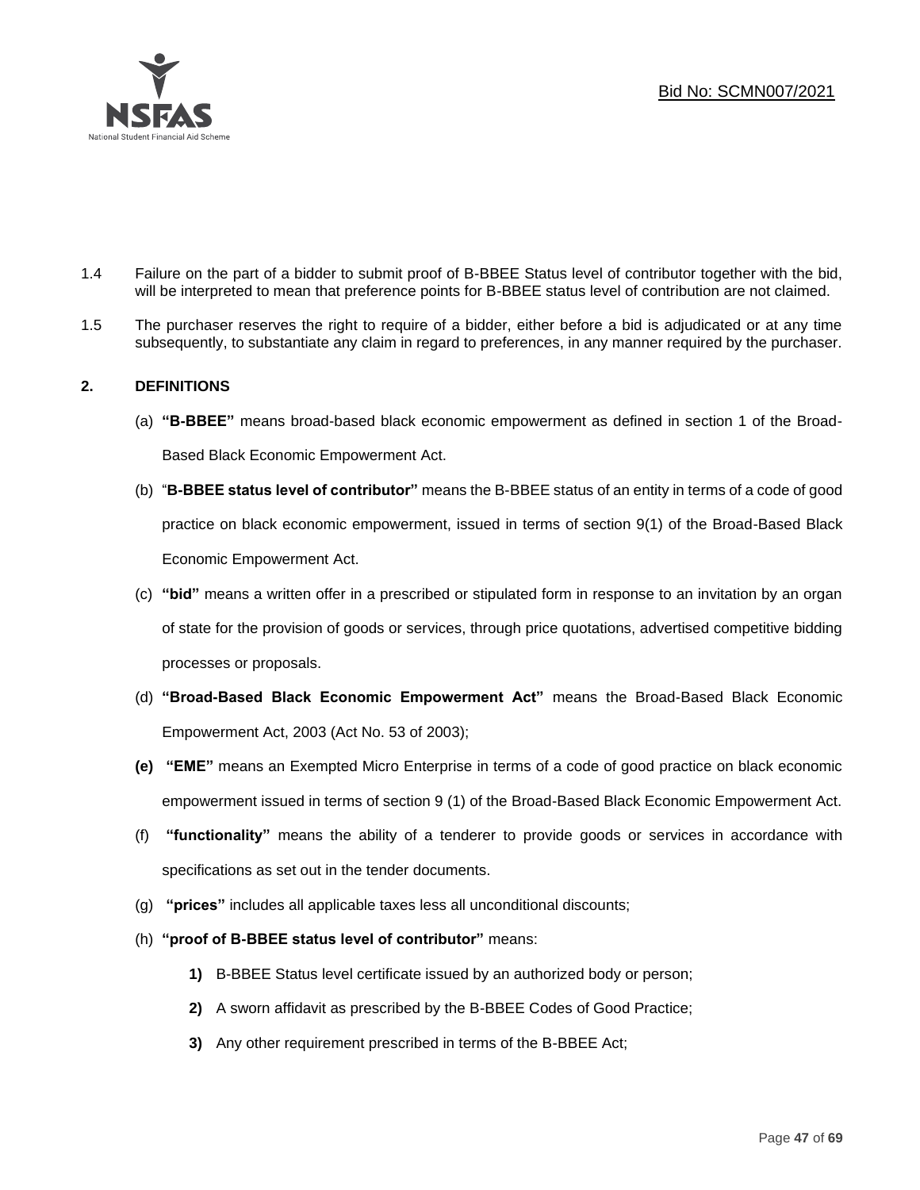1.4 Failure on the part of a bidder to submit proof of B-BBEE Status level of contributor together with the bid, will be interpreted to mean that preference points for B-BBEE status level of contribution are not claimed.

1.5 The purchaser reserves the right to require of a bidder, either before a bid is adjudicated or at any time subsequently, to substantiate any claim in regard to preferences, in any manner required by the purchaser.

## 2. DEFINITIONS

(a) **"B-BBEE"** means broad-based black economic empowerment as defined in section 1 of the Broad-Based Black Economic Empowerment Act.

(b) "**B-BBEE status level of contributor"** means the B-BBEE status of an entity in terms of a code of good practice on black economic empowerment, issued in terms of section 9(1) of the Broad-Based Black Economic Empowerment Act.

(c) **"bid"** means a written offer in a prescribed or stipulated form in response to an invitation by an organ of state for the provision of goods or services, through price quotations, advertised competitive bidding processes or proposals.

(d) **"Broad-Based Black Economic Empowerment Act"** means the Broad-Based Black Economic Empowerment Act, 2003 (Act No. 53 of 2003);

**(e)** **"EME"** means an Exempted Micro Enterprise in terms of a code of good practice on black economic empowerment issued in terms of section 9 (1) of the Broad-Based Black Economic Empowerment Act.

(f) **"functionality"** means the ability of a tenderer to provide goods or services in accordance with specifications as set out in the tender documents.

(g) **"prices"** includes all applicable taxes less all unconditional discounts;

(h) **"proof of B-BBEE status level of contributor"** means:

**1)** B-BBEE Status level certificate issued by an authorized body or person;

**2)** A sworn affidavit as prescribed by the B-BBEE Codes of Good Practice;

**3)** Any other requirement prescribed in terms of the B-BBEE Act;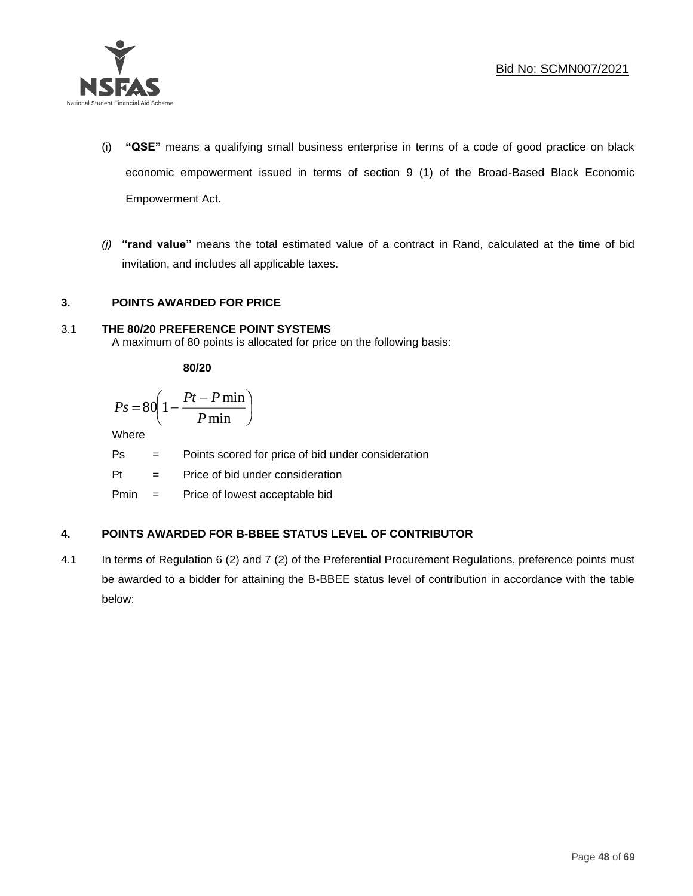(i) **"QSE"** means a qualifying small business enterprise in terms of a code of good practice on black economic empowerment issued in terms of section 9 (1) of the Broad-Based Black Economic Empowerment Act.

*(j)* **"rand value"** means the total estimated value of a contract in Rand, calculated at the time of bid invitation, and includes all applicable taxes.

## 3. POINTS AWARDED FOR PRICE

### 3.1 THE 80/20 PREFERENCE POINT SYSTEMS

A maximum of 80 points is allocated for price on the following basis:

**80/20**

$$Ps = 80\left(1 - \frac{Pt - P\min}{P\min}\right)$$

Where

Ps = Points scored for price of bid under consideration

Pt = Price of bid under consideration

Pmin = Price of lowest acceptable bid

## 4. POINTS AWARDED FOR B-BBEE STATUS LEVEL OF CONTRIBUTOR

4.1 In terms of Regulation 6 (2) and 7 (2) of the Preferential Procurement Regulations, preference points must be awarded to a bidder for attaining the B-BBEE status level of contribution in accordance with the table below: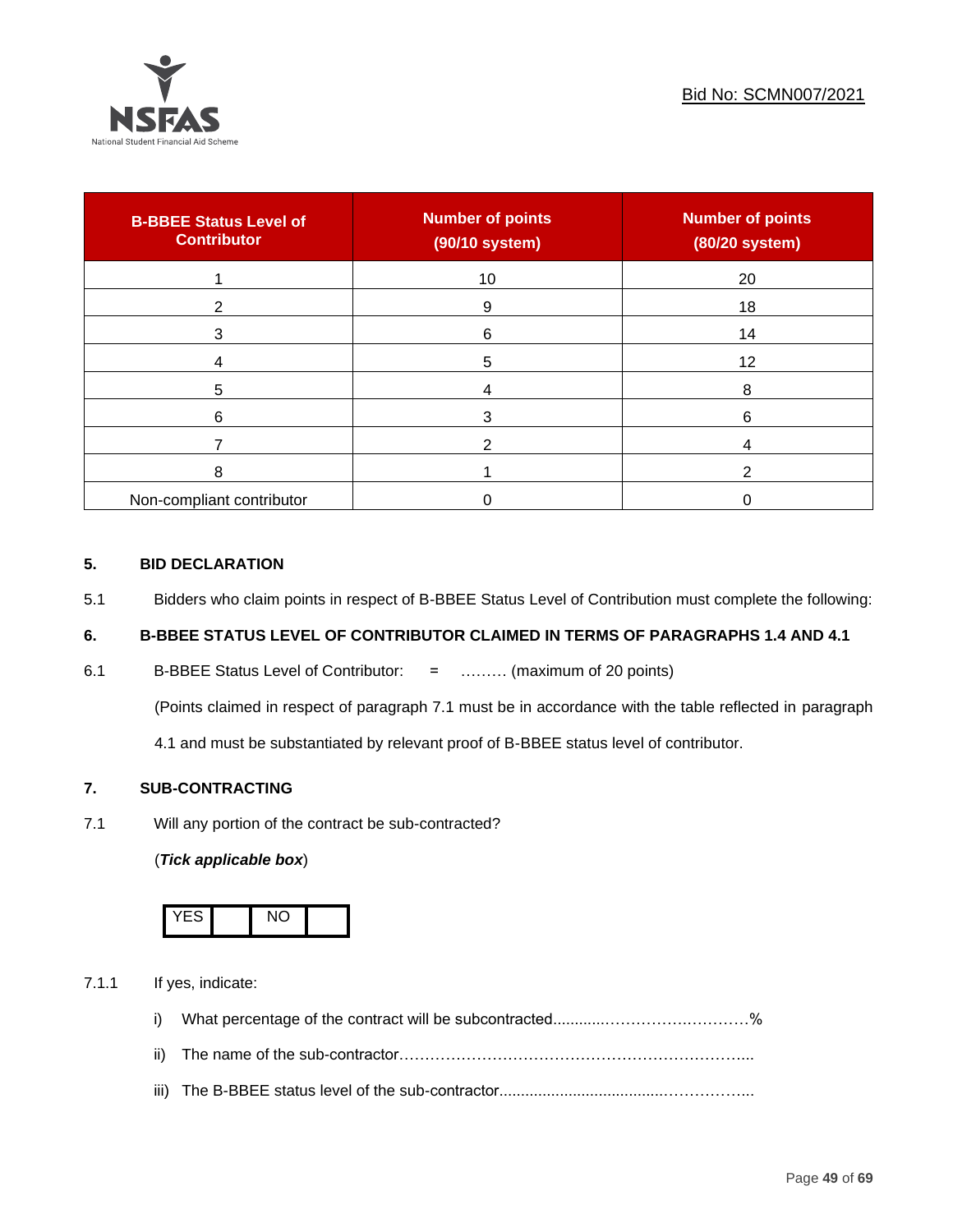| B-BBEE Status Level of Contributor | Number of points (90/10 system) | Number of points (80/20 system) |
|---|---|---|
| 1 | 10 | 20 |
| 2 | 9 | 18 |
| 3 | 6 | 14 |
| 4 | 5 | 12 |
| 5 | 4 | 8 |
| 6 | 3 | 6 |
| 7 | 2 | 4 |
| 8 | 1 | 2 |
| Non-compliant contributor | 0 | 0 |

**5. BID DECLARATION**

5.1 Bidders who claim points in respect of B-BBEE Status Level of Contribution must complete the following:

**6. B-BBEE STATUS LEVEL OF CONTRIBUTOR CLAIMED IN TERMS OF PARAGRAPHS 1.4 AND 4.1**

6.1 B-BBEE Status Level of Contributor: = ……… (maximum of 20 points)

(Points claimed in respect of paragraph 7.1 must be in accordance with the table reflected in paragraph 4.1 and must be substantiated by relevant proof of B-BBEE status level of contributor.

**7. SUB-CONTRACTING**

7.1 Will any portion of the contract be sub-contracted?

(***Tick applicable box***)

| YES | | NO | |
|---|---|---|---|

7.1.1 If yes, indicate:

i) What percentage of the contract will be subcontracted............…………….…………%

ii) The name of the sub-contractor…………………………………………………………..

iii) The B-BBEE status level of the sub-contractor......................................……………..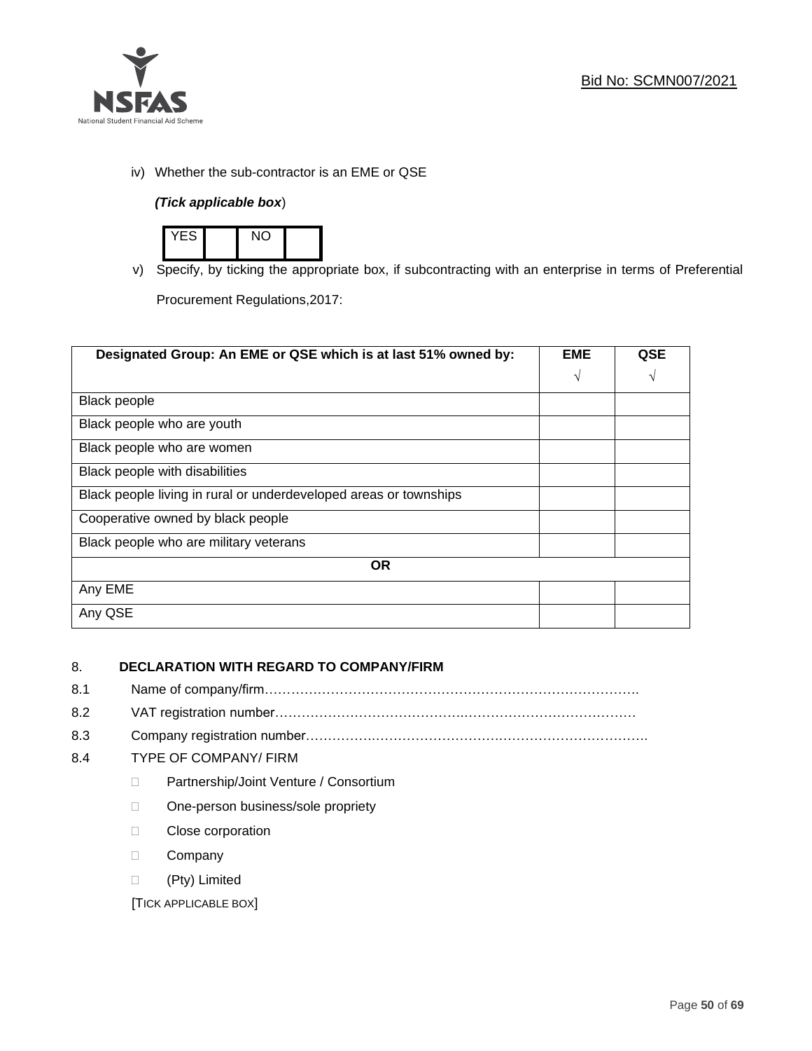iv) Whether the sub-contractor is an EME or QSE

*(Tick applicable box*)

| YES | | NO | |
|---|---|---|---|

v) Specify, by ticking the appropriate box, if subcontracting with an enterprise in terms of Preferential Procurement Regulations,2017:

| Designated Group: An EME or QSE which is at last 51% owned by: | EME √ | QSE √ |
|---|---|---|
| Black people | | |
| Black people who are youth | | |
| Black people who are women | | |
| Black people with disabilities | | |
| Black people living in rural or underdeveloped areas or townships | | |
| Cooperative owned by black people | | |
| Black people who are military veterans | | |
| **OR** | | |
| Any EME | | |
| Any QSE | | |

8. **DECLARATION WITH REGARD TO COMPANY/FIRM**

8.1 Name of company/firm………………………………………………………………………….

8.2 VAT registration number……………………………………………………………………….

8.3 Company registration number…………………………………………………………………….

8.4 TYPE OF COMPANY/ FIRM

- Partnership/Joint Venture / Consortium
- One-person business/sole propriety
- Close corporation
- Company
- (Pty) Limited

[TICK APPLICABLE BOX]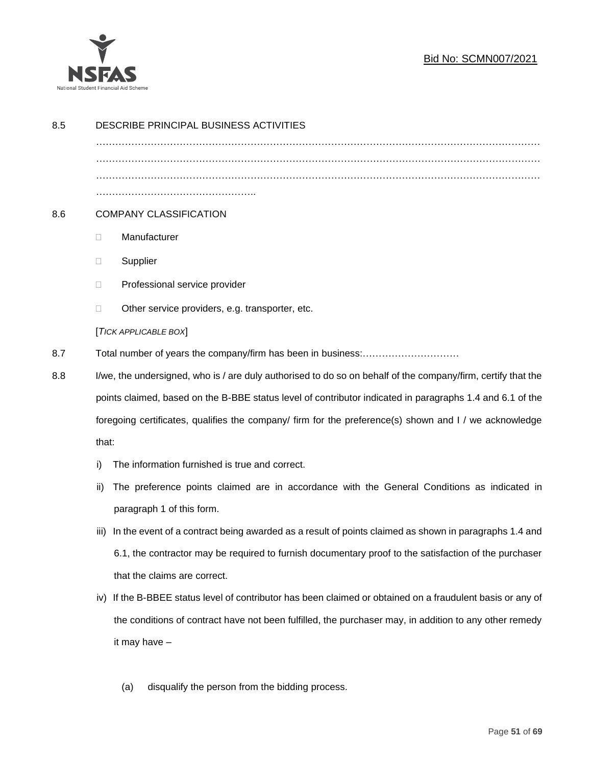8.5 DESCRIBE PRINCIPAL BUSINESS ACTIVITIES

…………………………………………………………………………………………………………………………
…………………………………………………………………………………………………………………………
…………………………………………………………………………………………………………………………
…………………………………………..

8.6 COMPANY CLASSIFICATION

- Manufacturer
- Supplier
- Professional service provider
- Other service providers, e.g. transporter, etc.

[*TICK APPLICABLE BOX*]

8.7 Total number of years the company/firm has been in business:…………………………

8.8 I/we, the undersigned, who is / are duly authorised to do so on behalf of the company/firm, certify that the points claimed, based on the B-BBE status level of contributor indicated in paragraphs 1.4 and 6.1 of the foregoing certificates, qualifies the company/ firm for the preference(s) shown and I / we acknowledge that:

i) The information furnished is true and correct.

ii) The preference points claimed are in accordance with the General Conditions as indicated in paragraph 1 of this form.

iii) In the event of a contract being awarded as a result of points claimed as shown in paragraphs 1.4 and 6.1, the contractor may be required to furnish documentary proof to the satisfaction of the purchaser that the claims are correct.

iv) If the B-BBEE status level of contributor has been claimed or obtained on a fraudulent basis or any of the conditions of contract have not been fulfilled, the purchaser may, in addition to any other remedy it may have –

(a) disqualify the person from the bidding process.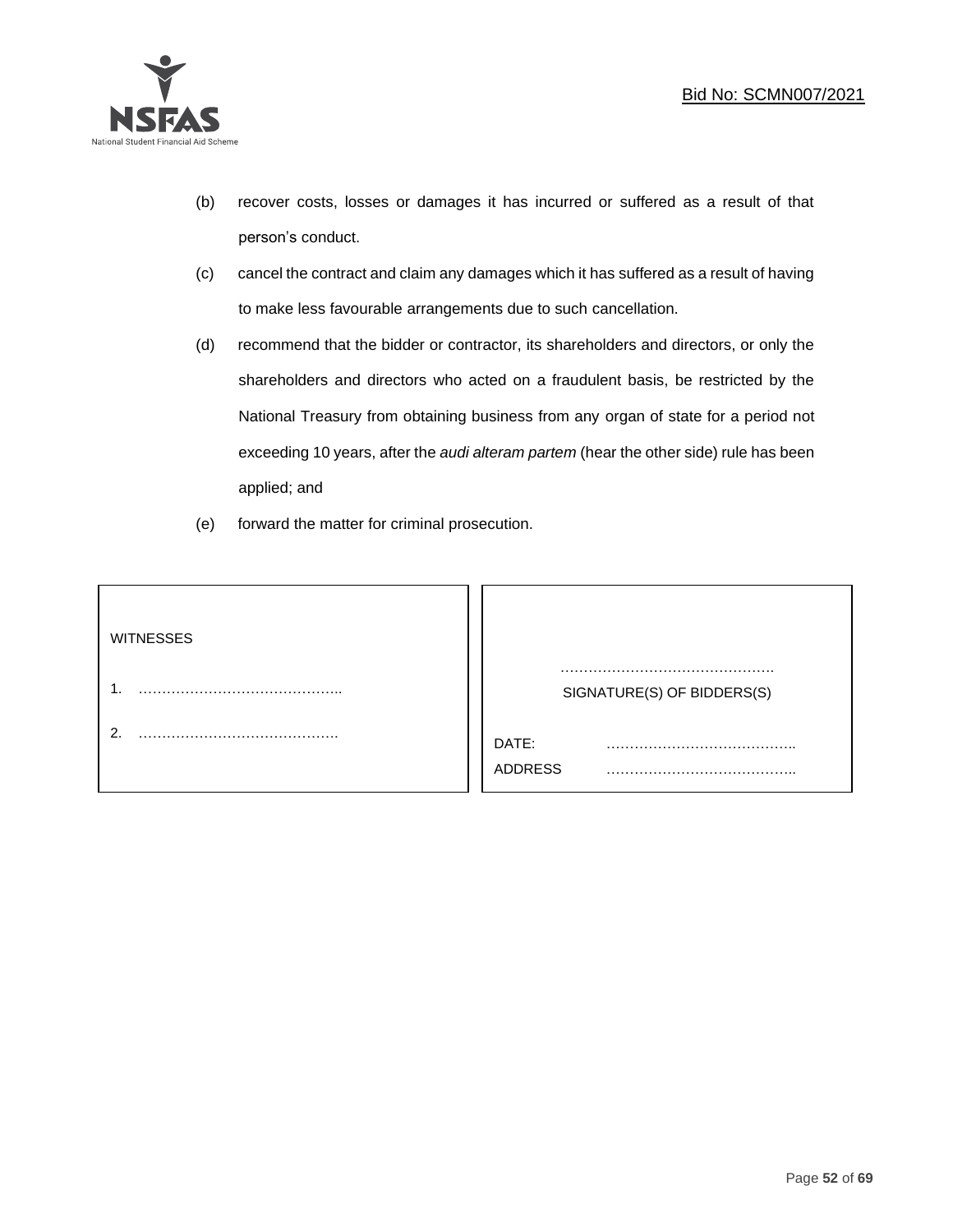(b) recover costs, losses or damages it has incurred or suffered as a result of that person's conduct.

(c) cancel the contract and claim any damages which it has suffered as a result of having to make less favourable arrangements due to such cancellation.

(d) recommend that the bidder or contractor, its shareholders and directors, or only the shareholders and directors who acted on a fraudulent basis, be restricted by the National Treasury from obtaining business from any organ of state for a period not exceeding 10 years, after the *audi alteram partem* (hear the other side) rule has been applied; and

(e) forward the matter for criminal prosecution.

| WITNESSES | |
|---|---|
| 1. …………………………………….. | ………………………………………. |
| | SIGNATURE(S) OF BIDDERS(S) |
| 2. ……………………………………. | DATE: ………………………………….. |
| | ADDRESS ………………………………….. |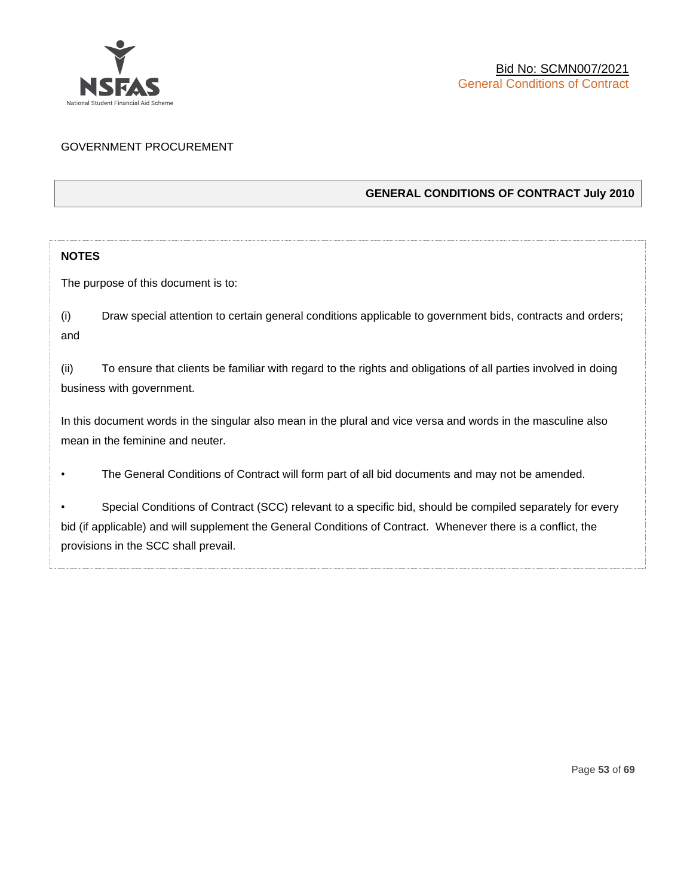GOVERNMENT PROCUREMENT

**GENERAL CONDITIONS OF CONTRACT July 2010**

**NOTES**

The purpose of this document is to:

(i) Draw special attention to certain general conditions applicable to government bids, contracts and orders; and

(ii) To ensure that clients be familiar with regard to the rights and obligations of all parties involved in doing business with government.

In this document words in the singular also mean in the plural and vice versa and words in the masculine also mean in the feminine and neuter.

- The General Conditions of Contract will form part of all bid documents and may not be amended.
- Special Conditions of Contract (SCC) relevant to a specific bid, should be compiled separately for every bid (if applicable) and will supplement the General Conditions of Contract. Whenever there is a conflict, the provisions in the SCC shall prevail.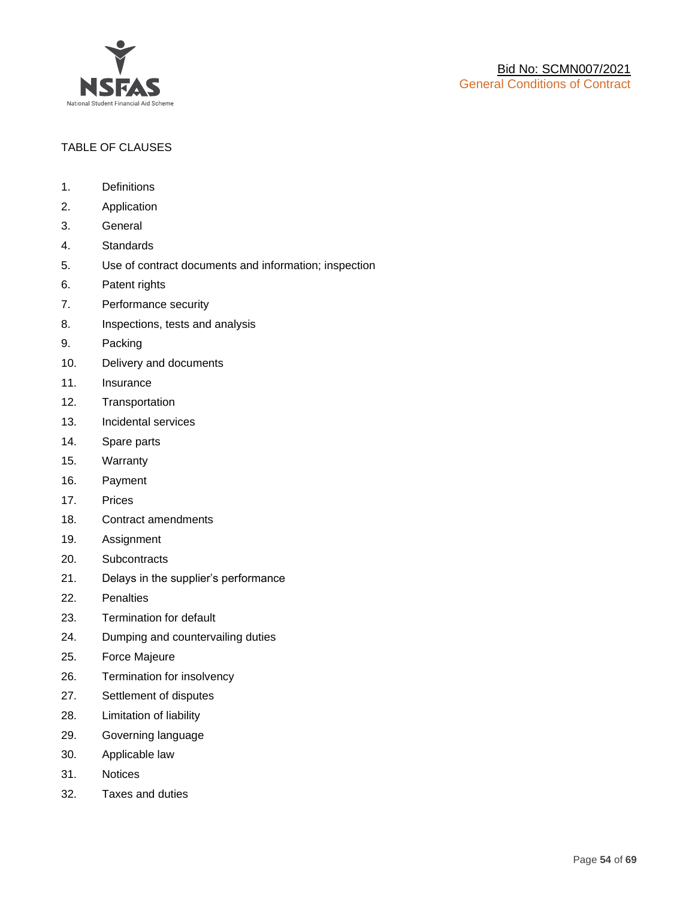TABLE OF CLAUSES

1. Definitions
2. Application
3. General
4. Standards
5. Use of contract documents and information; inspection
6. Patent rights
7. Performance security
8. Inspections, tests and analysis
9. Packing
10. Delivery and documents
11. Insurance
12. Transportation
13. Incidental services
14. Spare parts
15. Warranty
16. Payment
17. Prices
18. Contract amendments
19. Assignment
20. Subcontracts
21. Delays in the supplier's performance
22. Penalties
23. Termination for default
24. Dumping and countervailing duties
25. Force Majeure
26. Termination for insolvency
27. Settlement of disputes
28. Limitation of liability
29. Governing language
30. Applicable law
31. Notices
32. Taxes and duties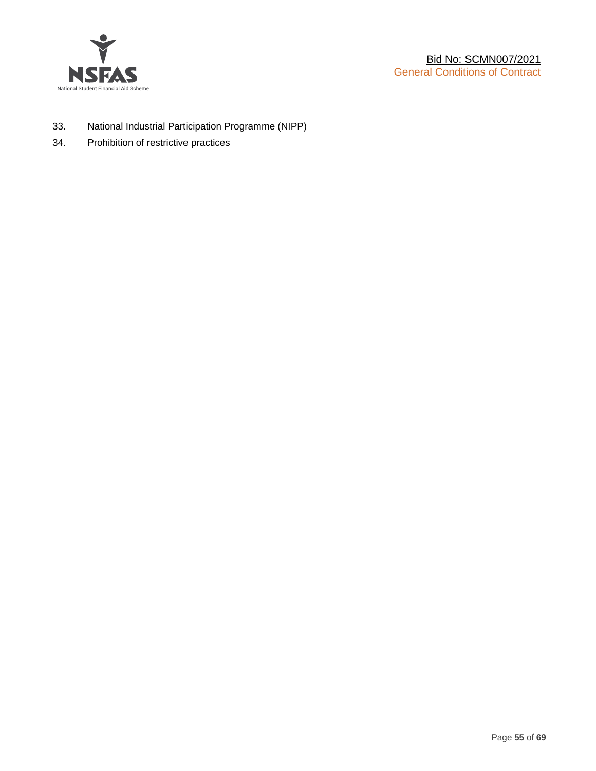33. National Industrial Participation Programme (NIPP)
34. Prohibition of restrictive practices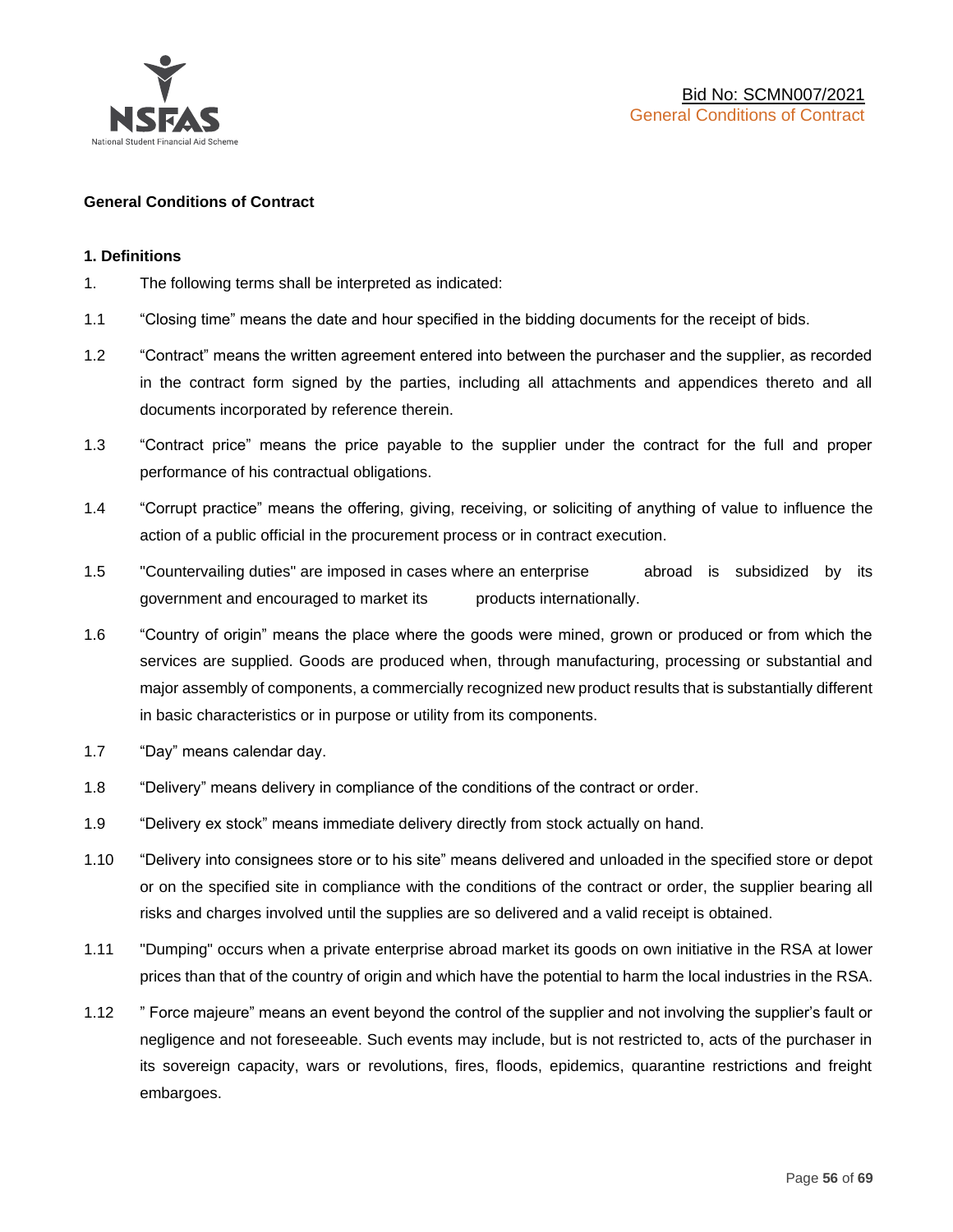**General Conditions of Contract**

**1. Definitions**

1. The following terms shall be interpreted as indicated:

1.1 "Closing time" means the date and hour specified in the bidding documents for the receipt of bids.

1.2 "Contract" means the written agreement entered into between the purchaser and the supplier, as recorded in the contract form signed by the parties, including all attachments and appendices thereto and all documents incorporated by reference therein.

1.3 "Contract price" means the price payable to the supplier under the contract for the full and proper performance of his contractual obligations.

1.4 "Corrupt practice" means the offering, giving, receiving, or soliciting of anything of value to influence the action of a public official in the procurement process or in contract execution.

1.5 "Countervailing duties" are imposed in cases where an enterprise abroad is subsidized by its government and encouraged to market its products internationally.

1.6 "Country of origin" means the place where the goods were mined, grown or produced or from which the services are supplied. Goods are produced when, through manufacturing, processing or substantial and major assembly of components, a commercially recognized new product results that is substantially different in basic characteristics or in purpose or utility from its components.

1.7 "Day" means calendar day.

1.8 "Delivery" means delivery in compliance of the conditions of the contract or order.

1.9 "Delivery ex stock" means immediate delivery directly from stock actually on hand.

1.10 "Delivery into consignees store or to his site" means delivered and unloaded in the specified store or depot or on the specified site in compliance with the conditions of the contract or order, the supplier bearing all risks and charges involved until the supplies are so delivered and a valid receipt is obtained.

1.11 "Dumping" occurs when a private enterprise abroad market its goods on own initiative in the RSA at lower prices than that of the country of origin and which have the potential to harm the local industries in the RSA.

1.12 " Force majeure" means an event beyond the control of the supplier and not involving the supplier's fault or negligence and not foreseeable. Such events may include, but is not restricted to, acts of the purchaser in its sovereign capacity, wars or revolutions, fires, floods, epidemics, quarantine restrictions and freight embargoes.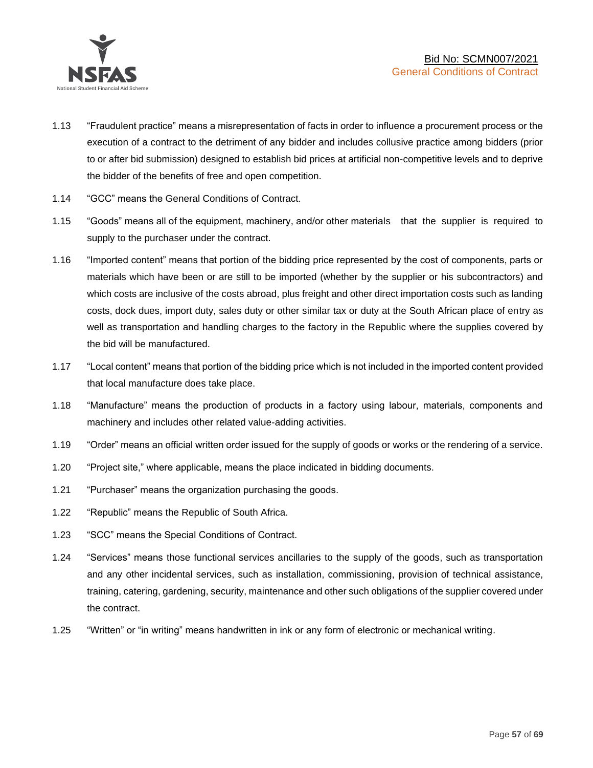1.13 “Fraudulent practice” means a misrepresentation of facts in order to influence a procurement process or the execution of a contract to the detriment of any bidder and includes collusive practice among bidders (prior to or after bid submission) designed to establish bid prices at artificial non-competitive levels and to deprive the bidder of the benefits of free and open competition.

1.14 “GCC” means the General Conditions of Contract.

1.15 “Goods” means all of the equipment, machinery, and/or other materials that the supplier is required to supply to the purchaser under the contract.

1.16 “Imported content” means that portion of the bidding price represented by the cost of components, parts or materials which have been or are still to be imported (whether by the supplier or his subcontractors) and which costs are inclusive of the costs abroad, plus freight and other direct importation costs such as landing costs, dock dues, import duty, sales duty or other similar tax or duty at the South African place of entry as well as transportation and handling charges to the factory in the Republic where the supplies covered by the bid will be manufactured.

1.17 “Local content” means that portion of the bidding price which is not included in the imported content provided that local manufacture does take place.

1.18 “Manufacture” means the production of products in a factory using labour, materials, components and machinery and includes other related value-adding activities.

1.19 “Order” means an official written order issued for the supply of goods or works or the rendering of a service.

1.20 “Project site,” where applicable, means the place indicated in bidding documents.

1.21 “Purchaser” means the organization purchasing the goods.

1.22 “Republic” means the Republic of South Africa.

1.23 “SCC” means the Special Conditions of Contract.

1.24 “Services” means those functional services ancillaries to the supply of the goods, such as transportation and any other incidental services, such as installation, commissioning, provision of technical assistance, training, catering, gardening, security, maintenance and other such obligations of the supplier covered under the contract.

1.25 “Written” or “in writing” means handwritten in ink or any form of electronic or mechanical writing.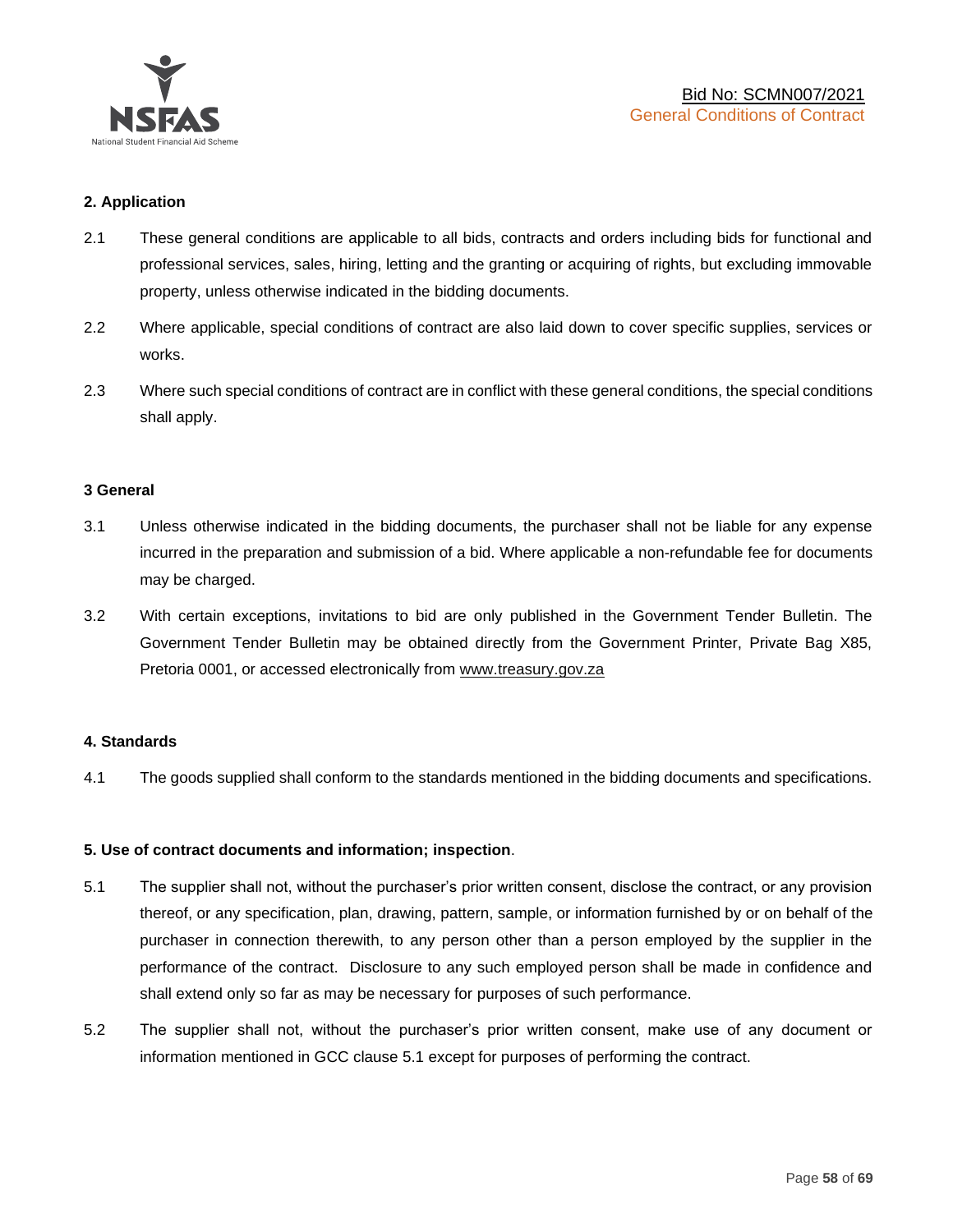## 2. Application

2.1 These general conditions are applicable to all bids, contracts and orders including bids for functional and professional services, sales, hiring, letting and the granting or acquiring of rights, but excluding immovable property, unless otherwise indicated in the bidding documents.

2.2 Where applicable, special conditions of contract are also laid down to cover specific supplies, services or works.

2.3 Where such special conditions of contract are in conflict with these general conditions, the special conditions shall apply.

## 3 General

3.1 Unless otherwise indicated in the bidding documents, the purchaser shall not be liable for any expense incurred in the preparation and submission of a bid. Where applicable a non-refundable fee for documents may be charged.

3.2 With certain exceptions, invitations to bid are only published in the Government Tender Bulletin. The Government Tender Bulletin may be obtained directly from the Government Printer, Private Bag X85, Pretoria 0001, or accessed electronically from www.treasury.gov.za

## 4. Standards

4.1 The goods supplied shall conform to the standards mentioned in the bidding documents and specifications.

## 5. Use of contract documents and information; inspection.

5.1 The supplier shall not, without the purchaser's prior written consent, disclose the contract, or any provision thereof, or any specification, plan, drawing, pattern, sample, or information furnished by or on behalf of the purchaser in connection therewith, to any person other than a person employed by the supplier in the performance of the contract. Disclosure to any such employed person shall be made in confidence and shall extend only so far as may be necessary for purposes of such performance.

5.2 The supplier shall not, without the purchaser's prior written consent, make use of any document or information mentioned in GCC clause 5.1 except for purposes of performing the contract.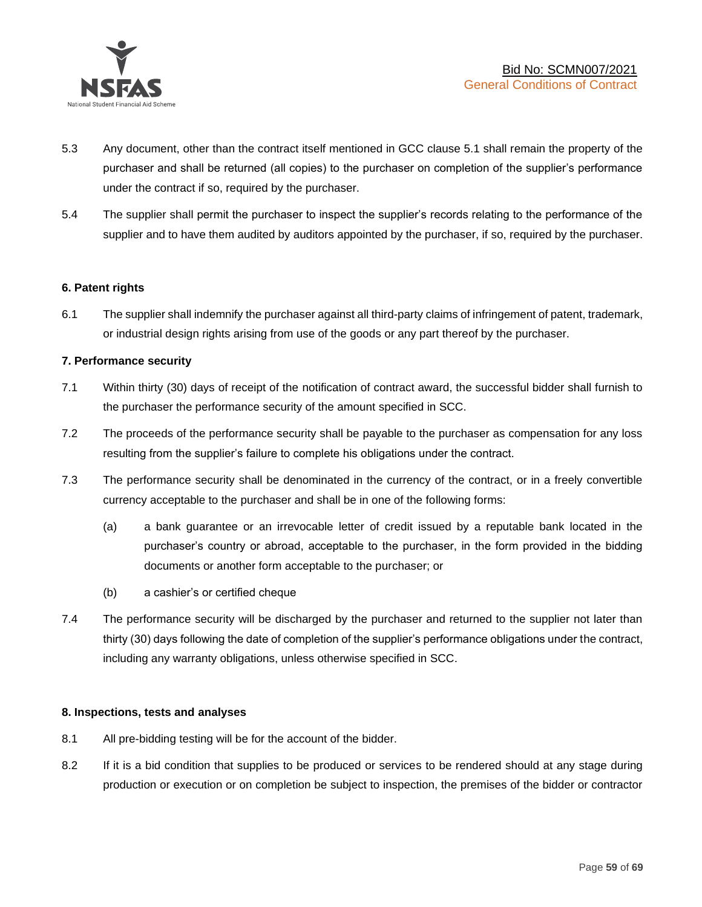5.3 Any document, other than the contract itself mentioned in GCC clause 5.1 shall remain the property of the purchaser and shall be returned (all copies) to the purchaser on completion of the supplier's performance under the contract if so, required by the purchaser.

5.4 The supplier shall permit the purchaser to inspect the supplier's records relating to the performance of the supplier and to have them audited by auditors appointed by the purchaser, if so, required by the purchaser.

**6. Patent rights**

6.1 The supplier shall indemnify the purchaser against all third-party claims of infringement of patent, trademark, or industrial design rights arising from use of the goods or any part thereof by the purchaser.

**7. Performance security**

7.1 Within thirty (30) days of receipt of the notification of contract award, the successful bidder shall furnish to the purchaser the performance security of the amount specified in SCC.

7.2 The proceeds of the performance security shall be payable to the purchaser as compensation for any loss resulting from the supplier's failure to complete his obligations under the contract.

7.3 The performance security shall be denominated in the currency of the contract, or in a freely convertible currency acceptable to the purchaser and shall be in one of the following forms:

(a) a bank guarantee or an irrevocable letter of credit issued by a reputable bank located in the purchaser's country or abroad, acceptable to the purchaser, in the form provided in the bidding documents or another form acceptable to the purchaser; or

(b) a cashier's or certified cheque

7.4 The performance security will be discharged by the purchaser and returned to the supplier not later than thirty (30) days following the date of completion of the supplier's performance obligations under the contract, including any warranty obligations, unless otherwise specified in SCC.

**8. Inspections, tests and analyses**

8.1 All pre-bidding testing will be for the account of the bidder.

8.2 If it is a bid condition that supplies to be produced or services to be rendered should at any stage during production or execution or on completion be subject to inspection, the premises of the bidder or contractor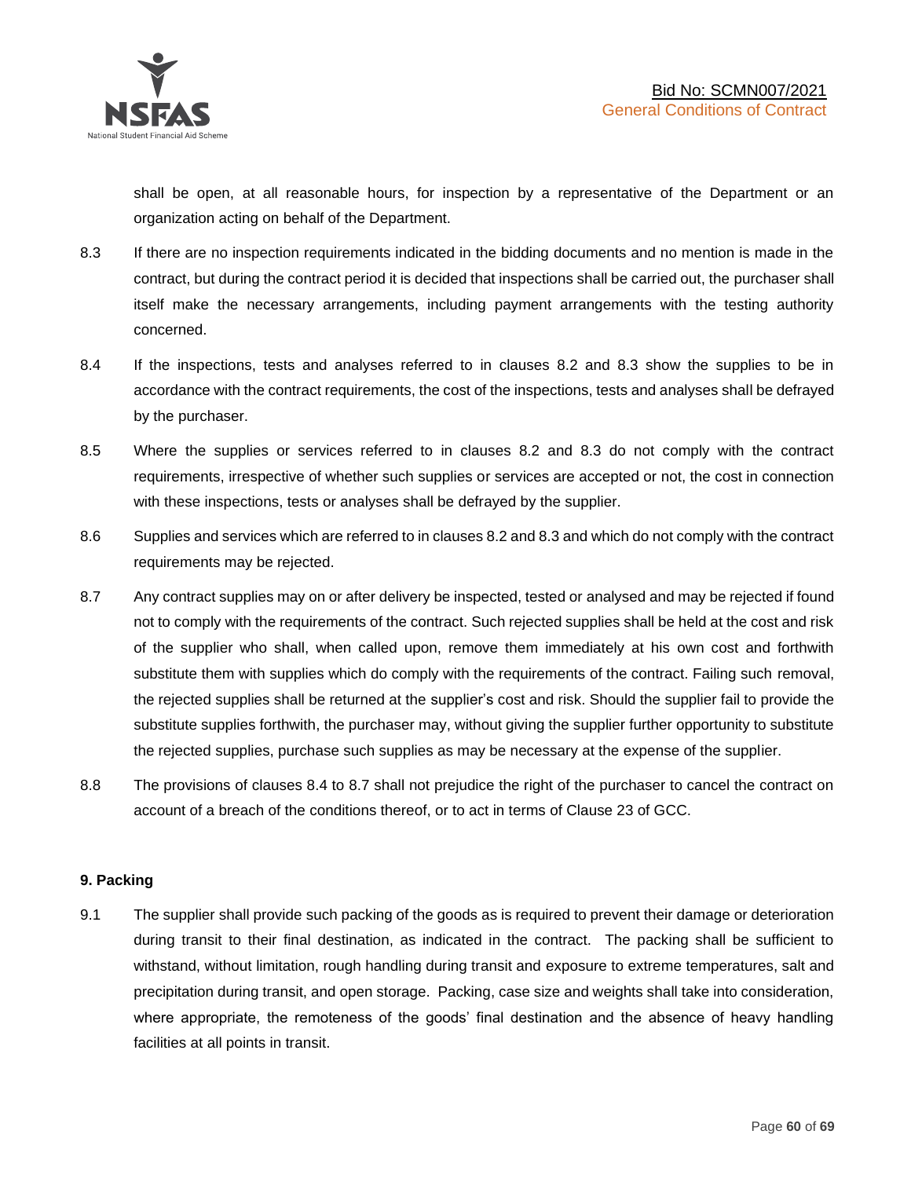shall be open, at all reasonable hours, for inspection by a representative of the Department or an organization acting on behalf of the Department.

8.3 If there are no inspection requirements indicated in the bidding documents and no mention is made in the contract, but during the contract period it is decided that inspections shall be carried out, the purchaser shall itself make the necessary arrangements, including payment arrangements with the testing authority concerned.

8.4 If the inspections, tests and analyses referred to in clauses 8.2 and 8.3 show the supplies to be in accordance with the contract requirements, the cost of the inspections, tests and analyses shall be defrayed by the purchaser.

8.5 Where the supplies or services referred to in clauses 8.2 and 8.3 do not comply with the contract requirements, irrespective of whether such supplies or services are accepted or not, the cost in connection with these inspections, tests or analyses shall be defrayed by the supplier.

8.6 Supplies and services which are referred to in clauses 8.2 and 8.3 and which do not comply with the contract requirements may be rejected.

8.7 Any contract supplies may on or after delivery be inspected, tested or analysed and may be rejected if found not to comply with the requirements of the contract. Such rejected supplies shall be held at the cost and risk of the supplier who shall, when called upon, remove them immediately at his own cost and forthwith substitute them with supplies which do comply with the requirements of the contract. Failing such removal, the rejected supplies shall be returned at the supplier's cost and risk. Should the supplier fail to provide the substitute supplies forthwith, the purchaser may, without giving the supplier further opportunity to substitute the rejected supplies, purchase such supplies as may be necessary at the expense of the supplier.

8.8 The provisions of clauses 8.4 to 8.7 shall not prejudice the right of the purchaser to cancel the contract on account of a breach of the conditions thereof, or to act in terms of Clause 23 of GCC.

**9. Packing**

9.1 The supplier shall provide such packing of the goods as is required to prevent their damage or deterioration during transit to their final destination, as indicated in the contract. The packing shall be sufficient to withstand, without limitation, rough handling during transit and exposure to extreme temperatures, salt and precipitation during transit, and open storage. Packing, case size and weights shall take into consideration, where appropriate, the remoteness of the goods' final destination and the absence of heavy handling facilities at all points in transit.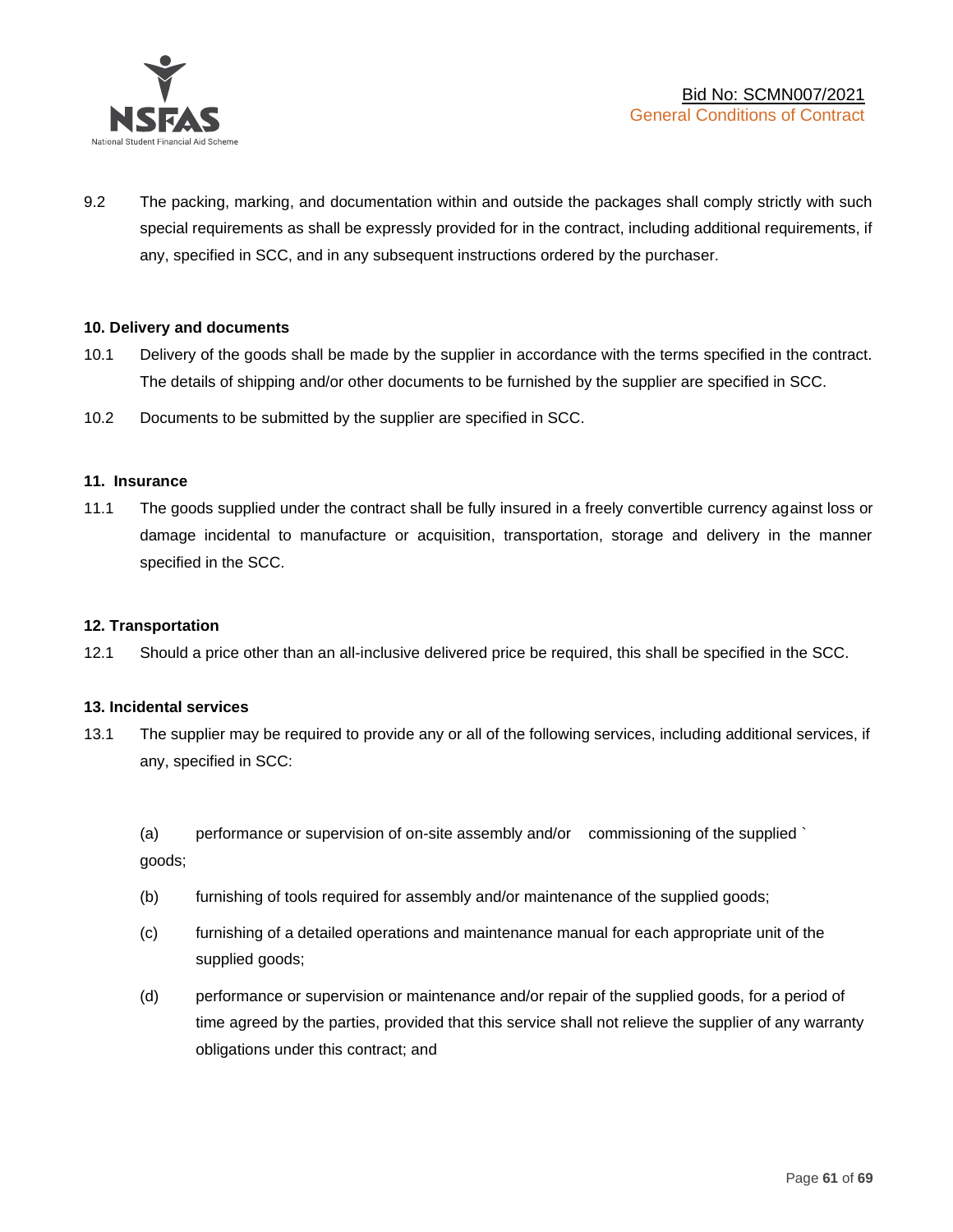9.2 The packing, marking, and documentation within and outside the packages shall comply strictly with such special requirements as shall be expressly provided for in the contract, including additional requirements, if any, specified in SCC, and in any subsequent instructions ordered by the purchaser.

**10. Delivery and documents**

10.1 Delivery of the goods shall be made by the supplier in accordance with the terms specified in the contract. The details of shipping and/or other documents to be furnished by the supplier are specified in SCC.

10.2 Documents to be submitted by the supplier are specified in SCC.

**11. Insurance**

11.1 The goods supplied under the contract shall be fully insured in a freely convertible currency against loss or damage incidental to manufacture or acquisition, transportation, storage and delivery in the manner specified in the SCC.

**12. Transportation**

12.1 Should a price other than an all-inclusive delivered price be required, this shall be specified in the SCC.

**13. Incidental services**

13.1 The supplier may be required to provide any or all of the following services, including additional services, if any, specified in SCC:

(a) performance or supervision of on-site assembly and/or commissioning of the supplied ` goods;

(b) furnishing of tools required for assembly and/or maintenance of the supplied goods;

(c) furnishing of a detailed operations and maintenance manual for each appropriate unit of the supplied goods;

(d) performance or supervision or maintenance and/or repair of the supplied goods, for a period of time agreed by the parties, provided that this service shall not relieve the supplier of any warranty obligations under this contract; and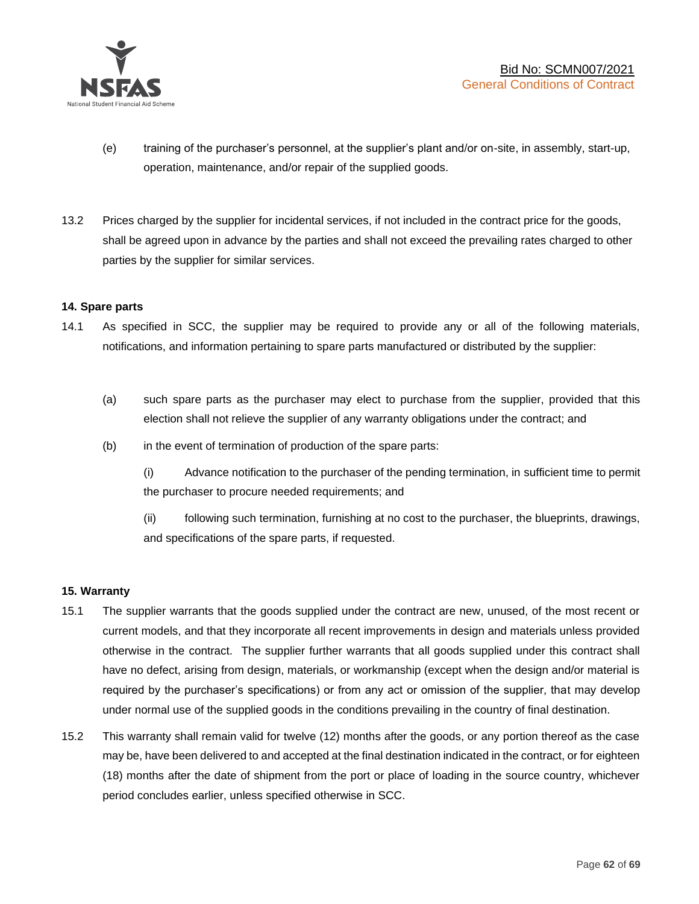(e) training of the purchaser's personnel, at the supplier's plant and/or on-site, in assembly, start-up, operation, maintenance, and/or repair of the supplied goods.

13.2 Prices charged by the supplier for incidental services, if not included in the contract price for the goods, shall be agreed upon in advance by the parties and shall not exceed the prevailing rates charged to other parties by the supplier for similar services.

**14. Spare parts**

14.1 As specified in SCC, the supplier may be required to provide any or all of the following materials, notifications, and information pertaining to spare parts manufactured or distributed by the supplier:

(a) such spare parts as the purchaser may elect to purchase from the supplier, provided that this election shall not relieve the supplier of any warranty obligations under the contract; and

(b) in the event of termination of production of the spare parts:

(i) Advance notification to the purchaser of the pending termination, in sufficient time to permit the purchaser to procure needed requirements; and

(ii) following such termination, furnishing at no cost to the purchaser, the blueprints, drawings, and specifications of the spare parts, if requested.

**15. Warranty**

15.1 The supplier warrants that the goods supplied under the contract are new, unused, of the most recent or current models, and that they incorporate all recent improvements in design and materials unless provided otherwise in the contract. The supplier further warrants that all goods supplied under this contract shall have no defect, arising from design, materials, or workmanship (except when the design and/or material is required by the purchaser's specifications) or from any act or omission of the supplier, that may develop under normal use of the supplied goods in the conditions prevailing in the country of final destination.

15.2 This warranty shall remain valid for twelve (12) months after the goods, or any portion thereof as the case may be, have been delivered to and accepted at the final destination indicated in the contract, or for eighteen (18) months after the date of shipment from the port or place of loading in the source country, whichever period concludes earlier, unless specified otherwise in SCC.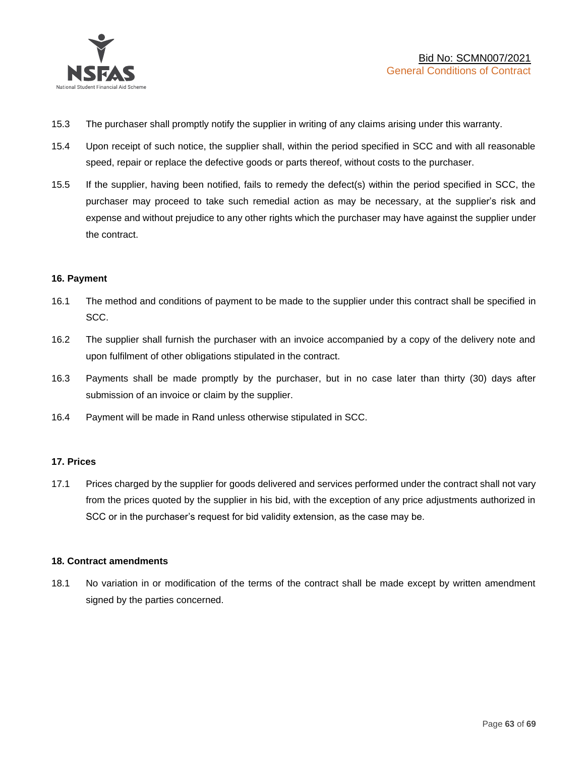15.3 The purchaser shall promptly notify the supplier in writing of any claims arising under this warranty.

15.4 Upon receipt of such notice, the supplier shall, within the period specified in SCC and with all reasonable speed, repair or replace the defective goods or parts thereof, without costs to the purchaser.

15.5 If the supplier, having been notified, fails to remedy the defect(s) within the period specified in SCC, the purchaser may proceed to take such remedial action as may be necessary, at the supplier's risk and expense and without prejudice to any other rights which the purchaser may have against the supplier under the contract.

**16. Payment**

16.1 The method and conditions of payment to be made to the supplier under this contract shall be specified in SCC.

16.2 The supplier shall furnish the purchaser with an invoice accompanied by a copy of the delivery note and upon fulfilment of other obligations stipulated in the contract.

16.3 Payments shall be made promptly by the purchaser, but in no case later than thirty (30) days after submission of an invoice or claim by the supplier.

16.4 Payment will be made in Rand unless otherwise stipulated in SCC.

**17. Prices**

17.1 Prices charged by the supplier for goods delivered and services performed under the contract shall not vary from the prices quoted by the supplier in his bid, with the exception of any price adjustments authorized in SCC or in the purchaser's request for bid validity extension, as the case may be.

**18. Contract amendments**

18.1 No variation in or modification of the terms of the contract shall be made except by written amendment signed by the parties concerned.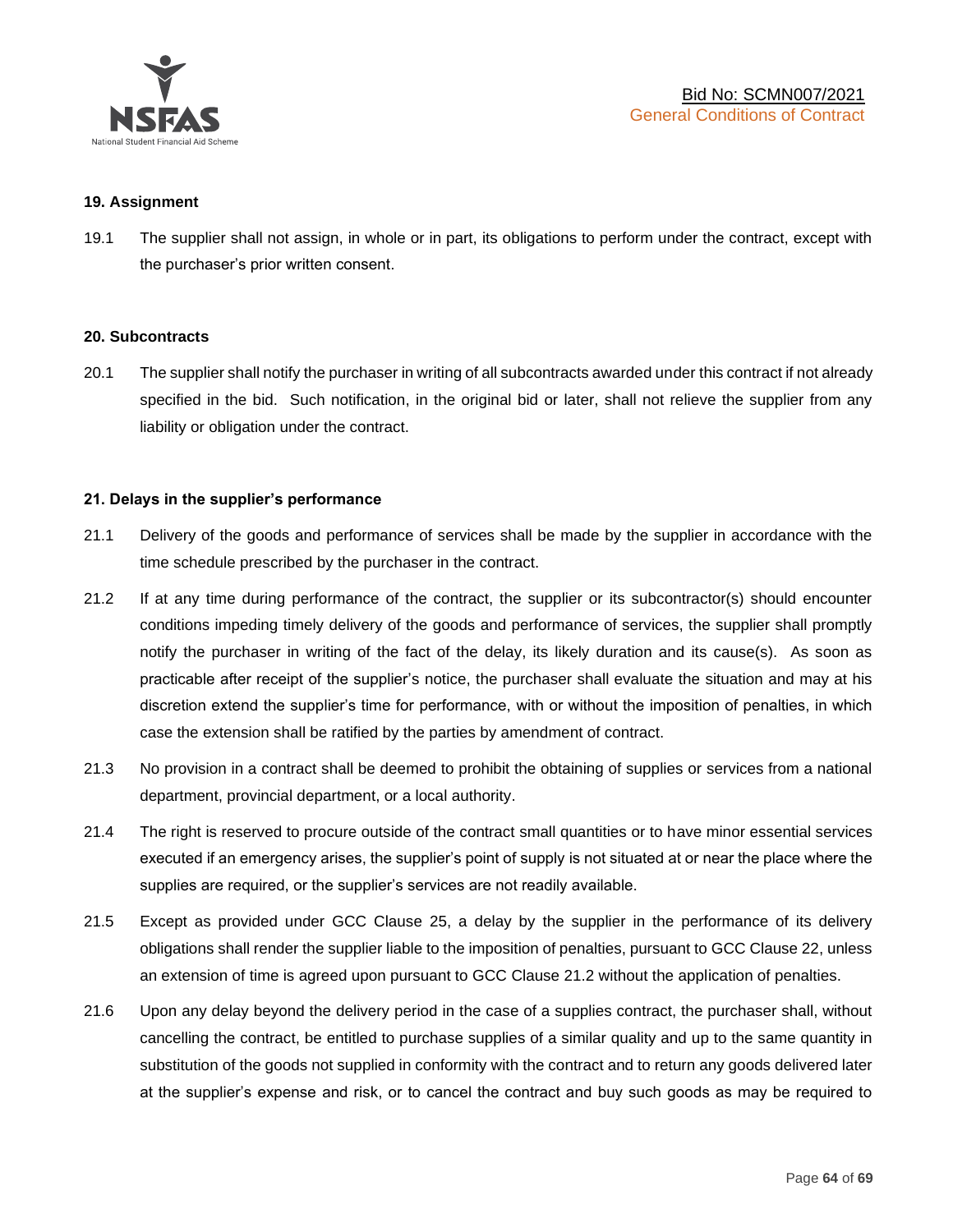**19. Assignment**

19.1 The supplier shall not assign, in whole or in part, its obligations to perform under the contract, except with the purchaser's prior written consent.

**20. Subcontracts**

20.1 The supplier shall notify the purchaser in writing of all subcontracts awarded under this contract if not already specified in the bid. Such notification, in the original bid or later, shall not relieve the supplier from any liability or obligation under the contract.

**21. Delays in the supplier's performance**

21.1 Delivery of the goods and performance of services shall be made by the supplier in accordance with the time schedule prescribed by the purchaser in the contract.

21.2 If at any time during performance of the contract, the supplier or its subcontractor(s) should encounter conditions impeding timely delivery of the goods and performance of services, the supplier shall promptly notify the purchaser in writing of the fact of the delay, its likely duration and its cause(s). As soon as practicable after receipt of the supplier's notice, the purchaser shall evaluate the situation and may at his discretion extend the supplier's time for performance, with or without the imposition of penalties, in which case the extension shall be ratified by the parties by amendment of contract.

21.3 No provision in a contract shall be deemed to prohibit the obtaining of supplies or services from a national department, provincial department, or a local authority.

21.4 The right is reserved to procure outside of the contract small quantities or to have minor essential services executed if an emergency arises, the supplier's point of supply is not situated at or near the place where the supplies are required, or the supplier's services are not readily available.

21.5 Except as provided under GCC Clause 25, a delay by the supplier in the performance of its delivery obligations shall render the supplier liable to the imposition of penalties, pursuant to GCC Clause 22, unless an extension of time is agreed upon pursuant to GCC Clause 21.2 without the application of penalties.

21.6 Upon any delay beyond the delivery period in the case of a supplies contract, the purchaser shall, without cancelling the contract, be entitled to purchase supplies of a similar quality and up to the same quantity in substitution of the goods not supplied in conformity with the contract and to return any goods delivered later at the supplier's expense and risk, or to cancel the contract and buy such goods as may be required to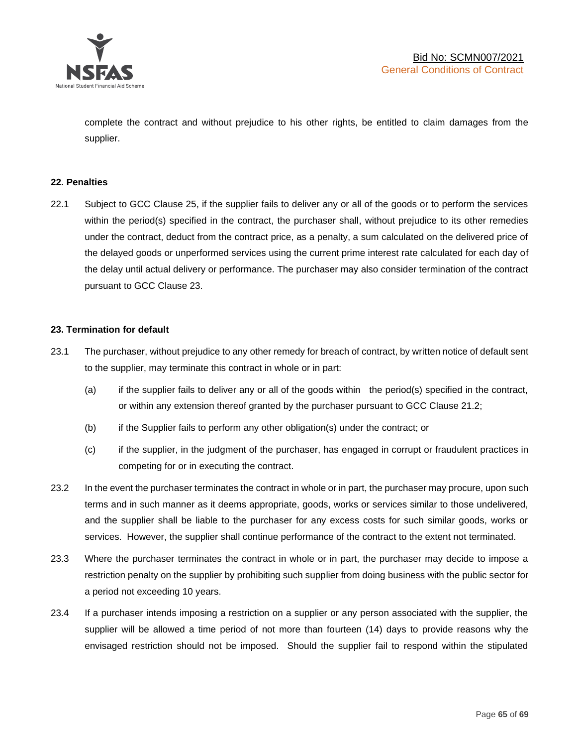complete the contract and without prejudice to his other rights, be entitled to claim damages from the supplier.

**22. Penalties**

22.1 Subject to GCC Clause 25, if the supplier fails to deliver any or all of the goods or to perform the services within the period(s) specified in the contract, the purchaser shall, without prejudice to its other remedies under the contract, deduct from the contract price, as a penalty, a sum calculated on the delivered price of the delayed goods or unperformed services using the current prime interest rate calculated for each day of the delay until actual delivery or performance. The purchaser may also consider termination of the contract pursuant to GCC Clause 23.

**23. Termination for default**

23.1 The purchaser, without prejudice to any other remedy for breach of contract, by written notice of default sent to the supplier, may terminate this contract in whole or in part:

(a) if the supplier fails to deliver any or all of the goods within the period(s) specified in the contract, or within any extension thereof granted by the purchaser pursuant to GCC Clause 21.2;

(b) if the Supplier fails to perform any other obligation(s) under the contract; or

(c) if the supplier, in the judgment of the purchaser, has engaged in corrupt or fraudulent practices in competing for or in executing the contract.

23.2 In the event the purchaser terminates the contract in whole or in part, the purchaser may procure, upon such terms and in such manner as it deems appropriate, goods, works or services similar to those undelivered, and the supplier shall be liable to the purchaser for any excess costs for such similar goods, works or services. However, the supplier shall continue performance of the contract to the extent not terminated.

23.3 Where the purchaser terminates the contract in whole or in part, the purchaser may decide to impose a restriction penalty on the supplier by prohibiting such supplier from doing business with the public sector for a period not exceeding 10 years.

23.4 If a purchaser intends imposing a restriction on a supplier or any person associated with the supplier, the supplier will be allowed a time period of not more than fourteen (14) days to provide reasons why the envisaged restriction should not be imposed. Should the supplier fail to respond within the stipulated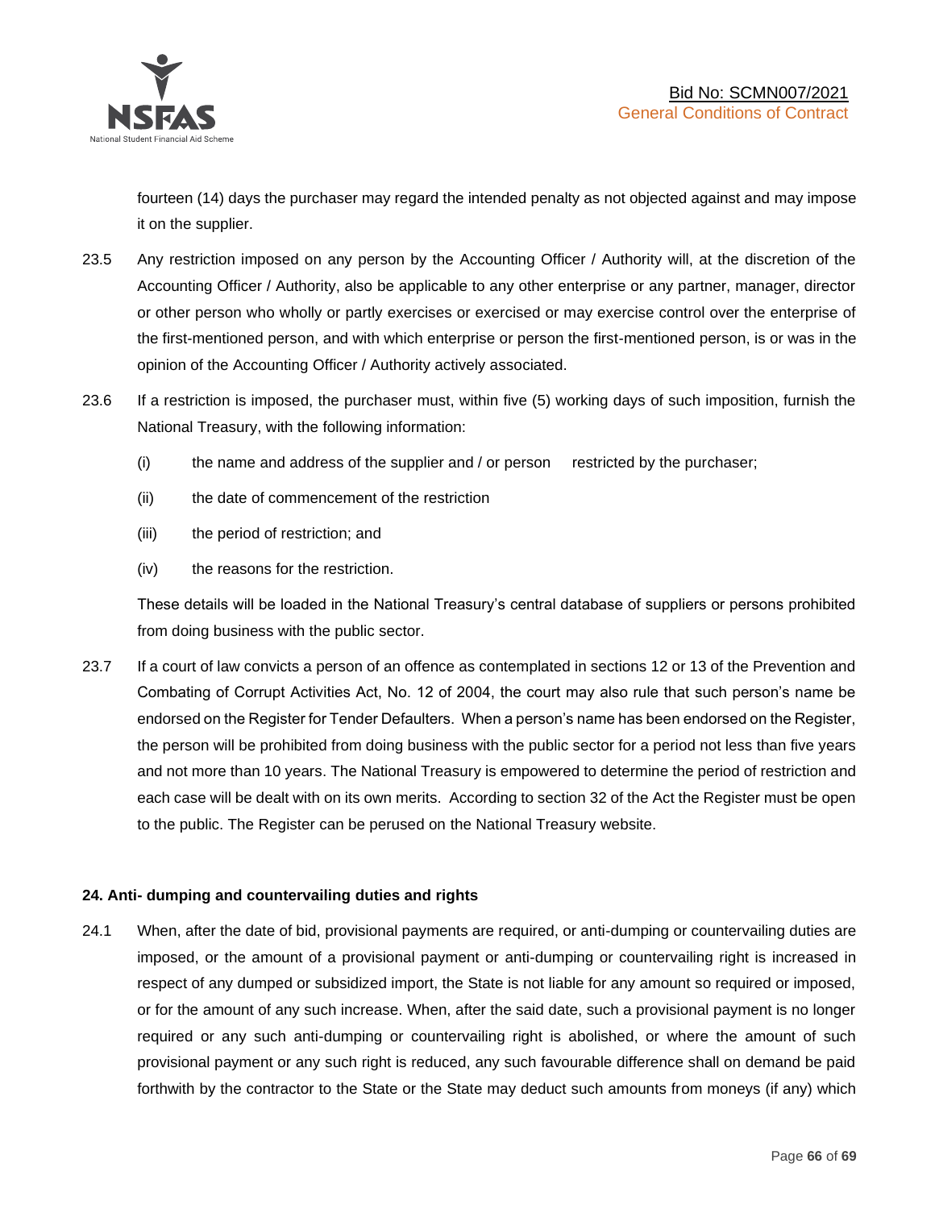fourteen (14) days the purchaser may regard the intended penalty as not objected against and may impose it on the supplier.

23.5 Any restriction imposed on any person by the Accounting Officer / Authority will, at the discretion of the Accounting Officer / Authority, also be applicable to any other enterprise or any partner, manager, director or other person who wholly or partly exercises or exercised or may exercise control over the enterprise of the first-mentioned person, and with which enterprise or person the first-mentioned person, is or was in the opinion of the Accounting Officer / Authority actively associated.

23.6 If a restriction is imposed, the purchaser must, within five (5) working days of such imposition, furnish the National Treasury, with the following information:

(i) the name and address of the supplier and / or person restricted by the purchaser;

(ii) the date of commencement of the restriction

(iii) the period of restriction; and

(iv) the reasons for the restriction.

These details will be loaded in the National Treasury's central database of suppliers or persons prohibited from doing business with the public sector.

23.7 If a court of law convicts a person of an offence as contemplated in sections 12 or 13 of the Prevention and Combating of Corrupt Activities Act, No. 12 of 2004, the court may also rule that such person's name be endorsed on the Register for Tender Defaulters. When a person's name has been endorsed on the Register, the person will be prohibited from doing business with the public sector for a period not less than five years and not more than 10 years. The National Treasury is empowered to determine the period of restriction and each case will be dealt with on its own merits. According to section 32 of the Act the Register must be open to the public. The Register can be perused on the National Treasury website.

**24. Anti- dumping and countervailing duties and rights**

24.1 When, after the date of bid, provisional payments are required, or anti-dumping or countervailing duties are imposed, or the amount of a provisional payment or anti-dumping or countervailing right is increased in respect of any dumped or subsidized import, the State is not liable for any amount so required or imposed, or for the amount of any such increase. When, after the said date, such a provisional payment is no longer required or any such anti-dumping or countervailing right is abolished, or where the amount of such provisional payment or any such right is reduced, any such favourable difference shall on demand be paid forthwith by the contractor to the State or the State may deduct such amounts from moneys (if any) which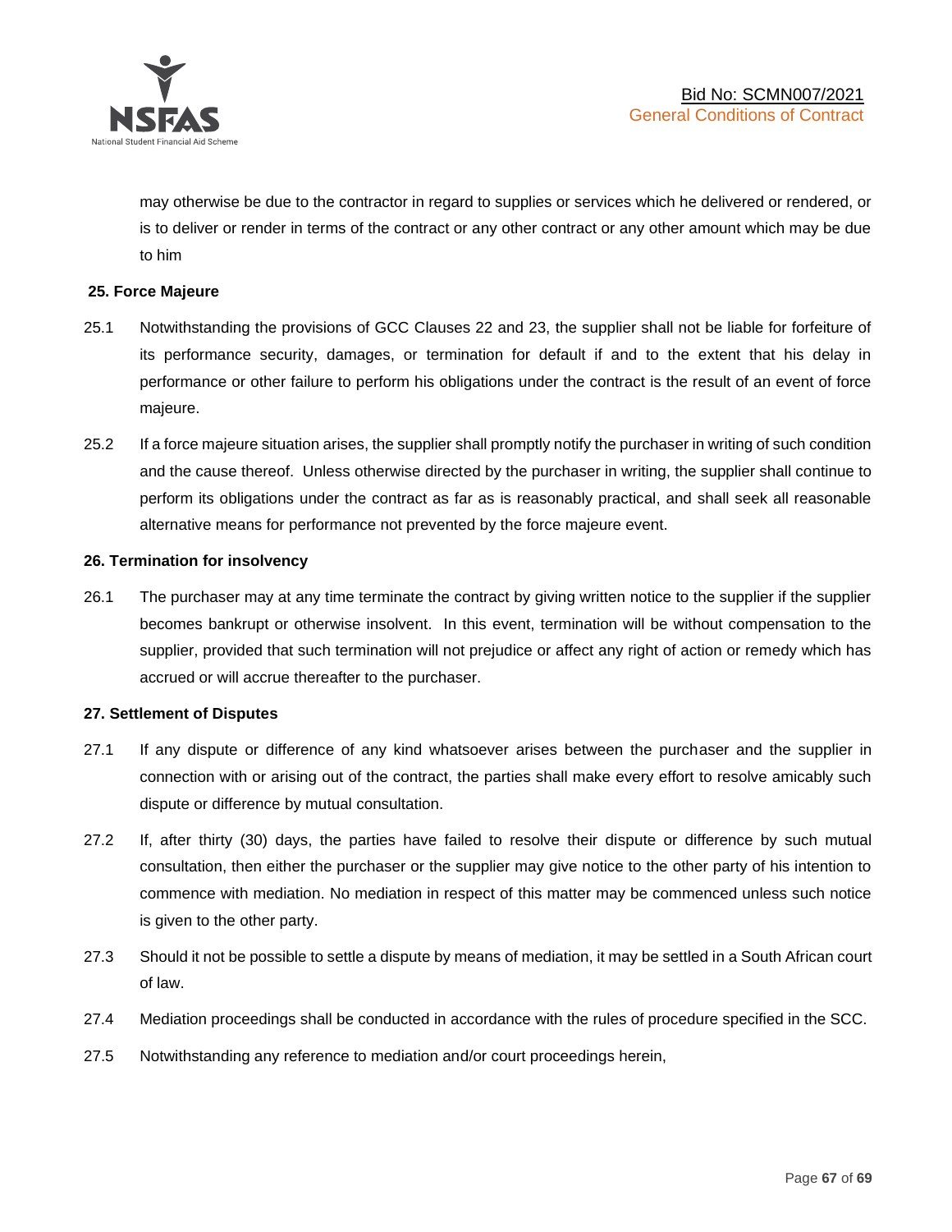may otherwise be due to the contractor in regard to supplies or services which he delivered or rendered, or is to deliver or render in terms of the contract or any other contract or any other amount which may be due to him

**25. Force Majeure**

25.1 Notwithstanding the provisions of GCC Clauses 22 and 23, the supplier shall not be liable for forfeiture of its performance security, damages, or termination for default if and to the extent that his delay in performance or other failure to perform his obligations under the contract is the result of an event of force majeure.

25.2 If a force majeure situation arises, the supplier shall promptly notify the purchaser in writing of such condition and the cause thereof. Unless otherwise directed by the purchaser in writing, the supplier shall continue to perform its obligations under the contract as far as is reasonably practical, and shall seek all reasonable alternative means for performance not prevented by the force majeure event.

**26. Termination for insolvency**

26.1 The purchaser may at any time terminate the contract by giving written notice to the supplier if the supplier becomes bankrupt or otherwise insolvent. In this event, termination will be without compensation to the supplier, provided that such termination will not prejudice or affect any right of action or remedy which has accrued or will accrue thereafter to the purchaser.

**27. Settlement of Disputes**

27.1 If any dispute or difference of any kind whatsoever arises between the purchaser and the supplier in connection with or arising out of the contract, the parties shall make every effort to resolve amicably such dispute or difference by mutual consultation.

27.2 If, after thirty (30) days, the parties have failed to resolve their dispute or difference by such mutual consultation, then either the purchaser or the supplier may give notice to the other party of his intention to commence with mediation. No mediation in respect of this matter may be commenced unless such notice is given to the other party.

27.3 Should it not be possible to settle a dispute by means of mediation, it may be settled in a South African court of law.

27.4 Mediation proceedings shall be conducted in accordance with the rules of procedure specified in the SCC.

27.5 Notwithstanding any reference to mediation and/or court proceedings herein,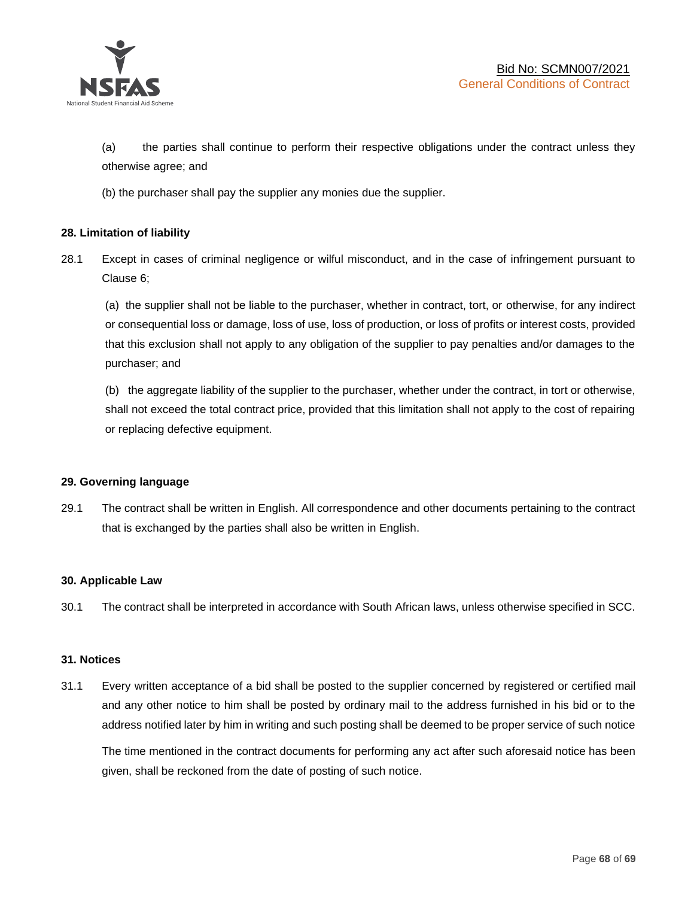(a) the parties shall continue to perform their respective obligations under the contract unless they otherwise agree; and

(b) the purchaser shall pay the supplier any monies due the supplier.

**28. Limitation of liability**

28.1 Except in cases of criminal negligence or wilful misconduct, and in the case of infringement pursuant to Clause 6;

(a) the supplier shall not be liable to the purchaser, whether in contract, tort, or otherwise, for any indirect or consequential loss or damage, loss of use, loss of production, or loss of profits or interest costs, provided that this exclusion shall not apply to any obligation of the supplier to pay penalties and/or damages to the purchaser; and

(b) the aggregate liability of the supplier to the purchaser, whether under the contract, in tort or otherwise, shall not exceed the total contract price, provided that this limitation shall not apply to the cost of repairing or replacing defective equipment.

**29. Governing language**

29.1 The contract shall be written in English. All correspondence and other documents pertaining to the contract that is exchanged by the parties shall also be written in English.

**30. Applicable Law**

30.1 The contract shall be interpreted in accordance with South African laws, unless otherwise specified in SCC.

**31. Notices**

31.1 Every written acceptance of a bid shall be posted to the supplier concerned by registered or certified mail and any other notice to him shall be posted by ordinary mail to the address furnished in his bid or to the address notified later by him in writing and such posting shall be deemed to be proper service of such notice

The time mentioned in the contract documents for performing any act after such aforesaid notice has been given, shall be reckoned from the date of posting of such notice.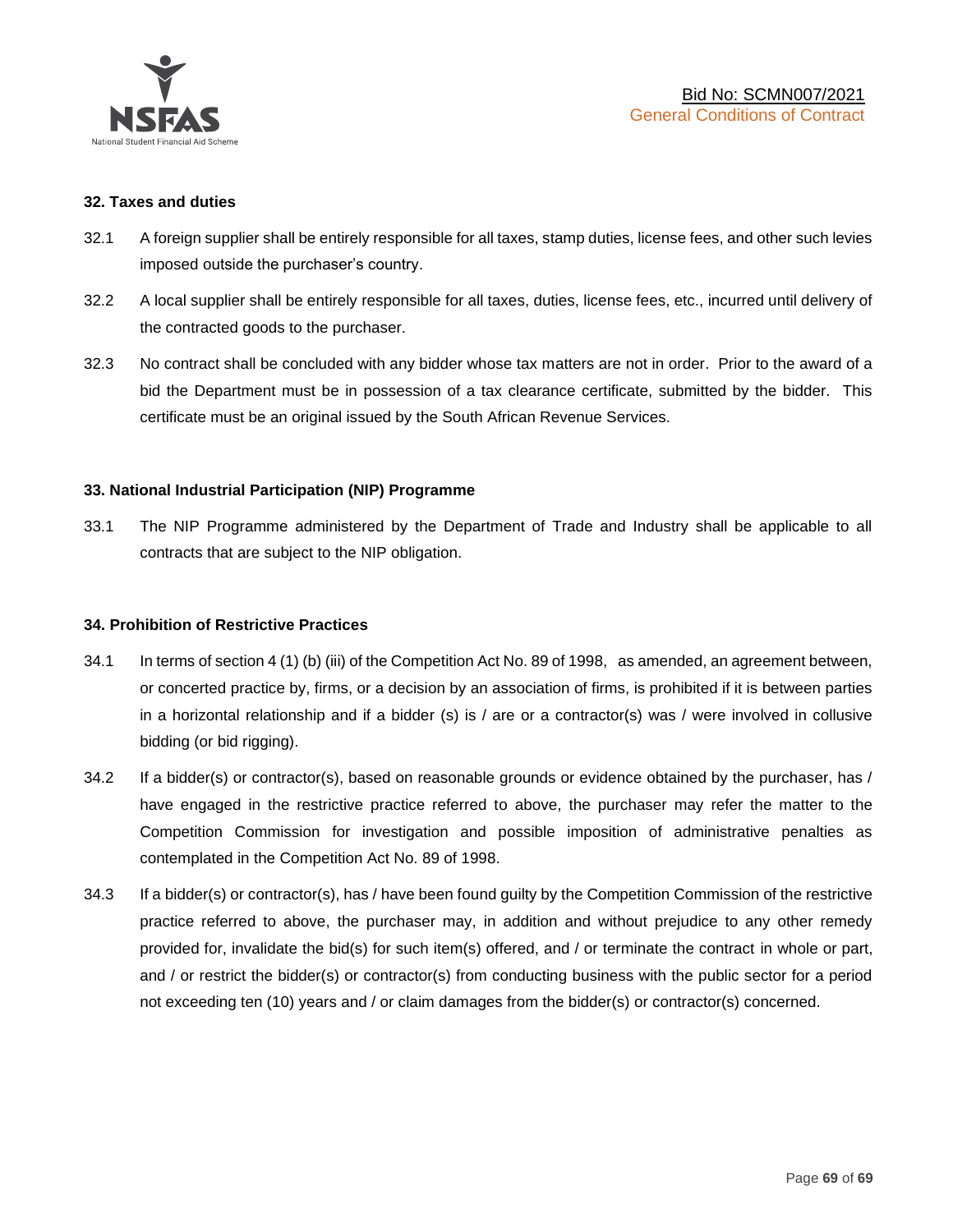### 32. Taxes and duties

32.1 A foreign supplier shall be entirely responsible for all taxes, stamp duties, license fees, and other such levies imposed outside the purchaser's country.

32.2 A local supplier shall be entirely responsible for all taxes, duties, license fees, etc., incurred until delivery of the contracted goods to the purchaser.

32.3 No contract shall be concluded with any bidder whose tax matters are not in order. Prior to the award of a bid the Department must be in possession of a tax clearance certificate, submitted by the bidder. This certificate must be an original issued by the South African Revenue Services.

### 33. National Industrial Participation (NIP) Programme

33.1 The NIP Programme administered by the Department of Trade and Industry shall be applicable to all contracts that are subject to the NIP obligation.

### 34. Prohibition of Restrictive Practices

34.1 In terms of section 4 (1) (b) (iii) of the Competition Act No. 89 of 1998, as amended, an agreement between, or concerted practice by, firms, or a decision by an association of firms, is prohibited if it is between parties in a horizontal relationship and if a bidder (s) is / are or a contractor(s) was / were involved in collusive bidding (or bid rigging).

34.2 If a bidder(s) or contractor(s), based on reasonable grounds or evidence obtained by the purchaser, has / have engaged in the restrictive practice referred to above, the purchaser may refer the matter to the Competition Commission for investigation and possible imposition of administrative penalties as contemplated in the Competition Act No. 89 of 1998.

34.3 If a bidder(s) or contractor(s), has / have been found guilty by the Competition Commission of the restrictive practice referred to above, the purchaser may, in addition and without prejudice to any other remedy provided for, invalidate the bid(s) for such item(s) offered, and / or terminate the contract in whole or part, and / or restrict the bidder(s) or contractor(s) from conducting business with the public sector for a period not exceeding ten (10) years and / or claim damages from the bidder(s) or contractor(s) concerned.